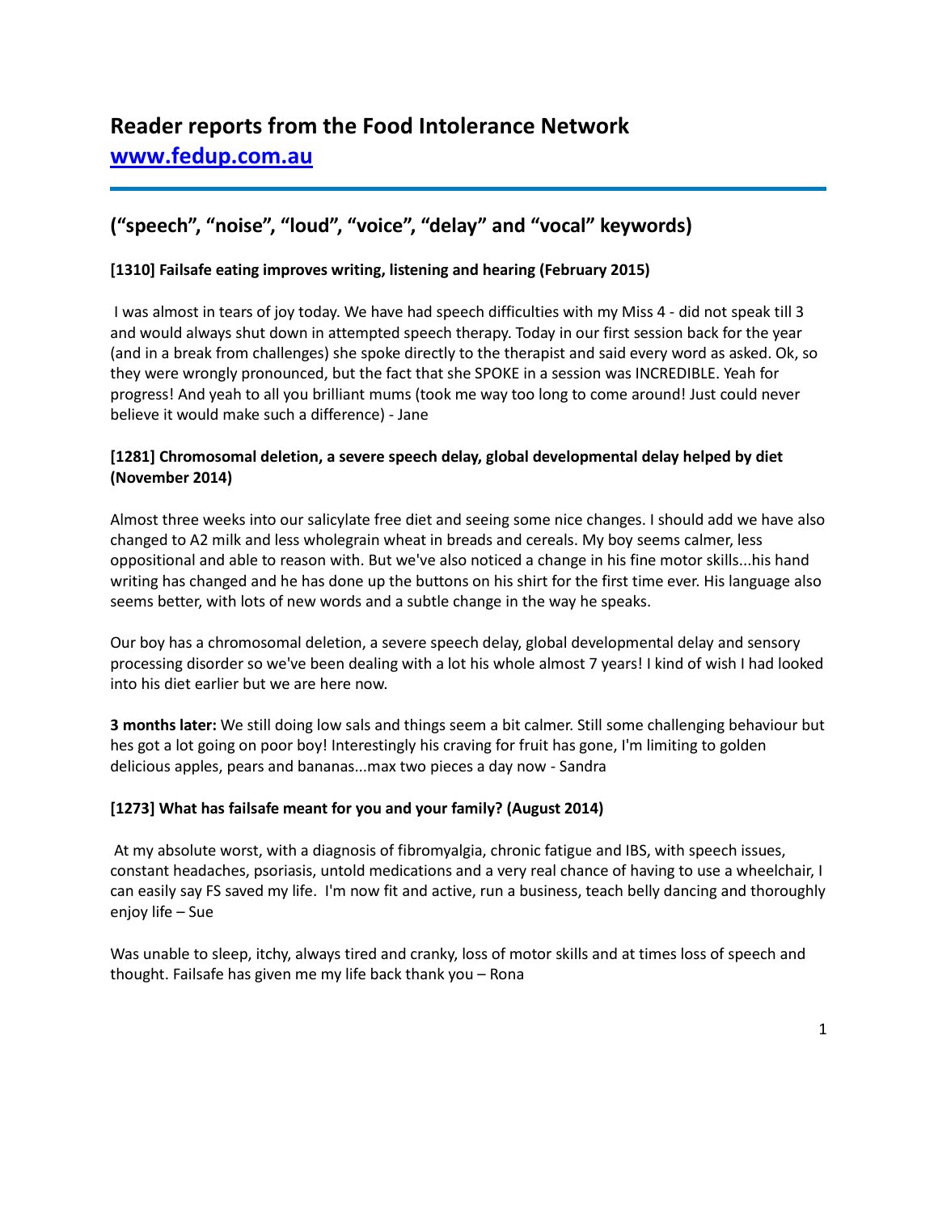# Reader reports from the Food Intolerance Network

## [www.fedup.com.au](http://www.fedup.com.au)

## ("speech", "noise", "loud", "voice", "delay" and "vocal" keywords)

**[1310] Failsafe eating improves writing, listening and hearing (February 2015)**

I was almost in tears of joy today. We have had speech difficulties with my Miss 4 - did not speak till 3 and would always shut down in attempted speech therapy. Today in our first session back for the year (and in a break from challenges) she spoke directly to the therapist and said every word as asked. Ok, so they were wrongly pronounced, but the fact that she SPOKE in a session was INCREDIBLE. Yeah for progress! And yeah to all you brilliant mums (took me way too long to come around! Just could never believe it would make such a difference) - Jane

**[1281] Chromosomal deletion, a severe speech delay, global developmental delay helped by diet (November 2014)**

Almost three weeks into our salicylate free diet and seeing some nice changes. I should add we have also changed to A2 milk and less wholegrain wheat in breads and cereals. My boy seems calmer, less oppositional and able to reason with. But we've also noticed a change in his fine motor skills...his hand writing has changed and he has done up the buttons on his shirt for the first time ever. His language also seems better, with lots of new words and a subtle change in the way he speaks.

Our boy has a chromosomal deletion, a severe speech delay, global developmental delay and sensory processing disorder so we've been dealing with a lot his whole almost 7 years! I kind of wish I had looked into his diet earlier but we are here now.

**3 months later:** We still doing low sals and things seem a bit calmer. Still some challenging behaviour but hes got a lot going on poor boy! Interestingly his craving for fruit has gone, I'm limiting to golden delicious apples, pears and bananas...max two pieces a day now - Sandra

**[1273] What has failsafe meant for you and your family? (August 2014)**

At my absolute worst, with a diagnosis of fibromyalgia, chronic fatigue and IBS, with speech issues, constant headaches, psoriasis, untold medications and a very real chance of having to use a wheelchair, I can easily say FS saved my life. I'm now fit and active, run a business, teach belly dancing and thoroughly enjoy life – Sue

Was unable to sleep, itchy, always tired and cranky, loss of motor skills and at times loss of speech and thought. Failsafe has given me my life back thank you – Rona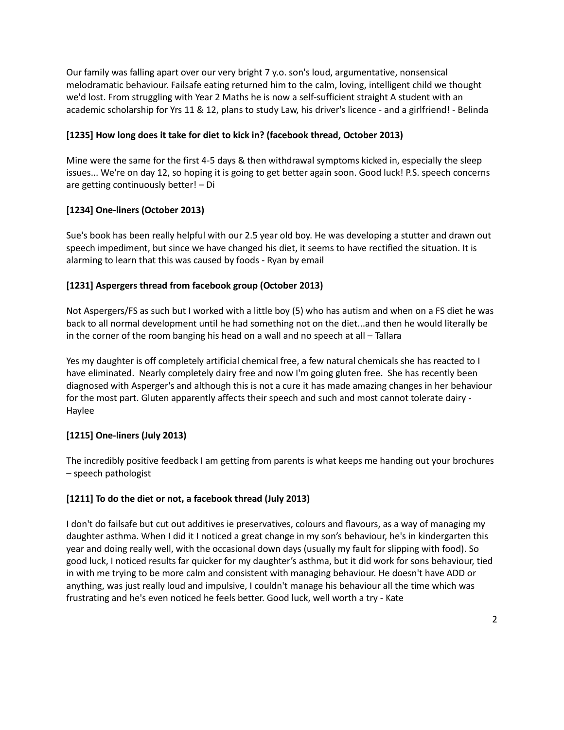Our family was falling apart over our very bright 7 y.o. son's loud, argumentative, nonsensical melodramatic behaviour. Failsafe eating returned him to the calm, loving, intelligent child we thought we'd lost. From struggling with Year 2 Maths he is now a self-sufficient straight A student with an academic scholarship for Yrs 11 & 12, plans to study Law, his driver's licence - and a girlfriend! - Belinda

**[1235] How long does it take for diet to kick in? (facebook thread, October 2013)**

Mine were the same for the first 4-5 days & then withdrawal symptoms kicked in, especially the sleep issues... We're on day 12, so hoping it is going to get better again soon. Good luck! P.S. speech concerns are getting continuously better! – Di

**[1234] One-liners (October 2013)**

Sue's book has been really helpful with our 2.5 year old boy. He was developing a stutter and drawn out speech impediment, but since we have changed his diet, it seems to have rectified the situation. It is alarming to learn that this was caused by foods - Ryan by email

**[1231] Aspergers thread from facebook group (October 2013)**

Not Aspergers/FS as such but I worked with a little boy (5) who has autism and when on a FS diet he was back to all normal development until he had something not on the diet...and then he would literally be in the corner of the room banging his head on a wall and no speech at all – Tallara

Yes my daughter is off completely artificial chemical free, a few natural chemicals she has reacted to I have eliminated. Nearly completely dairy free and now I'm going gluten free. She has recently been diagnosed with Asperger's and although this is not a cure it has made amazing changes in her behaviour for the most part. Gluten apparently affects their speech and such and most cannot tolerate dairy - Haylee

**[1215] One-liners (July 2013)**

The incredibly positive feedback I am getting from parents is what keeps me handing out your brochures – speech pathologist

**[1211] To do the diet or not, a facebook thread (July 2013)**

I don't do failsafe but cut out additives ie preservatives, colours and flavours, as a way of managing my daughter asthma. When I did it I noticed a great change in my son's behaviour, he's in kindergarten this year and doing really well, with the occasional down days (usually my fault for slipping with food). So good luck, I noticed results far quicker for my daughter's asthma, but it did work for sons behaviour, tied in with me trying to be more calm and consistent with managing behaviour. He doesn't have ADD or anything, was just really loud and impulsive, I couldn't manage his behaviour all the time which was frustrating and he's even noticed he feels better. Good luck, well worth a try - Kate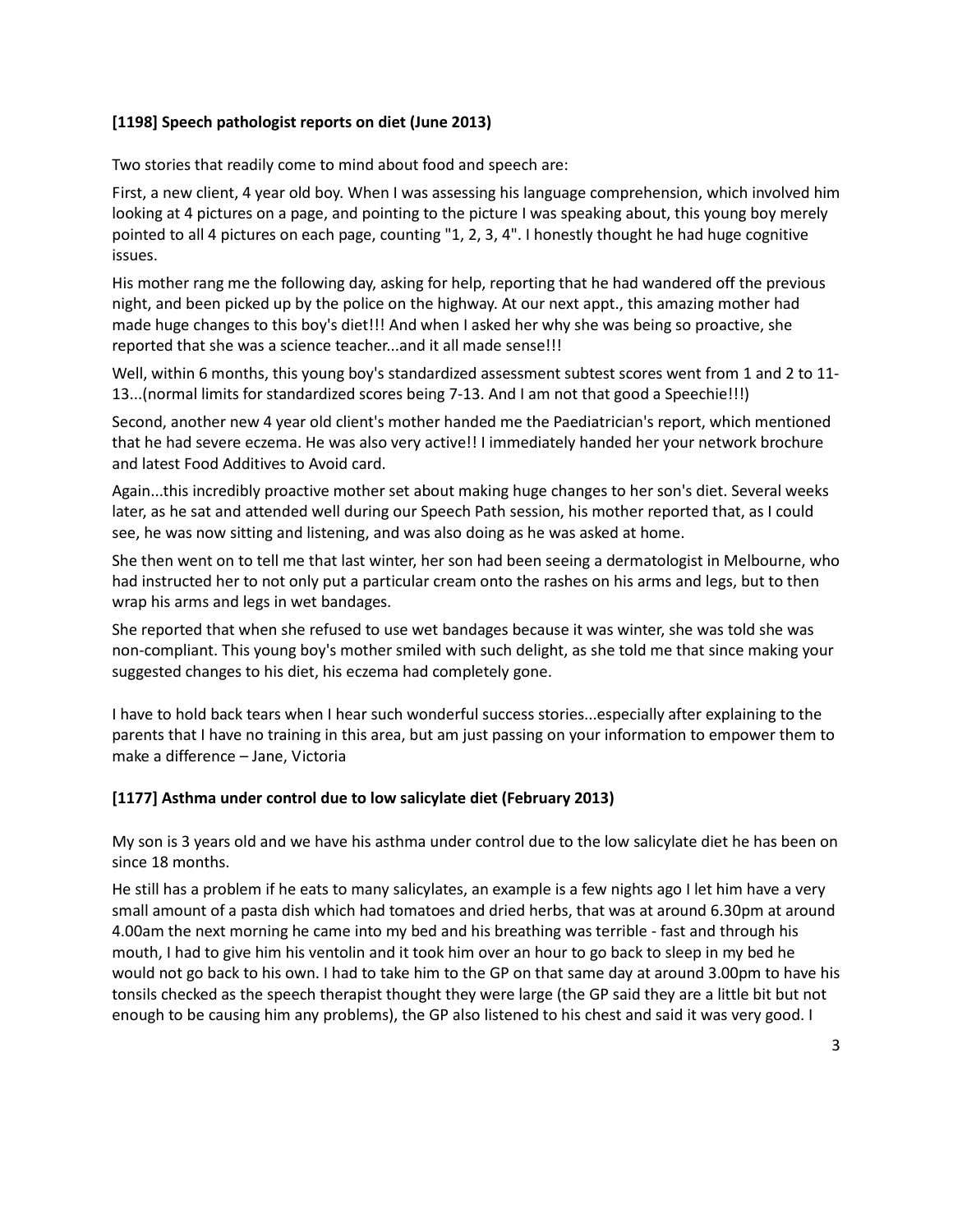**[1198] Speech pathologist reports on diet (June 2013)**

Two stories that readily come to mind about food and speech are:

First, a new client, 4 year old boy. When I was assessing his language comprehension, which involved him looking at 4 pictures on a page, and pointing to the picture I was speaking about, this young boy merely pointed to all 4 pictures on each page, counting "1, 2, 3, 4". I honestly thought he had huge cognitive issues.

His mother rang me the following day, asking for help, reporting that he had wandered off the previous night, and been picked up by the police on the highway. At our next appt., this amazing mother had made huge changes to this boy's diet!!! And when I asked her why she was being so proactive, she reported that she was a science teacher...and it all made sense!!!

Well, within 6 months, this young boy's standardized assessment subtest scores went from 1 and 2 to 11-13...(normal limits for standardized scores being 7-13. And I am not that good a Speechie!!!)

Second, another new 4 year old client's mother handed me the Paediatrician's report, which mentioned that he had severe eczema. He was also very active!! I immediately handed her your network brochure and latest Food Additives to Avoid card.

Again...this incredibly proactive mother set about making huge changes to her son's diet. Several weeks later, as he sat and attended well during our Speech Path session, his mother reported that, as I could see, he was now sitting and listening, and was also doing as he was asked at home.

She then went on to tell me that last winter, her son had been seeing a dermatologist in Melbourne, who had instructed her to not only put a particular cream onto the rashes on his arms and legs, but to then wrap his arms and legs in wet bandages.

She reported that when she refused to use wet bandages because it was winter, she was told she was non-compliant. This young boy's mother smiled with such delight, as she told me that since making your suggested changes to his diet, his eczema had completely gone.

I have to hold back tears when I hear such wonderful success stories...especially after explaining to the parents that I have no training in this area, but am just passing on your information to empower them to make a difference – Jane, Victoria

**[1177] Asthma under control due to low salicylate diet (February 2013)**

My son is 3 years old and we have his asthma under control due to the low salicylate diet he has been on since 18 months.

He still has a problem if he eats to many salicylates, an example is a few nights ago I let him have a very small amount of a pasta dish which had tomatoes and dried herbs, that was at around 6.30pm at around 4.00am the next morning he came into my bed and his breathing was terrible - fast and through his mouth, I had to give him his ventolin and it took him over an hour to go back to sleep in my bed he would not go back to his own. I had to take him to the GP on that same day at around 3.00pm to have his tonsils checked as the speech therapist thought they were large (the GP said they are a little bit but not enough to be causing him any problems), the GP also listened to his chest and said it was very good. I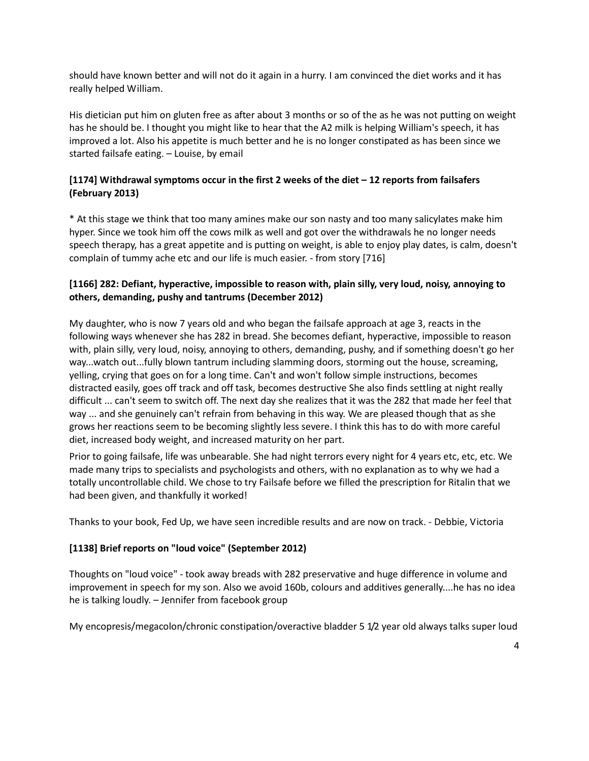should have known better and will not do it again in a hurry. I am convinced the diet works and it has really helped William.

His dietician put him on gluten free as after about 3 months or so of the as he was not putting on weight has he should be. I thought you might like to hear that the A2 milk is helping William's speech, it has improved a lot. Also his appetite is much better and he is no longer constipated as has been since we started failsafe eating. – Louise, by email

**[1174] Withdrawal symptoms occur in the first 2 weeks of the diet – 12 reports from failsafers (February 2013)**

* At this stage we think that too many amines make our son nasty and too many salicylates make him hyper. Since we took him off the cows milk as well and got over the withdrawals he no longer needs speech therapy, has a great appetite and is putting on weight, is able to enjoy play dates, is calm, doesn't complain of tummy ache etc and our life is much easier. - from story [716]

**[1166] 282: Defiant, hyperactive, impossible to reason with, plain silly, very loud, noisy, annoying to others, demanding, pushy and tantrums (December 2012)**

My daughter, who is now 7 years old and who began the failsafe approach at age 3, reacts in the following ways whenever she has 282 in bread. She becomes defiant, hyperactive, impossible to reason with, plain silly, very loud, noisy, annoying to others, demanding, pushy, and if something doesn't go her way...watch out...fully blown tantrum including slamming doors, storming out the house, screaming, yelling, crying that goes on for a long time. Can't and won't follow simple instructions, becomes distracted easily, goes off track and off task, becomes destructive She also finds settling at night really difficult ... can't seem to switch off. The next day she realizes that it was the 282 that made her feel that way ... and she genuinely can't refrain from behaving in this way. We are pleased though that as she grows her reactions seem to be becoming slightly less severe. I think this has to do with more careful diet, increased body weight, and increased maturity on her part.

Prior to going failsafe, life was unbearable. She had night terrors every night for 4 years etc, etc, etc. We made many trips to specialists and psychologists and others, with no explanation as to why we had a totally uncontrollable child. We chose to try Failsafe before we filled the prescription for Ritalin that we had been given, and thankfully it worked!

Thanks to your book, Fed Up, we have seen incredible results and are now on track. - Debbie, Victoria

**[1138] Brief reports on "loud voice" (September 2012)**

Thoughts on "loud voice" - took away breads with 282 preservative and huge difference in volume and improvement in speech for my son. Also we avoid 160b, colours and additives generally....he has no idea he is talking loudly. – Jennifer from facebook group

My encopresis/megacolon/chronic constipation/overactive bladder 5 1/2 year old always talks super loud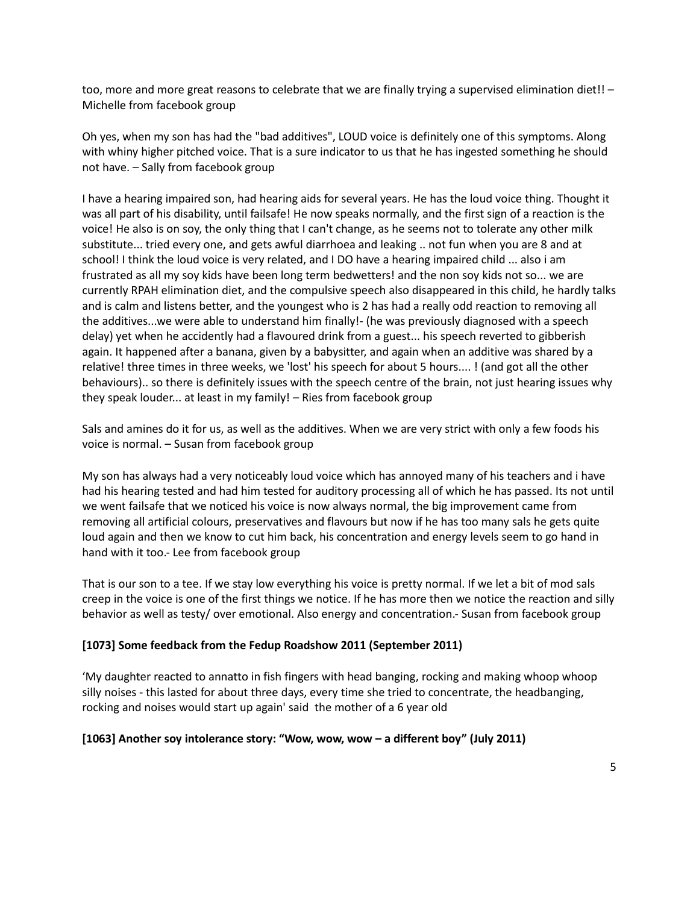too, more and more great reasons to celebrate that we are finally trying a supervised elimination diet!! – Michelle from facebook group

Oh yes, when my son has had the "bad additives", LOUD voice is definitely one of this symptoms. Along with whiny higher pitched voice. That is a sure indicator to us that he has ingested something he should not have. – Sally from facebook group

I have a hearing impaired son, had hearing aids for several years. He has the loud voice thing. Thought it was all part of his disability, until failsafe! He now speaks normally, and the first sign of a reaction is the voice! He also is on soy, the only thing that I can't change, as he seems not to tolerate any other milk substitute... tried every one, and gets awful diarrhoea and leaking .. not fun when you are 8 and at school! I think the loud voice is very related, and I DO have a hearing impaired child ... also i am frustrated as all my soy kids have been long term bedwetters! and the non soy kids not so... we are currently RPAH elimination diet, and the compulsive speech also disappeared in this child, he hardly talks and is calm and listens better, and the youngest who is 2 has had a really odd reaction to removing all the additives...we were able to understand him finally!- (he was previously diagnosed with a speech delay) yet when he accidently had a flavoured drink from a guest... his speech reverted to gibberish again. It happened after a banana, given by a babysitter, and again when an additive was shared by a relative! three times in three weeks, we 'lost' his speech for about 5 hours.... ! (and got all the other behaviours).. so there is definitely issues with the speech centre of the brain, not just hearing issues why they speak louder... at least in my family! – Ries from facebook group

Sals and amines do it for us, as well as the additives. When we are very strict with only a few foods his voice is normal. – Susan from facebook group

My son has always had a very noticeably loud voice which has annoyed many of his teachers and i have had his hearing tested and had him tested for auditory processing all of which he has passed. Its not until we went failsafe that we noticed his voice is now always normal, the big improvement came from removing all artificial colours, preservatives and flavours but now if he has too many sals he gets quite loud again and then we know to cut him back, his concentration and energy levels seem to go hand in hand with it too.- Lee from facebook group

That is our son to a tee. If we stay low everything his voice is pretty normal. If we let a bit of mod sals creep in the voice is one of the first things we notice. If he has more then we notice the reaction and silly behavior as well as testy/ over emotional. Also energy and concentration.- Susan from facebook group

**[1073] Some feedback from the Fedup Roadshow 2011 (September 2011)**

'My daughter reacted to annatto in fish fingers with head banging, rocking and making whoop whoop silly noises - this lasted for about three days, every time she tried to concentrate, the headbanging, rocking and noises would start up again' said the mother of a 6 year old

**[1063] Another soy intolerance story: "Wow, wow, wow – a different boy" (July 2011)**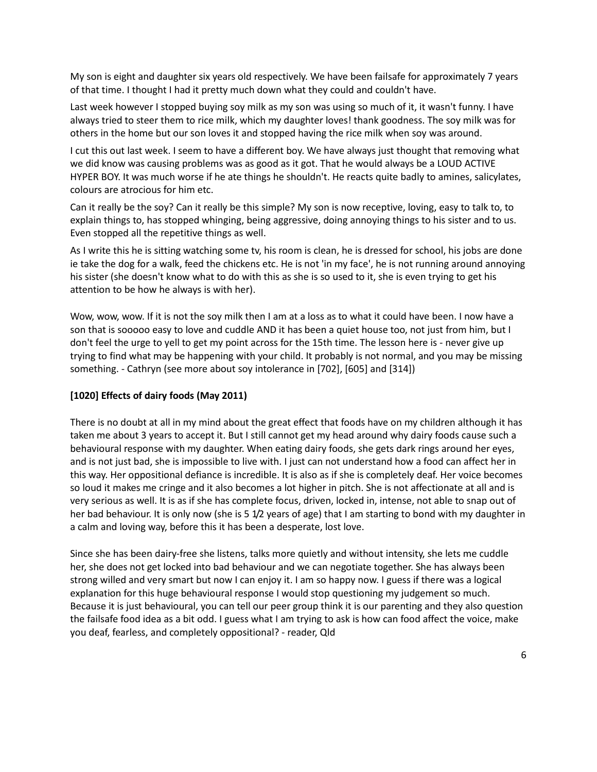My son is eight and daughter six years old respectively. We have been failsafe for approximately 7 years of that time. I thought I had it pretty much down what they could and couldn't have.

Last week however I stopped buying soy milk as my son was using so much of it, it wasn't funny. I have always tried to steer them to rice milk, which my daughter loves! thank goodness. The soy milk was for others in the home but our son loves it and stopped having the rice milk when soy was around.

I cut this out last week. I seem to have a different boy. We have always just thought that removing what we did know was causing problems was as good as it got. That he would always be a LOUD ACTIVE HYPER BOY. It was much worse if he ate things he shouldn't. He reacts quite badly to amines, salicylates, colours are atrocious for him etc.

Can it really be the soy? Can it really be this simple? My son is now receptive, loving, easy to talk to, to explain things to, has stopped whinging, being aggressive, doing annoying things to his sister and to us. Even stopped all the repetitive things as well.

As I write this he is sitting watching some tv, his room is clean, he is dressed for school, his jobs are done ie take the dog for a walk, feed the chickens etc. He is not 'in my face', he is not running around annoying his sister (she doesn't know what to do with this as she is so used to it, she is even trying to get his attention to be how he always is with her).

Wow, wow, wow. If it is not the soy milk then I am at a loss as to what it could have been. I now have a son that is sooooo easy to love and cuddle AND it has been a quiet house too, not just from him, but I don't feel the urge to yell to get my point across for the 15th time. The lesson here is - never give up trying to find what may be happening with your child. It probably is not normal, and you may be missing something. - Cathryn (see more about soy intolerance in [702], [605] and [314])

### [1020] Effects of dairy foods (May 2011)

There is no doubt at all in my mind about the great effect that foods have on my children although it has taken me about 3 years to accept it. But I still cannot get my head around why dairy foods cause such a behavioural response with my daughter. When eating dairy foods, she gets dark rings around her eyes, and is not just bad, she is impossible to live with. I just can not understand how a food can affect her in this way. Her oppositional defiance is incredible. It is also as if she is completely deaf. Her voice becomes so loud it makes me cringe and it also becomes a lot higher in pitch. She is not affectionate at all and is very serious as well. It is as if she has complete focus, driven, locked in, intense, not able to snap out of her bad behaviour. It is only now (she is 5 1/2 years of age) that I am starting to bond with my daughter in a calm and loving way, before this it has been a desperate, lost love.

Since she has been dairy-free she listens, talks more quietly and without intensity, she lets me cuddle her, she does not get locked into bad behaviour and we can negotiate together. She has always been strong willed and very smart but now I can enjoy it. I am so happy now. I guess if there was a logical explanation for this huge behavioural response I would stop questioning my judgement so much. Because it is just behavioural, you can tell our peer group think it is our parenting and they also question the failsafe food idea as a bit odd. I guess what I am trying to ask is how can food affect the voice, make you deaf, fearless, and completely oppositional? - reader, Qld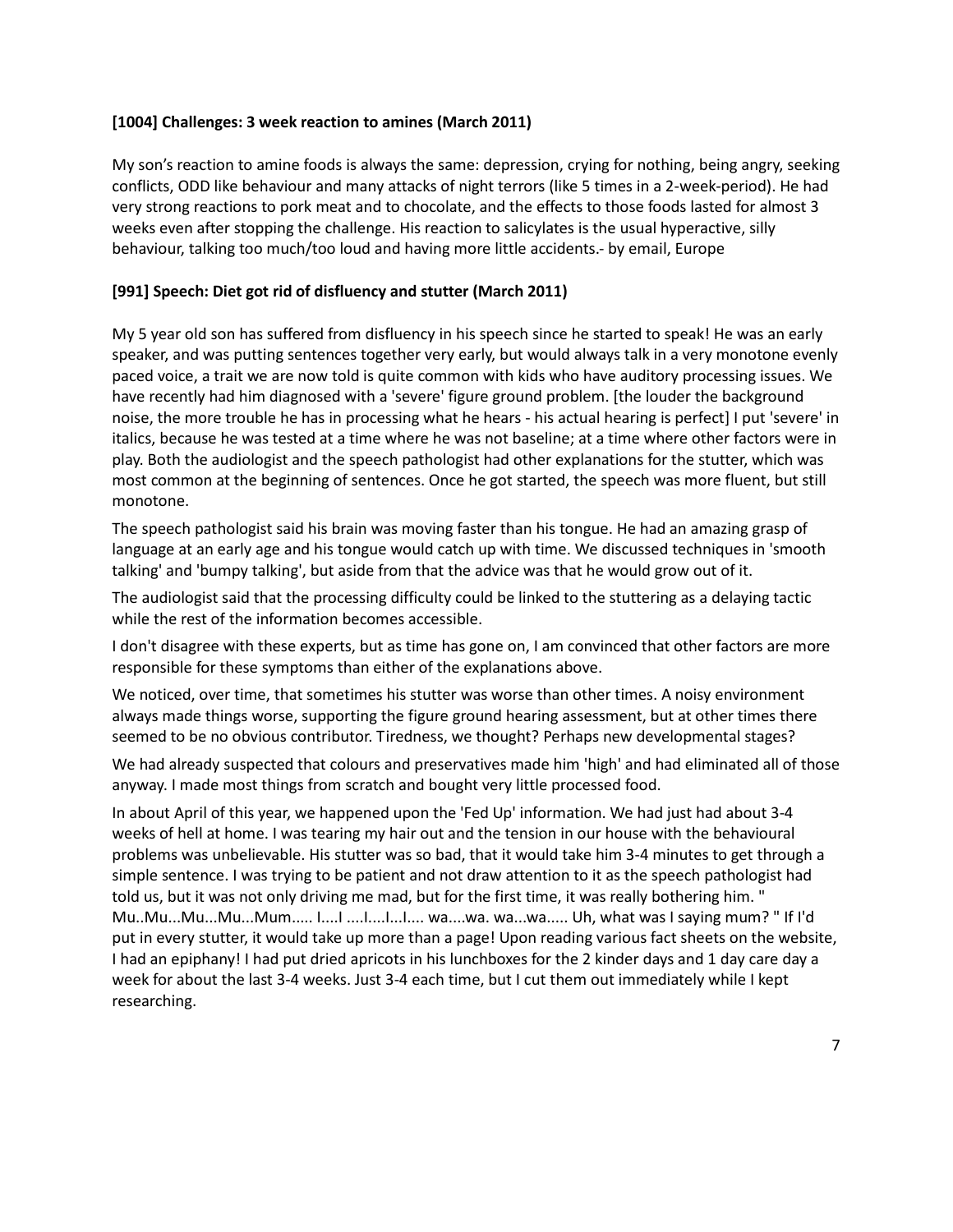**[1004] Challenges: 3 week reaction to amines (March 2011)**

My son's reaction to amine foods is always the same: depression, crying for nothing, being angry, seeking conflicts, ODD like behaviour and many attacks of night terrors (like 5 times in a 2-week-period). He had very strong reactions to pork meat and to chocolate, and the effects to those foods lasted for almost 3 weeks even after stopping the challenge. His reaction to salicylates is the usual hyperactive, silly behaviour, talking too much/too loud and having more little accidents.- by email, Europe

**[991] Speech: Diet got rid of disfluency and stutter (March 2011)**

My 5 year old son has suffered from disfluency in his speech since he started to speak! He was an early speaker, and was putting sentences together very early, but would always talk in a very monotone evenly paced voice, a trait we are now told is quite common with kids who have auditory processing issues. We have recently had him diagnosed with a 'severe' figure ground problem. [the louder the background noise, the more trouble he has in processing what he hears - his actual hearing is perfect] I put 'severe' in italics, because he was tested at a time where he was not baseline; at a time where other factors were in play. Both the audiologist and the speech pathologist had other explanations for the stutter, which was most common at the beginning of sentences. Once he got started, the speech was more fluent, but still monotone.

The speech pathologist said his brain was moving faster than his tongue. He had an amazing grasp of language at an early age and his tongue would catch up with time. We discussed techniques in 'smooth talking' and 'bumpy talking', but aside from that the advice was that he would grow out of it.

The audiologist said that the processing difficulty could be linked to the stuttering as a delaying tactic while the rest of the information becomes accessible.

I don't disagree with these experts, but as time has gone on, I am convinced that other factors are more responsible for these symptoms than either of the explanations above.

We noticed, over time, that sometimes his stutter was worse than other times. A noisy environment always made things worse, supporting the figure ground hearing assessment, but at other times there seemed to be no obvious contributor. Tiredness, we thought? Perhaps new developmental stages?

We had already suspected that colours and preservatives made him 'high' and had eliminated all of those anyway. I made most things from scratch and bought very little processed food.

In about April of this year, we happened upon the 'Fed Up' information. We had just had about 3-4 weeks of hell at home. I was tearing my hair out and the tension in our house with the behavioural problems was unbelievable. His stutter was so bad, that it would take him 3-4 minutes to get through a simple sentence. I was trying to be patient and not draw attention to it as the speech pathologist had told us, but it was not only driving me mad, but for the first time, it was really bothering him. " Mu..Mu...Mu...Mu...Mum..... I....I ....I....I...I.... wa....wa. wa...wa..... Uh, what was I saying mum? " If I'd put in every stutter, it would take up more than a page! Upon reading various fact sheets on the website, I had an epiphany! I had put dried apricots in his lunchboxes for the 2 kinder days and 1 day care day a week for about the last 3-4 weeks. Just 3-4 each time, but I cut them out immediately while I kept researching.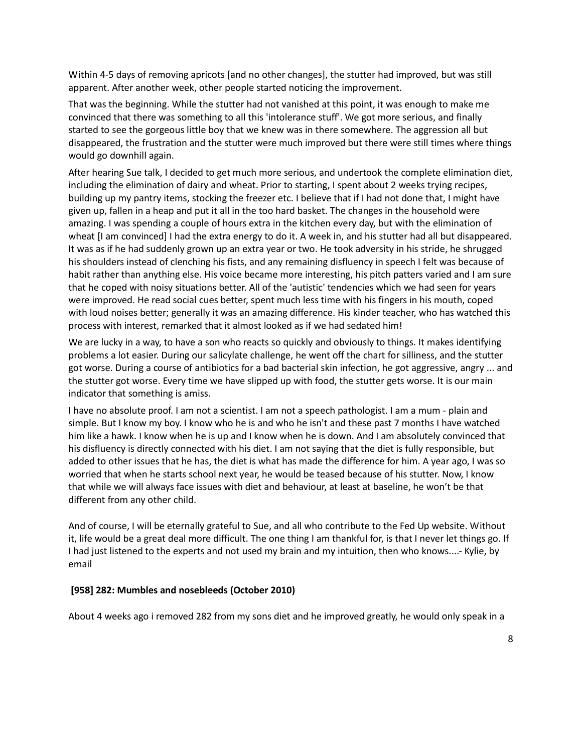Within 4-5 days of removing apricots [and no other changes], the stutter had improved, but was still apparent. After another week, other people started noticing the improvement.

That was the beginning. While the stutter had not vanished at this point, it was enough to make me convinced that there was something to all this 'intolerance stuff'. We got more serious, and finally started to see the gorgeous little boy that we knew was in there somewhere. The aggression all but disappeared, the frustration and the stutter were much improved but there were still times where things would go downhill again.

After hearing Sue talk, I decided to get much more serious, and undertook the complete elimination diet, including the elimination of dairy and wheat. Prior to starting, I spent about 2 weeks trying recipes, building up my pantry items, stocking the freezer etc. I believe that if I had not done that, I might have given up, fallen in a heap and put it all in the too hard basket. The changes in the household were amazing. I was spending a couple of hours extra in the kitchen every day, but with the elimination of wheat [I am convinced] I had the extra energy to do it. A week in, and his stutter had all but disappeared. It was as if he had suddenly grown up an extra year or two. He took adversity in his stride, he shrugged his shoulders instead of clenching his fists, and any remaining disfluency in speech I felt was because of habit rather than anything else. His voice became more interesting, his pitch patters varied and I am sure that he coped with noisy situations better. All of the 'autistic' tendencies which we had seen for years were improved. He read social cues better, spent much less time with his fingers in his mouth, coped with loud noises better; generally it was an amazing difference. His kinder teacher, who has watched this process with interest, remarked that it almost looked as if we had sedated him!

We are lucky in a way, to have a son who reacts so quickly and obviously to things. It makes identifying problems a lot easier. During our salicylate challenge, he went off the chart for silliness, and the stutter got worse. During a course of antibiotics for a bad bacterial skin infection, he got aggressive, angry ... and the stutter got worse. Every time we have slipped up with food, the stutter gets worse. It is our main indicator that something is amiss.

I have no absolute proof. I am not a scientist. I am not a speech pathologist. I am a mum - plain and simple. But I know my boy. I know who he is and who he isn't and these past 7 months I have watched him like a hawk. I know when he is up and I know when he is down. And I am absolutely convinced that his disfluency is directly connected with his diet. I am not saying that the diet is fully responsible, but added to other issues that he has, the diet is what has made the difference for him. A year ago, I was so worried that when he starts school next year, he would be teased because of his stutter. Now, I know that while we will always face issues with diet and behaviour, at least at baseline, he won't be that different from any other child.

And of course, I will be eternally grateful to Sue, and all who contribute to the Fed Up website. Without it, life would be a great deal more difficult. The one thing I am thankful for, is that I never let things go. If I had just listened to the experts and not used my brain and my intuition, then who knows....- Kylie, by email

**[958] 282: Mumbles and nosebleeds (October 2010)**

About 4 weeks ago i removed 282 from my sons diet and he improved greatly, he would only speak in a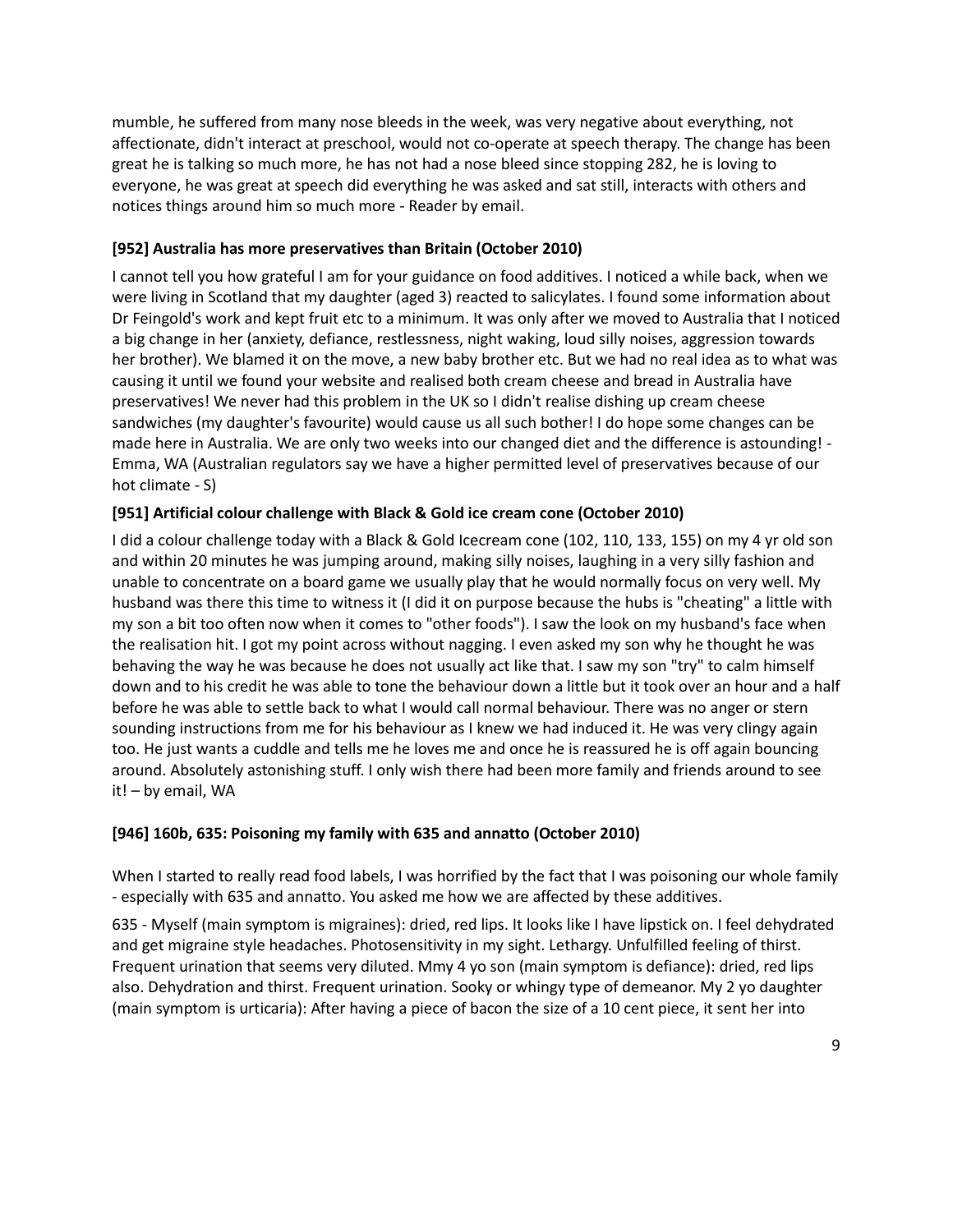mumble, he suffered from many nose bleeds in the week, was very negative about everything, not affectionate, didn't interact at preschool, would not co-operate at speech therapy. The change has been great he is talking so much more, he has not had a nose bleed since stopping 282, he is loving to everyone, he was great at speech did everything he was asked and sat still, interacts with others and notices things around him so much more - Reader by email.

### [952] Australia has more preservatives than Britain (October 2010)

I cannot tell you how grateful I am for your guidance on food additives. I noticed a while back, when we were living in Scotland that my daughter (aged 3) reacted to salicylates. I found some information about Dr Feingold's work and kept fruit etc to a minimum. It was only after we moved to Australia that I noticed a big change in her (anxiety, defiance, restlessness, night waking, loud silly noises, aggression towards her brother). We blamed it on the move, a new baby brother etc. But we had no real idea as to what was causing it until we found your website and realised both cream cheese and bread in Australia have preservatives! We never had this problem in the UK so I didn't realise dishing up cream cheese sandwiches (my daughter's favourite) would cause us all such bother! I do hope some changes can be made here in Australia. We are only two weeks into our changed diet and the difference is astounding! - Emma, WA (Australian regulators say we have a higher permitted level of preservatives because of our hot climate - S)

### [951] Artificial colour challenge with Black & Gold ice cream cone (October 2010)

I did a colour challenge today with a Black & Gold Icecream cone (102, 110, 133, 155) on my 4 yr old son and within 20 minutes he was jumping around, making silly noises, laughing in a very silly fashion and unable to concentrate on a board game we usually play that he would normally focus on very well. My husband was there this time to witness it (I did it on purpose because the hubs is "cheating" a little with my son a bit too often now when it comes to "other foods"). I saw the look on my husband's face when the realisation hit. I got my point across without nagging. I even asked my son why he thought he was behaving the way he was because he does not usually act like that. I saw my son "try" to calm himself down and to his credit he was able to tone the behaviour down a little but it took over an hour and a half before he was able to settle back to what I would call normal behaviour. There was no anger or stern sounding instructions from me for his behaviour as I knew we had induced it. He was very clingy again too. He just wants a cuddle and tells me he loves me and once he is reassured he is off again bouncing around. Absolutely astonishing stuff. I only wish there had been more family and friends around to see it! – by email, WA

### [946] 160b, 635: Poisoning my family with 635 and annatto (October 2010)

When I started to really read food labels, I was horrified by the fact that I was poisoning our whole family - especially with 635 and annatto. You asked me how we are affected by these additives.

635 - Myself (main symptom is migraines): dried, red lips. It looks like I have lipstick on. I feel dehydrated and get migraine style headaches. Photosensitivity in my sight. Lethargy. Unfulfilled feeling of thirst. Frequent urination that seems very diluted. Mmy 4 yo son (main symptom is defiance): dried, red lips also. Dehydration and thirst. Frequent urination. Sooky or whingy type of demeanor. My 2 yo daughter (main symptom is urticaria): After having a piece of bacon the size of a 10 cent piece, it sent her into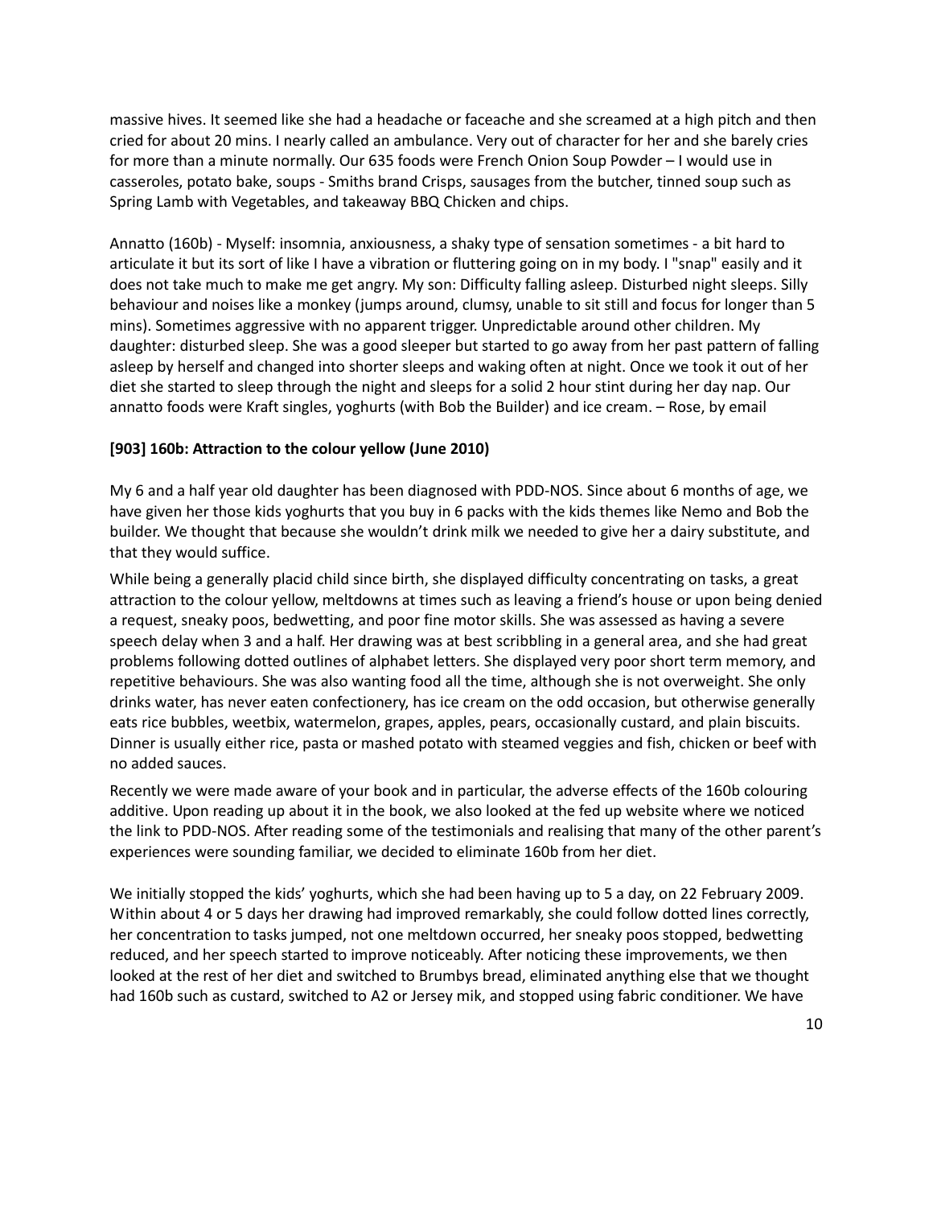massive hives. It seemed like she had a headache or faceache and she screamed at a high pitch and then cried for about 20 mins. I nearly called an ambulance. Very out of character for her and she barely cries for more than a minute normally. Our 635 foods were French Onion Soup Powder – I would use in casseroles, potato bake, soups - Smiths brand Crisps, sausages from the butcher, tinned soup such as Spring Lamb with Vegetables, and takeaway BBQ Chicken and chips.

Annatto (160b) - Myself: insomnia, anxiousness, a shaky type of sensation sometimes - a bit hard to articulate it but its sort of like I have a vibration or fluttering going on in my body. I "snap" easily and it does not take much to make me get angry. My son: Difficulty falling asleep. Disturbed night sleeps. Silly behaviour and noises like a monkey (jumps around, clumsy, unable to sit still and focus for longer than 5 mins). Sometimes aggressive with no apparent trigger. Unpredictable around other children. My daughter: disturbed sleep. She was a good sleeper but started to go away from her past pattern of falling asleep by herself and changed into shorter sleeps and waking often at night. Once we took it out of her diet she started to sleep through the night and sleeps for a solid 2 hour stint during her day nap. Our annatto foods were Kraft singles, yoghurts (with Bob the Builder) and ice cream. – Rose, by email

**[903] 160b: Attraction to the colour yellow (June 2010)**

My 6 and a half year old daughter has been diagnosed with PDD-NOS. Since about 6 months of age, we have given her those kids yoghurts that you buy in 6 packs with the kids themes like Nemo and Bob the builder. We thought that because she wouldn't drink milk we needed to give her a dairy substitute, and that they would suffice.

While being a generally placid child since birth, she displayed difficulty concentrating on tasks, a great attraction to the colour yellow, meltdowns at times such as leaving a friend's house or upon being denied a request, sneaky poos, bedwetting, and poor fine motor skills. She was assessed as having a severe speech delay when 3 and a half. Her drawing was at best scribbling in a general area, and she had great problems following dotted outlines of alphabet letters. She displayed very poor short term memory, and repetitive behaviours. She was also wanting food all the time, although she is not overweight. She only drinks water, has never eaten confectionery, has ice cream on the odd occasion, but otherwise generally eats rice bubbles, weetbix, watermelon, grapes, apples, pears, occasionally custard, and plain biscuits. Dinner is usually either rice, pasta or mashed potato with steamed veggies and fish, chicken or beef with no added sauces.

Recently we were made aware of your book and in particular, the adverse effects of the 160b colouring additive. Upon reading up about it in the book, we also looked at the fed up website where we noticed the link to PDD-NOS. After reading some of the testimonials and realising that many of the other parent's experiences were sounding familiar, we decided to eliminate 160b from her diet.

We initially stopped the kids' yoghurts, which she had been having up to 5 a day, on 22 February 2009. Within about 4 or 5 days her drawing had improved remarkably, she could follow dotted lines correctly, her concentration to tasks jumped, not one meltdown occurred, her sneaky poos stopped, bedwetting reduced, and her speech started to improve noticeably. After noticing these improvements, we then looked at the rest of her diet and switched to Brumbys bread, eliminated anything else that we thought had 160b such as custard, switched to A2 or Jersey mik, and stopped using fabric conditioner. We have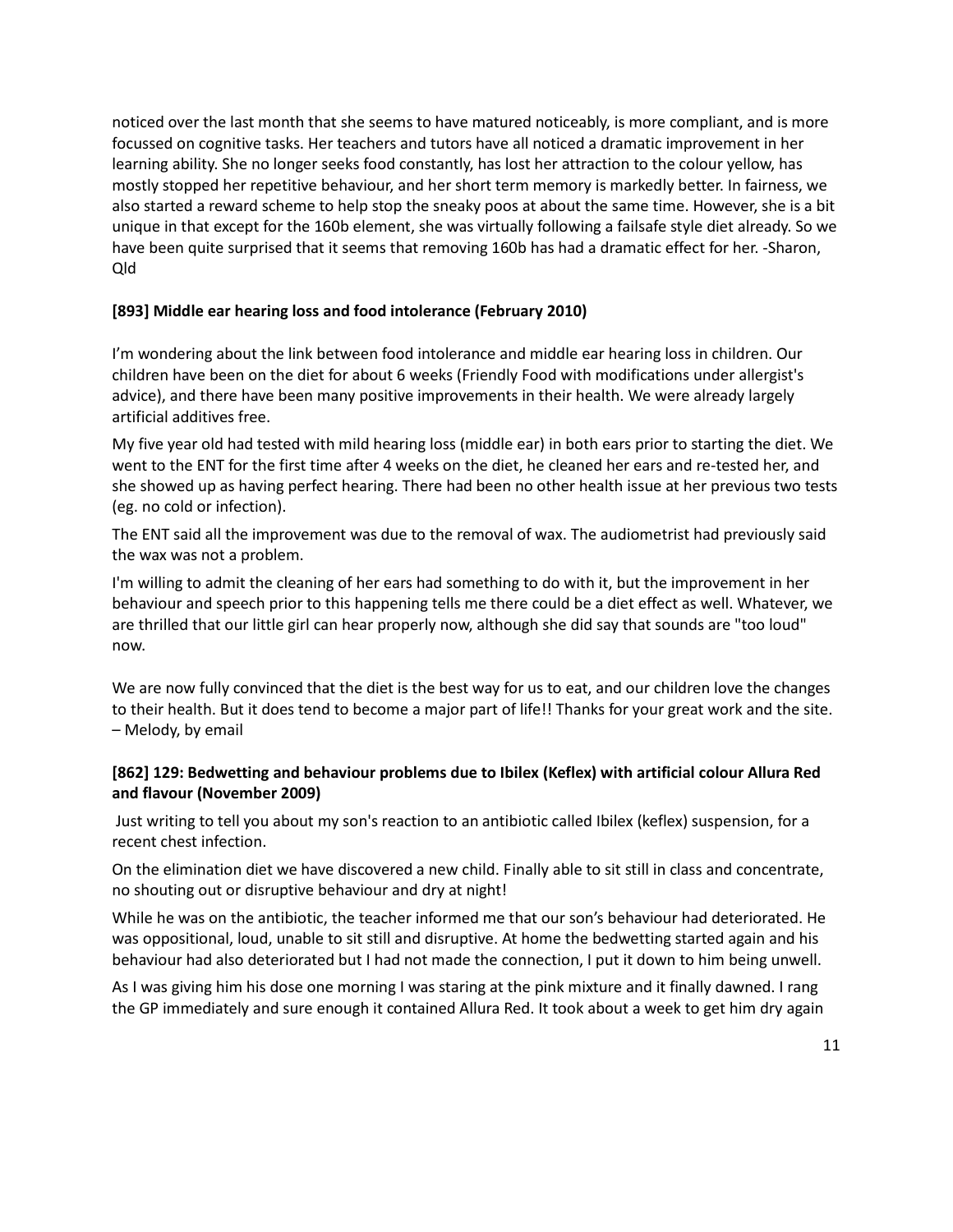noticed over the last month that she seems to have matured noticeably, is more compliant, and is more focussed on cognitive tasks. Her teachers and tutors have all noticed a dramatic improvement in her learning ability. She no longer seeks food constantly, has lost her attraction to the colour yellow, has mostly stopped her repetitive behaviour, and her short term memory is markedly better. In fairness, we also started a reward scheme to help stop the sneaky poos at about the same time. However, she is a bit unique in that except for the 160b element, she was virtually following a failsafe style diet already. So we have been quite surprised that it seems that removing 160b has had a dramatic effect for her. -Sharon, Qld

**[893] Middle ear hearing loss and food intolerance (February 2010)**

I'm wondering about the link between food intolerance and middle ear hearing loss in children. Our children have been on the diet for about 6 weeks (Friendly Food with modifications under allergist's advice), and there have been many positive improvements in their health. We were already largely artificial additives free.

My five year old had tested with mild hearing loss (middle ear) in both ears prior to starting the diet. We went to the ENT for the first time after 4 weeks on the diet, he cleaned her ears and re-tested her, and she showed up as having perfect hearing. There had been no other health issue at her previous two tests (eg. no cold or infection).

The ENT said all the improvement was due to the removal of wax. The audiometrist had previously said the wax was not a problem.

I'm willing to admit the cleaning of her ears had something to do with it, but the improvement in her behaviour and speech prior to this happening tells me there could be a diet effect as well. Whatever, we are thrilled that our little girl can hear properly now, although she did say that sounds are "too loud" now.

We are now fully convinced that the diet is the best way for us to eat, and our children love the changes to their health. But it does tend to become a major part of life!! Thanks for your great work and the site. – Melody, by email

**[862] 129: Bedwetting and behaviour problems due to Ibilex (Keflex) with artificial colour Allura Red and flavour (November 2009)**

Just writing to tell you about my son's reaction to an antibiotic called Ibilex (keflex) suspension, for a recent chest infection.

On the elimination diet we have discovered a new child. Finally able to sit still in class and concentrate, no shouting out or disruptive behaviour and dry at night!

While he was on the antibiotic, the teacher informed me that our son's behaviour had deteriorated. He was oppositional, loud, unable to sit still and disruptive. At home the bedwetting started again and his behaviour had also deteriorated but I had not made the connection, I put it down to him being unwell.

As I was giving him his dose one morning I was staring at the pink mixture and it finally dawned. I rang the GP immediately and sure enough it contained Allura Red. It took about a week to get him dry again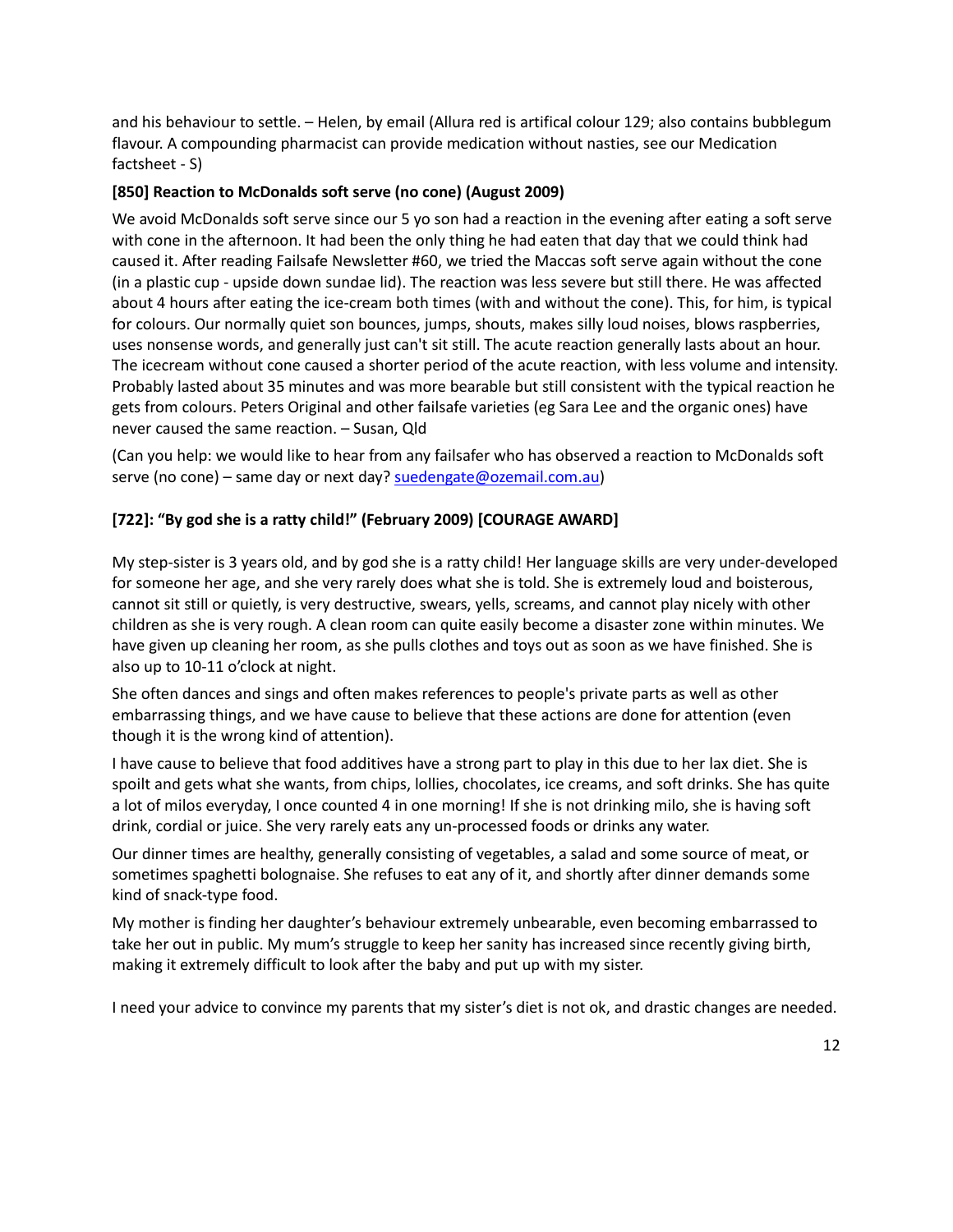and his behaviour to settle. – Helen, by email (Allura red is artifical colour 129; also contains bubblegum flavour. A compounding pharmacist can provide medication without nasties, see our Medication factsheet - S)

**[850] Reaction to McDonalds soft serve (no cone) (August 2009)**

We avoid McDonalds soft serve since our 5 yo son had a reaction in the evening after eating a soft serve with cone in the afternoon. It had been the only thing he had eaten that day that we could think had caused it. After reading Failsafe Newsletter #60, we tried the Maccas soft serve again without the cone (in a plastic cup - upside down sundae lid). The reaction was less severe but still there. He was affected about 4 hours after eating the ice-cream both times (with and without the cone). This, for him, is typical for colours. Our normally quiet son bounces, jumps, shouts, makes silly loud noises, blows raspberries, uses nonsense words, and generally just can't sit still. The acute reaction generally lasts about an hour. The icecream without cone caused a shorter period of the acute reaction, with less volume and intensity. Probably lasted about 35 minutes and was more bearable but still consistent with the typical reaction he gets from colours. Peters Original and other failsafe varieties (eg Sara Lee and the organic ones) have never caused the same reaction. – Susan, Qld

(Can you help: we would like to hear from any failsafer who has observed a reaction to McDonalds soft serve (no cone) – same day or next day? suedengate@ozemail.com.au)

**[722]: "By god she is a ratty child!" (February 2009) [COURAGE AWARD]**

My step-sister is 3 years old, and by god she is a ratty child! Her language skills are very under-developed for someone her age, and she very rarely does what she is told. She is extremely loud and boisterous, cannot sit still or quietly, is very destructive, swears, yells, screams, and cannot play nicely with other children as she is very rough. A clean room can quite easily become a disaster zone within minutes. We have given up cleaning her room, as she pulls clothes and toys out as soon as we have finished. She is also up to 10-11 o'clock at night.

She often dances and sings and often makes references to people's private parts as well as other embarrassing things, and we have cause to believe that these actions are done for attention (even though it is the wrong kind of attention).

I have cause to believe that food additives have a strong part to play in this due to her lax diet. She is spoilt and gets what she wants, from chips, lollies, chocolates, ice creams, and soft drinks. She has quite a lot of milos everyday, I once counted 4 in one morning! If she is not drinking milo, she is having soft drink, cordial or juice. She very rarely eats any un-processed foods or drinks any water.

Our dinner times are healthy, generally consisting of vegetables, a salad and some source of meat, or sometimes spaghetti bolognaise. She refuses to eat any of it, and shortly after dinner demands some kind of snack-type food.

My mother is finding her daughter's behaviour extremely unbearable, even becoming embarrassed to take her out in public. My mum's struggle to keep her sanity has increased since recently giving birth, making it extremely difficult to look after the baby and put up with my sister.

I need your advice to convince my parents that my sister's diet is not ok, and drastic changes are needed.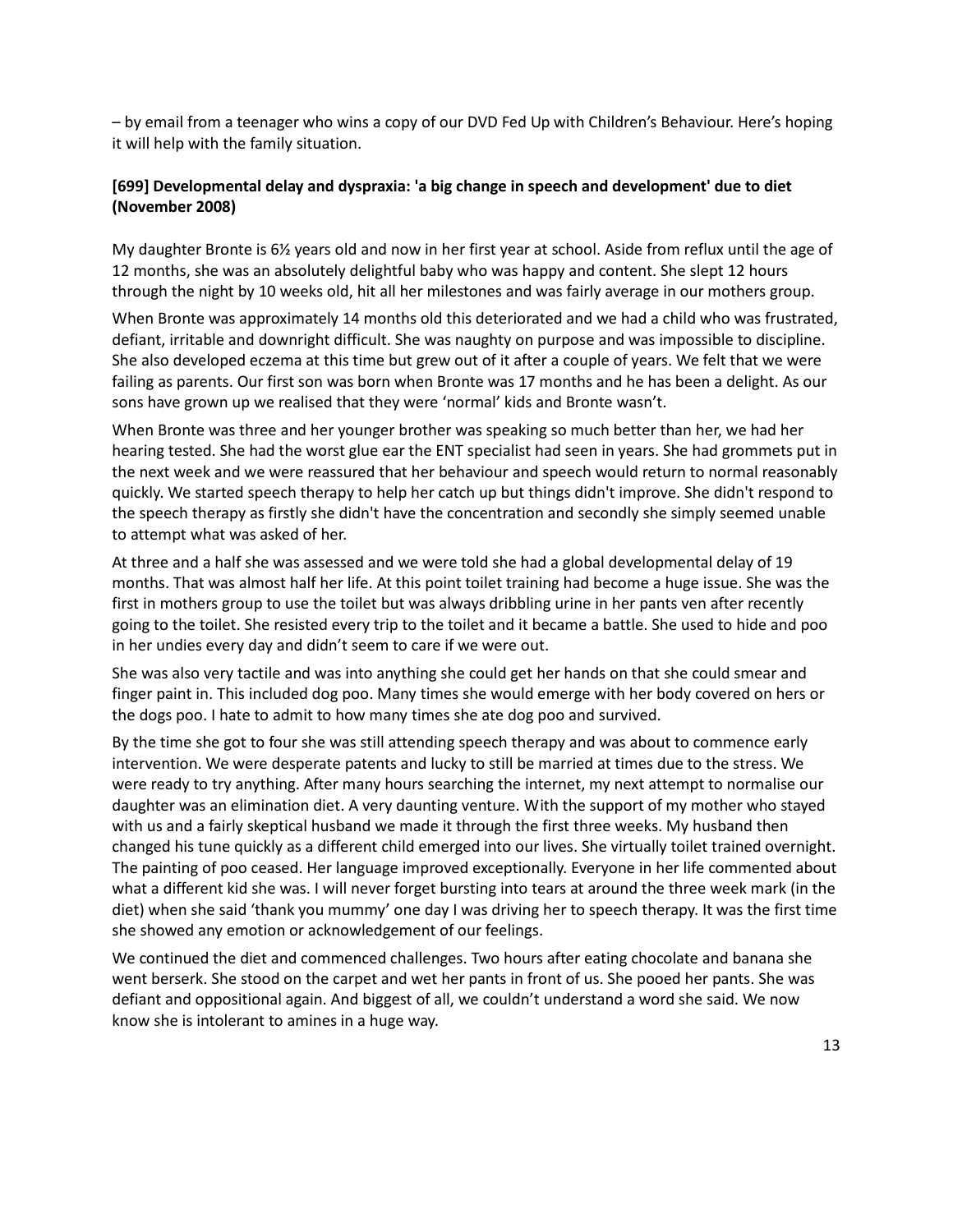– by email from a teenager who wins a copy of our DVD Fed Up with Children's Behaviour. Here's hoping it will help with the family situation.

**[699] Developmental delay and dyspraxia: 'a big change in speech and development' due to diet (November 2008)**

My daughter Bronte is 6½ years old and now in her first year at school. Aside from reflux until the age of 12 months, she was an absolutely delightful baby who was happy and content. She slept 12 hours through the night by 10 weeks old, hit all her milestones and was fairly average in our mothers group.

When Bronte was approximately 14 months old this deteriorated and we had a child who was frustrated, defiant, irritable and downright difficult. She was naughty on purpose and was impossible to discipline. She also developed eczema at this time but grew out of it after a couple of years. We felt that we were failing as parents. Our first son was born when Bronte was 17 months and he has been a delight. As our sons have grown up we realised that they were 'normal' kids and Bronte wasn't.

When Bronte was three and her younger brother was speaking so much better than her, we had her hearing tested. She had the worst glue ear the ENT specialist had seen in years. She had grommets put in the next week and we were reassured that her behaviour and speech would return to normal reasonably quickly. We started speech therapy to help her catch up but things didn't improve. She didn't respond to the speech therapy as firstly she didn't have the concentration and secondly she simply seemed unable to attempt what was asked of her.

At three and a half she was assessed and we were told she had a global developmental delay of 19 months. That was almost half her life. At this point toilet training had become a huge issue. She was the first in mothers group to use the toilet but was always dribbling urine in her pants ven after recently going to the toilet. She resisted every trip to the toilet and it became a battle. She used to hide and poo in her undies every day and didn't seem to care if we were out.

She was also very tactile and was into anything she could get her hands on that she could smear and finger paint in. This included dog poo. Many times she would emerge with her body covered on hers or the dogs poo. I hate to admit to how many times she ate dog poo and survived.

By the time she got to four she was still attending speech therapy and was about to commence early intervention. We were desperate patents and lucky to still be married at times due to the stress. We were ready to try anything. After many hours searching the internet, my next attempt to normalise our daughter was an elimination diet. A very daunting venture. With the support of my mother who stayed with us and a fairly skeptical husband we made it through the first three weeks. My husband then changed his tune quickly as a different child emerged into our lives. She virtually toilet trained overnight. The painting of poo ceased. Her language improved exceptionally. Everyone in her life commented about what a different kid she was. I will never forget bursting into tears at around the three week mark (in the diet) when she said 'thank you mummy' one day I was driving her to speech therapy. It was the first time she showed any emotion or acknowledgement of our feelings.

We continued the diet and commenced challenges. Two hours after eating chocolate and banana she went berserk. She stood on the carpet and wet her pants in front of us. She pooed her pants. She was defiant and oppositional again. And biggest of all, we couldn't understand a word she said. We now know she is intolerant to amines in a huge way.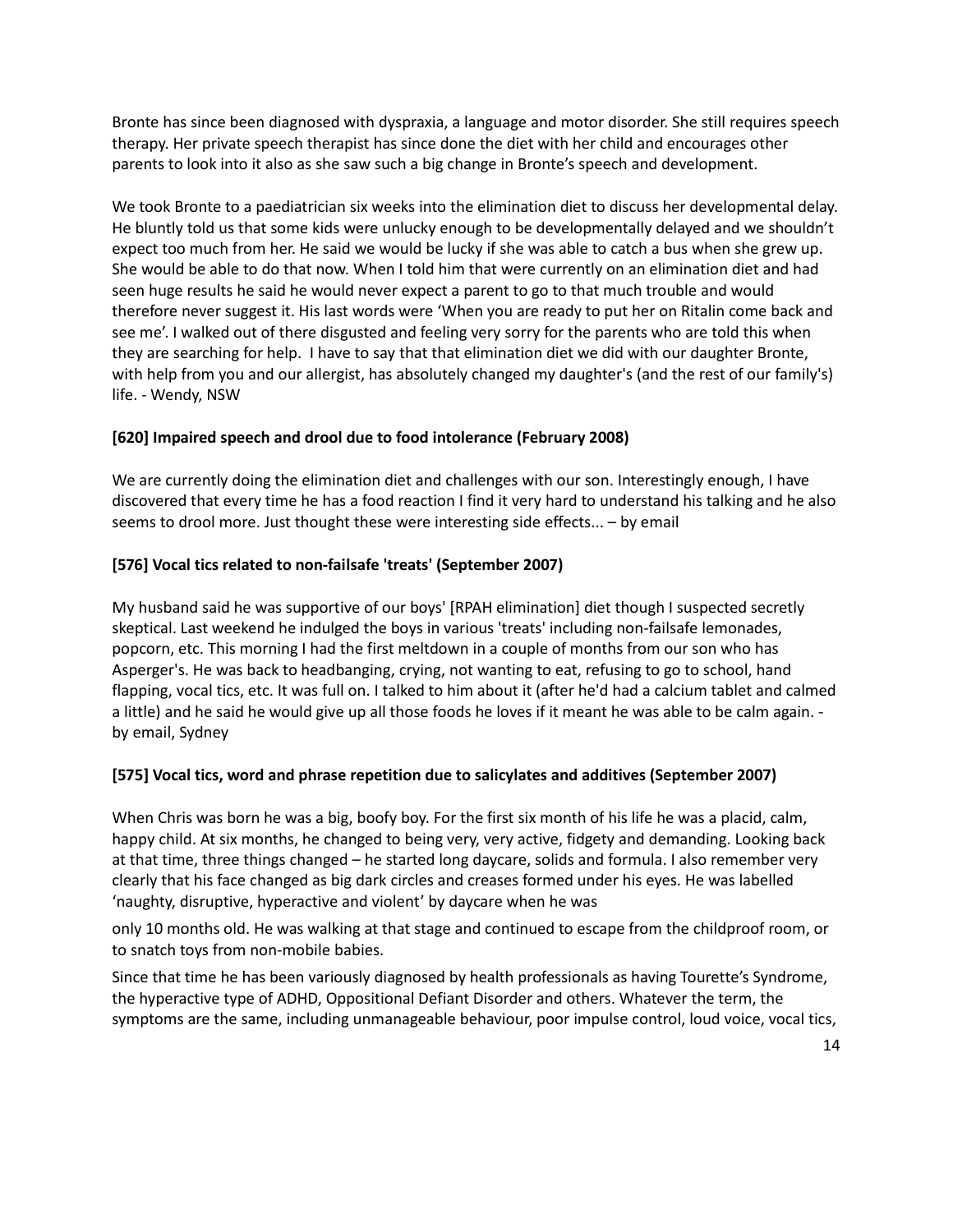Bronte has since been diagnosed with dyspraxia, a language and motor disorder. She still requires speech therapy. Her private speech therapist has since done the diet with her child and encourages other parents to look into it also as she saw such a big change in Bronte's speech and development.

We took Bronte to a paediatrician six weeks into the elimination diet to discuss her developmental delay. He bluntly told us that some kids were unlucky enough to be developmentally delayed and we shouldn't expect too much from her. He said we would be lucky if she was able to catch a bus when she grew up. She would be able to do that now. When I told him that were currently on an elimination diet and had seen huge results he said he would never expect a parent to go to that much trouble and would therefore never suggest it. His last words were 'When you are ready to put her on Ritalin come back and see me'. I walked out of there disgusted and feeling very sorry for the parents who are told this when they are searching for help. I have to say that that elimination diet we did with our daughter Bronte, with help from you and our allergist, has absolutely changed my daughter's (and the rest of our family's) life. - Wendy, NSW

**[620] Impaired speech and drool due to food intolerance (February 2008)**

We are currently doing the elimination diet and challenges with our son. Interestingly enough, I have discovered that every time he has a food reaction I find it very hard to understand his talking and he also seems to drool more. Just thought these were interesting side effects... – by email

**[576] Vocal tics related to non-failsafe 'treats' (September 2007)**

My husband said he was supportive of our boys' [RPAH elimination] diet though I suspected secretly skeptical. Last weekend he indulged the boys in various 'treats' including non-failsafe lemonades, popcorn, etc. This morning I had the first meltdown in a couple of months from our son who has Asperger's. He was back to headbanging, crying, not wanting to eat, refusing to go to school, hand flapping, vocal tics, etc. It was full on. I talked to him about it (after he'd had a calcium tablet and calmed a little) and he said he would give up all those foods he loves if it meant he was able to be calm again. - by email, Sydney

**[575] Vocal tics, word and phrase repetition due to salicylates and additives (September 2007)**

When Chris was born he was a big, boofy boy. For the first six month of his life he was a placid, calm, happy child. At six months, he changed to being very, very active, fidgety and demanding. Looking back at that time, three things changed – he started long daycare, solids and formula. I also remember very clearly that his face changed as big dark circles and creases formed under his eyes. He was labelled 'naughty, disruptive, hyperactive and violent' by daycare when he was only 10 months old. He was walking at that stage and continued to escape from the childproof room, or to snatch toys from non-mobile babies.

Since that time he has been variously diagnosed by health professionals as having Tourette's Syndrome, the hyperactive type of ADHD, Oppositional Defiant Disorder and others. Whatever the term, the symptoms are the same, including unmanageable behaviour, poor impulse control, loud voice, vocal tics,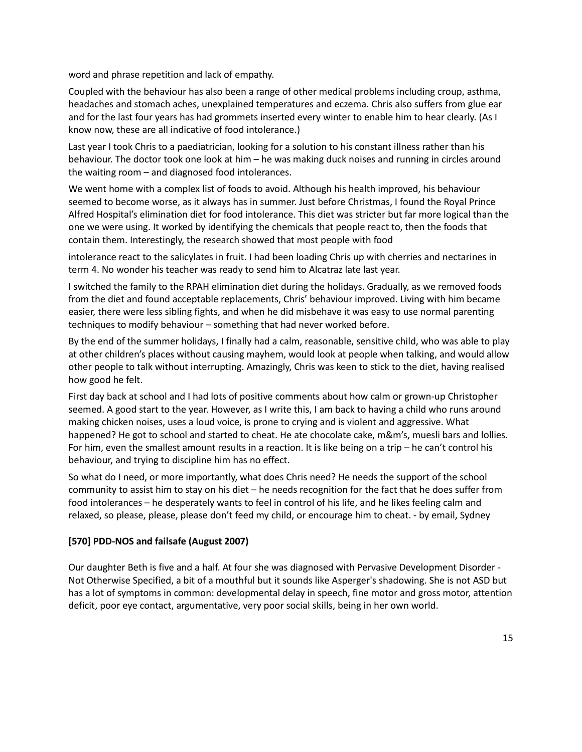word and phrase repetition and lack of empathy.

Coupled with the behaviour has also been a range of other medical problems including croup, asthma, headaches and stomach aches, unexplained temperatures and eczema. Chris also suffers from glue ear and for the last four years has had grommets inserted every winter to enable him to hear clearly. (As I know now, these are all indicative of food intolerance.)

Last year I took Chris to a paediatrician, looking for a solution to his constant illness rather than his behaviour. The doctor took one look at him – he was making duck noises and running in circles around the waiting room – and diagnosed food intolerances.

We went home with a complex list of foods to avoid. Although his health improved, his behaviour seemed to become worse, as it always has in summer. Just before Christmas, I found the Royal Prince Alfred Hospital's elimination diet for food intolerance. This diet was stricter but far more logical than the one we were using. It worked by identifying the chemicals that people react to, then the foods that contain them. Interestingly, the research showed that most people with food intolerance react to the salicylates in fruit. I had been loading Chris up with cherries and nectarines in term 4. No wonder his teacher was ready to send him to Alcatraz late last year.

I switched the family to the RPAH elimination diet during the holidays. Gradually, as we removed foods from the diet and found acceptable replacements, Chris' behaviour improved. Living with him became easier, there were less sibling fights, and when he did misbehave it was easy to use normal parenting techniques to modify behaviour – something that had never worked before.

By the end of the summer holidays, I finally had a calm, reasonable, sensitive child, who was able to play at other children's places without causing mayhem, would look at people when talking, and would allow other people to talk without interrupting. Amazingly, Chris was keen to stick to the diet, having realised how good he felt.

First day back at school and I had lots of positive comments about how calm or grown-up Christopher seemed. A good start to the year. However, as I write this, I am back to having a child who runs around making chicken noises, uses a loud voice, is prone to crying and is violent and aggressive. What happened? He got to school and started to cheat. He ate chocolate cake, m&m's, muesli bars and lollies. For him, even the smallest amount results in a reaction. It is like being on a trip – he can't control his behaviour, and trying to discipline him has no effect.

So what do I need, or more importantly, what does Chris need? He needs the support of the school community to assist him to stay on his diet – he needs recognition for the fact that he does suffer from food intolerances – he desperately wants to feel in control of his life, and he likes feeling calm and relaxed, so please, please, please don't feed my child, or encourage him to cheat. - by email, Sydney

**[570] PDD-NOS and failsafe (August 2007)**

Our daughter Beth is five and a half. At four she was diagnosed with Pervasive Development Disorder - Not Otherwise Specified, a bit of a mouthful but it sounds like Asperger's shadowing. She is not ASD but has a lot of symptoms in common: developmental delay in speech, fine motor and gross motor, attention deficit, poor eye contact, argumentative, very poor social skills, being in her own world.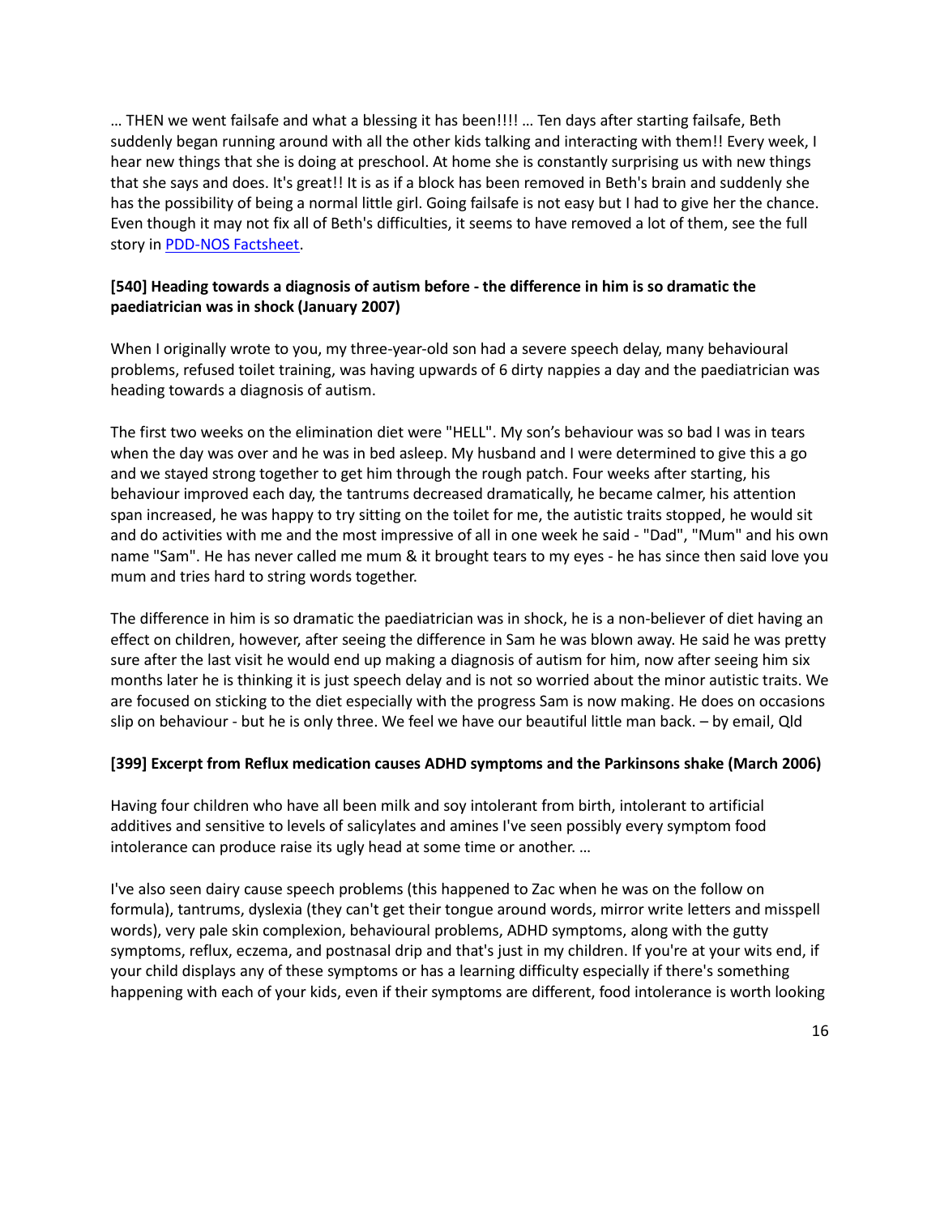… THEN we went failsafe and what a blessing it has been!!!! … Ten days after starting failsafe, Beth suddenly began running around with all the other kids talking and interacting with them!! Every week, I hear new things that she is doing at preschool. At home she is constantly surprising us with new things that she says and does. It's great!! It is as if a block has been removed in Beth's brain and suddenly she has the possibility of being a normal little girl. Going failsafe is not easy but I had to give her the chance. Even though it may not fix all of Beth's difficulties, it seems to have removed a lot of them, see the full story in PDD-NOS Factsheet.

**[540] Heading towards a diagnosis of autism before - the difference in him is so dramatic the paediatrician was in shock (January 2007)**

When I originally wrote to you, my three-year-old son had a severe speech delay, many behavioural problems, refused toilet training, was having upwards of 6 dirty nappies a day and the paediatrician was heading towards a diagnosis of autism.

The first two weeks on the elimination diet were "HELL". My son's behaviour was so bad I was in tears when the day was over and he was in bed asleep. My husband and I were determined to give this a go and we stayed strong together to get him through the rough patch. Four weeks after starting, his behaviour improved each day, the tantrums decreased dramatically, he became calmer, his attention span increased, he was happy to try sitting on the toilet for me, the autistic traits stopped, he would sit and do activities with me and the most impressive of all in one week he said - "Dad", "Mum" and his own name "Sam". He has never called me mum & it brought tears to my eyes - he has since then said love you mum and tries hard to string words together.

The difference in him is so dramatic the paediatrician was in shock, he is a non-believer of diet having an effect on children, however, after seeing the difference in Sam he was blown away. He said he was pretty sure after the last visit he would end up making a diagnosis of autism for him, now after seeing him six months later he is thinking it is just speech delay and is not so worried about the minor autistic traits. We are focused on sticking to the diet especially with the progress Sam is now making. He does on occasions slip on behaviour - but he is only three. We feel we have our beautiful little man back. – by email, Qld

**[399] Excerpt from Reflux medication causes ADHD symptoms and the Parkinsons shake (March 2006)**

Having four children who have all been milk and soy intolerant from birth, intolerant to artificial additives and sensitive to levels of salicylates and amines I've seen possibly every symptom food intolerance can produce raise its ugly head at some time or another. …

I've also seen dairy cause speech problems (this happened to Zac when he was on the follow on formula), tantrums, dyslexia (they can't get their tongue around words, mirror write letters and misspell words), very pale skin complexion, behavioural problems, ADHD symptoms, along with the gutty symptoms, reflux, eczema, and postnasal drip and that's just in my children. If you're at your wits end, if your child displays any of these symptoms or has a learning difficulty especially if there's something happening with each of your kids, even if their symptoms are different, food intolerance is worth looking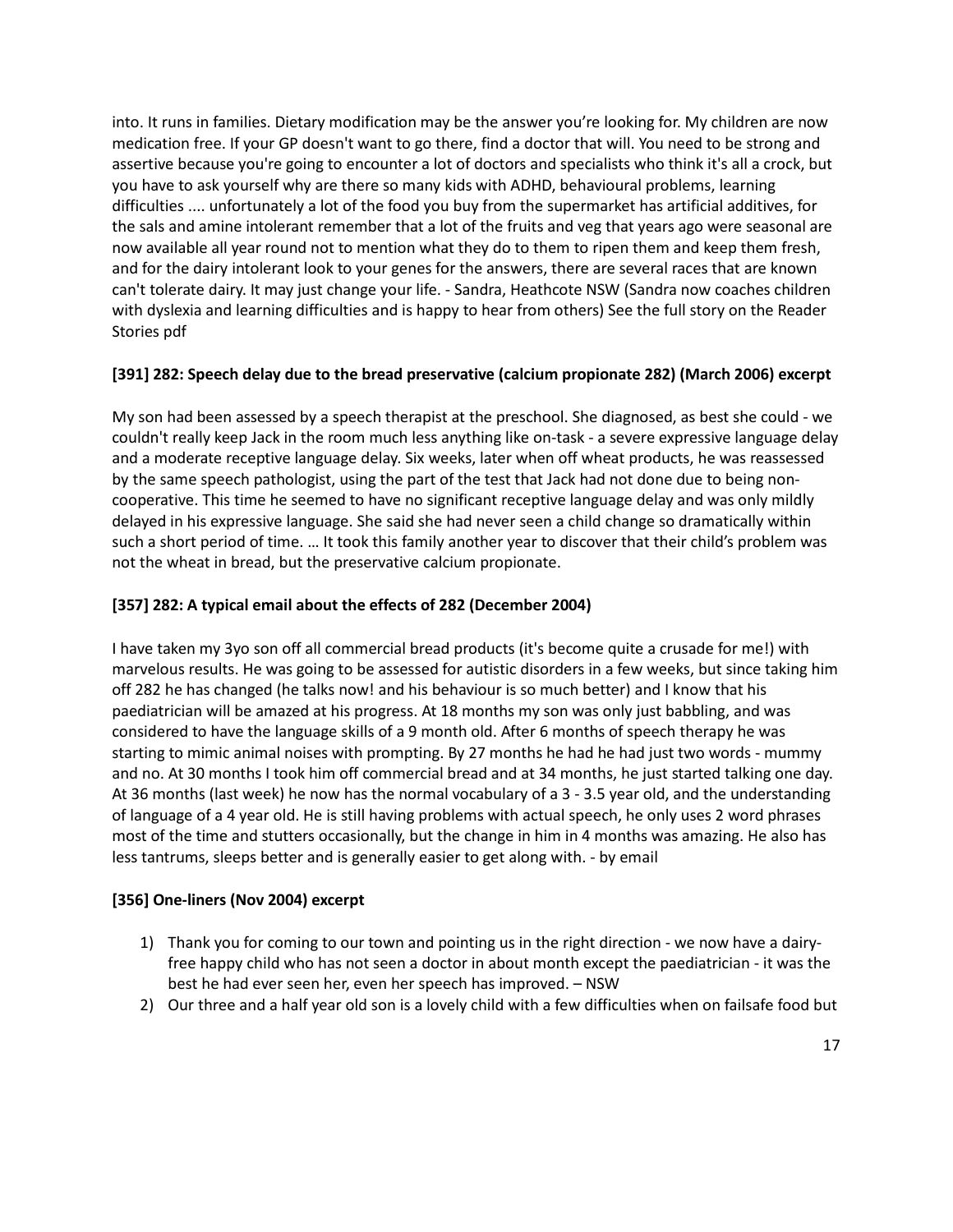into. It runs in families. Dietary modification may be the answer you're looking for. My children are now medication free. If your GP doesn't want to go there, find a doctor that will. You need to be strong and assertive because you're going to encounter a lot of doctors and specialists who think it's all a crock, but you have to ask yourself why are there so many kids with ADHD, behavioural problems, learning difficulties .... unfortunately a lot of the food you buy from the supermarket has artificial additives, for the sals and amine intolerant remember that a lot of the fruits and veg that years ago were seasonal are now available all year round not to mention what they do to them to ripen them and keep them fresh, and for the dairy intolerant look to your genes for the answers, there are several races that are known can't tolerate dairy. It may just change your life. - Sandra, Heathcote NSW (Sandra now coaches children with dyslexia and learning difficulties and is happy to hear from others) See the full story on the Reader Stories pdf

**[391] 282: Speech delay due to the bread preservative (calcium propionate 282) (March 2006) excerpt**

My son had been assessed by a speech therapist at the preschool. She diagnosed, as best she could - we couldn't really keep Jack in the room much less anything like on-task - a severe expressive language delay and a moderate receptive language delay. Six weeks, later when off wheat products, he was reassessed by the same speech pathologist, using the part of the test that Jack had not done due to being non-cooperative. This time he seemed to have no significant receptive language delay and was only mildly delayed in his expressive language. She said she had never seen a child change so dramatically within such a short period of time. … It took this family another year to discover that their child's problem was not the wheat in bread, but the preservative calcium propionate.

**[357] 282: A typical email about the effects of 282 (December 2004)**

I have taken my 3yo son off all commercial bread products (it's become quite a crusade for me!) with marvelous results. He was going to be assessed for autistic disorders in a few weeks, but since taking him off 282 he has changed (he talks now! and his behaviour is so much better) and I know that his paediatrician will be amazed at his progress. At 18 months my son was only just babbling, and was considered to have the language skills of a 9 month old. After 6 months of speech therapy he was starting to mimic animal noises with prompting. By 27 months he had he had just two words - mummy and no. At 30 months I took him off commercial bread and at 34 months, he just started talking one day. At 36 months (last week) he now has the normal vocabulary of a 3 - 3.5 year old, and the understanding of language of a 4 year old. He is still having problems with actual speech, he only uses 2 word phrases most of the time and stutters occasionally, but the change in him in 4 months was amazing. He also has less tantrums, sleeps better and is generally easier to get along with. - by email

**[356] One-liners (Nov 2004) excerpt**

1) Thank you for coming to our town and pointing us in the right direction - we now have a dairy-free happy child who has not seen a doctor in about month except the paediatrician - it was the best he had ever seen her, even her speech has improved. – NSW
2) Our three and a half year old son is a lovely child with a few difficulties when on failsafe food but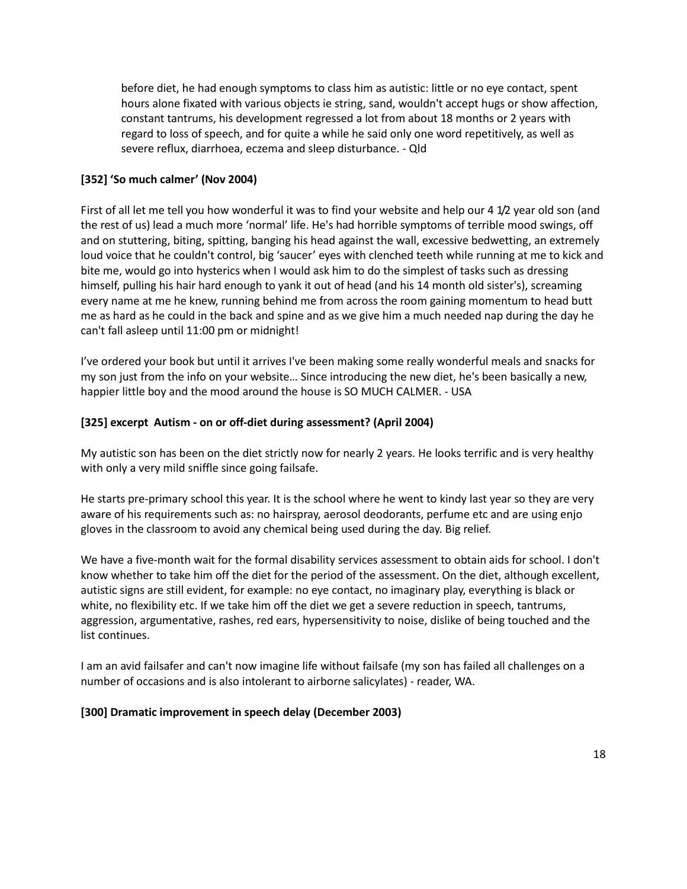before diet, he had enough symptoms to class him as autistic: little or no eye contact, spent hours alone fixated with various objects ie string, sand, wouldn't accept hugs or show affection, constant tantrums, his development regressed a lot from about 18 months or 2 years with regard to loss of speech, and for quite a while he said only one word repetitively, as well as severe reflux, diarrhoea, eczema and sleep disturbance. - Qld

**[352] 'So much calmer' (Nov 2004)**

First of all let me tell you how wonderful it was to find your website and help our 4 1/2 year old son (and the rest of us) lead a much more 'normal' life. He's had horrible symptoms of terrible mood swings, off and on stuttering, biting, spitting, banging his head against the wall, excessive bedwetting, an extremely loud voice that he couldn't control, big 'saucer' eyes with clenched teeth while running at me to kick and bite me, would go into hysterics when I would ask him to do the simplest of tasks such as dressing himself, pulling his hair hard enough to yank it out of head (and his 14 month old sister's), screaming every name at me he knew, running behind me from across the room gaining momentum to head butt me as hard as he could in the back and spine and as we give him a much needed nap during the day he can't fall asleep until 11:00 pm or midnight!

I've ordered your book but until it arrives I've been making some really wonderful meals and snacks for my son just from the info on your website… Since introducing the new diet, he's been basically a new, happier little boy and the mood around the house is SO MUCH CALMER. - USA

**[325] excerpt Autism - on or off-diet during assessment? (April 2004)**

My autistic son has been on the diet strictly now for nearly 2 years. He looks terrific and is very healthy with only a very mild sniffle since going failsafe.

He starts pre-primary school this year. It is the school where he went to kindy last year so they are very aware of his requirements such as: no hairspray, aerosol deodorants, perfume etc and are using enjo gloves in the classroom to avoid any chemical being used during the day. Big relief.

We have a five-month wait for the formal disability services assessment to obtain aids for school. I don't know whether to take him off the diet for the period of the assessment. On the diet, although excellent, autistic signs are still evident, for example: no eye contact, no imaginary play, everything is black or white, no flexibility etc. If we take him off the diet we get a severe reduction in speech, tantrums, aggression, argumentative, rashes, red ears, hypersensitivity to noise, dislike of being touched and the list continues.

I am an avid failsafer and can't now imagine life without failsafe (my son has failed all challenges on a number of occasions and is also intolerant to airborne salicylates) - reader, WA.

**[300] Dramatic improvement in speech delay (December 2003)**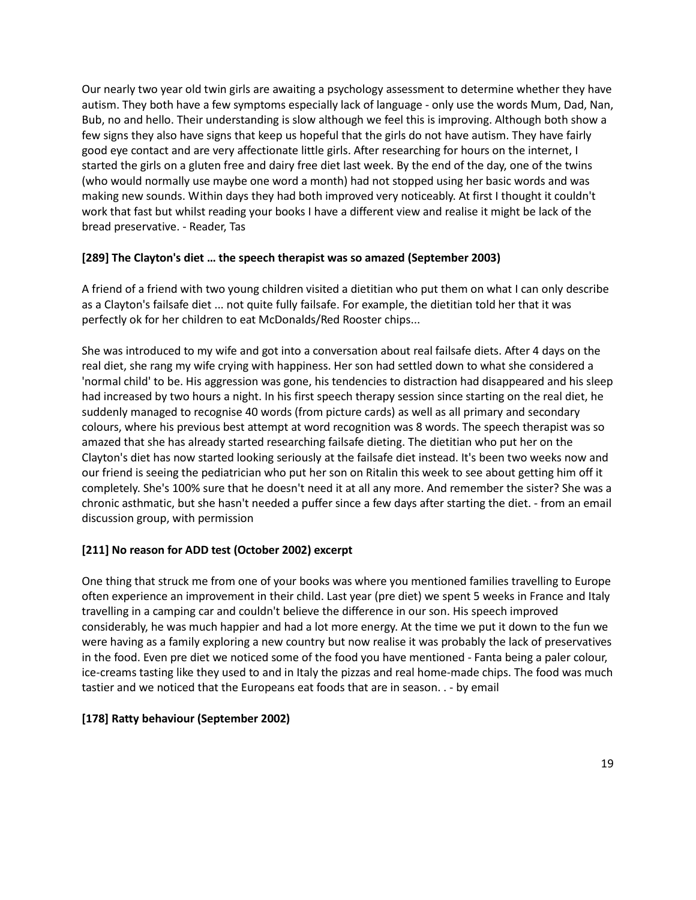Our nearly two year old twin girls are awaiting a psychology assessment to determine whether they have autism. They both have a few symptoms especially lack of language - only use the words Mum, Dad, Nan, Bub, no and hello. Their understanding is slow although we feel this is improving. Although both show a few signs they also have signs that keep us hopeful that the girls do not have autism. They have fairly good eye contact and are very affectionate little girls. After researching for hours on the internet, I started the girls on a gluten free and dairy free diet last week. By the end of the day, one of the twins (who would normally use maybe one word a month) had not stopped using her basic words and was making new sounds. Within days they had both improved very noticeably. At first I thought it couldn't work that fast but whilst reading your books I have a different view and realise it might be lack of the bread preservative. - Reader, Tas

**[289] The Clayton's diet … the speech therapist was so amazed (September 2003)**

A friend of a friend with two young children visited a dietitian who put them on what I can only describe as a Clayton's failsafe diet ... not quite fully failsafe. For example, the dietitian told her that it was perfectly ok for her children to eat McDonalds/Red Rooster chips...

She was introduced to my wife and got into a conversation about real failsafe diets. After 4 days on the real diet, she rang my wife crying with happiness. Her son had settled down to what she considered a 'normal child' to be. His aggression was gone, his tendencies to distraction had disappeared and his sleep had increased by two hours a night. In his first speech therapy session since starting on the real diet, he suddenly managed to recognise 40 words (from picture cards) as well as all primary and secondary colours, where his previous best attempt at word recognition was 8 words. The speech therapist was so amazed that she has already started researching failsafe dieting. The dietitian who put her on the Clayton's diet has now started looking seriously at the failsafe diet instead. It's been two weeks now and our friend is seeing the pediatrician who put her son on Ritalin this week to see about getting him off it completely. She's 100% sure that he doesn't need it at all any more. And remember the sister? She was a chronic asthmatic, but she hasn't needed a puffer since a few days after starting the diet. - from an email discussion group, with permission

**[211] No reason for ADD test (October 2002) excerpt**

One thing that struck me from one of your books was where you mentioned families travelling to Europe often experience an improvement in their child. Last year (pre diet) we spent 5 weeks in France and Italy travelling in a camping car and couldn't believe the difference in our son. His speech improved considerably, he was much happier and had a lot more energy. At the time we put it down to the fun we were having as a family exploring a new country but now realise it was probably the lack of preservatives in the food. Even pre diet we noticed some of the food you have mentioned - Fanta being a paler colour, ice-creams tasting like they used to and in Italy the pizzas and real home-made chips. The food was much tastier and we noticed that the Europeans eat foods that are in season. . - by email

**[178] Ratty behaviour (September 2002)**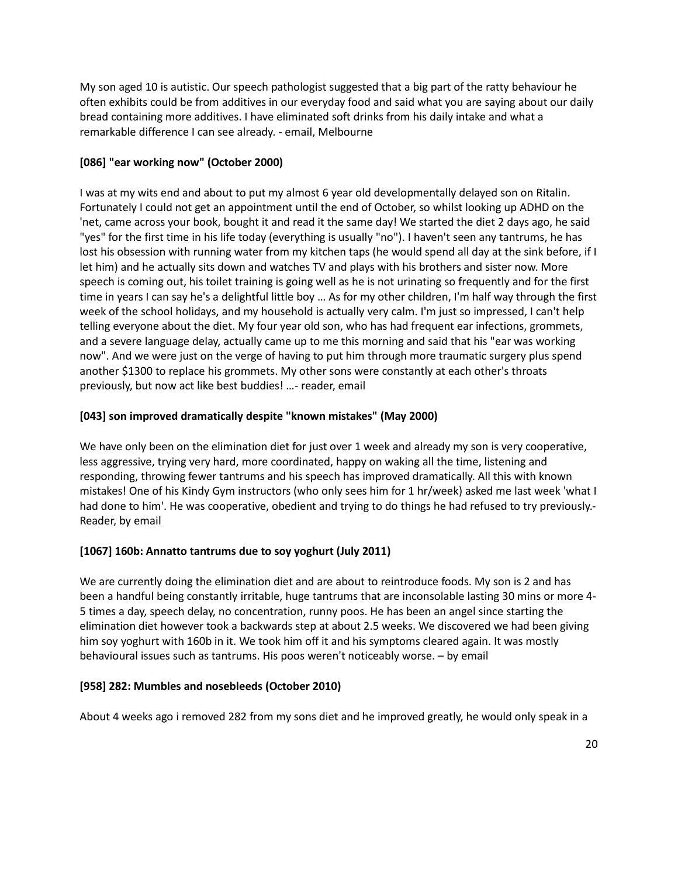My son aged 10 is autistic. Our speech pathologist suggested that a big part of the ratty behaviour he often exhibits could be from additives in our everyday food and said what you are saying about our daily bread containing more additives. I have eliminated soft drinks from his daily intake and what a remarkable difference I can see already. - email, Melbourne

**[086] "ear working now" (October 2000)**

I was at my wits end and about to put my almost 6 year old developmentally delayed son on Ritalin. Fortunately I could not get an appointment until the end of October, so whilst looking up ADHD on the 'net, came across your book, bought it and read it the same day! We started the diet 2 days ago, he said "yes" for the first time in his life today (everything is usually "no"). I haven't seen any tantrums, he has lost his obsession with running water from my kitchen taps (he would spend all day at the sink before, if I let him) and he actually sits down and watches TV and plays with his brothers and sister now. More speech is coming out, his toilet training is going well as he is not urinating so frequently and for the first time in years I can say he's a delightful little boy … As for my other children, I'm half way through the first week of the school holidays, and my household is actually very calm. I'm just so impressed, I can't help telling everyone about the diet. My four year old son, who has had frequent ear infections, grommets, and a severe language delay, actually came up to me this morning and said that his "ear was working now". And we were just on the verge of having to put him through more traumatic surgery plus spend another $1300 to replace his grommets. My other sons were constantly at each other's throats previously, but now act like best buddies! …- reader, email

**[043] son improved dramatically despite "known mistakes" (May 2000)**

We have only been on the elimination diet for just over 1 week and already my son is very cooperative, less aggressive, trying very hard, more coordinated, happy on waking all the time, listening and responding, throwing fewer tantrums and his speech has improved dramatically. All this with known mistakes! One of his Kindy Gym instructors (who only sees him for 1 hr/week) asked me last week 'what I had done to him'. He was cooperative, obedient and trying to do things he had refused to try previously.- Reader, by email

**[1067] 160b: Annatto tantrums due to soy yoghurt (July 2011)**

We are currently doing the elimination diet and are about to reintroduce foods. My son is 2 and has been a handful being constantly irritable, huge tantrums that are inconsolable lasting 30 mins or more 4-5 times a day, speech delay, no concentration, runny poos. He has been an angel since starting the elimination diet however took a backwards step at about 2.5 weeks. We discovered we had been giving him soy yoghurt with 160b in it. We took him off it and his symptoms cleared again. It was mostly behavioural issues such as tantrums. His poos weren't noticeably worse. – by email

**[958] 282: Mumbles and nosebleeds (October 2010)**

About 4 weeks ago i removed 282 from my sons diet and he improved greatly, he would only speak in a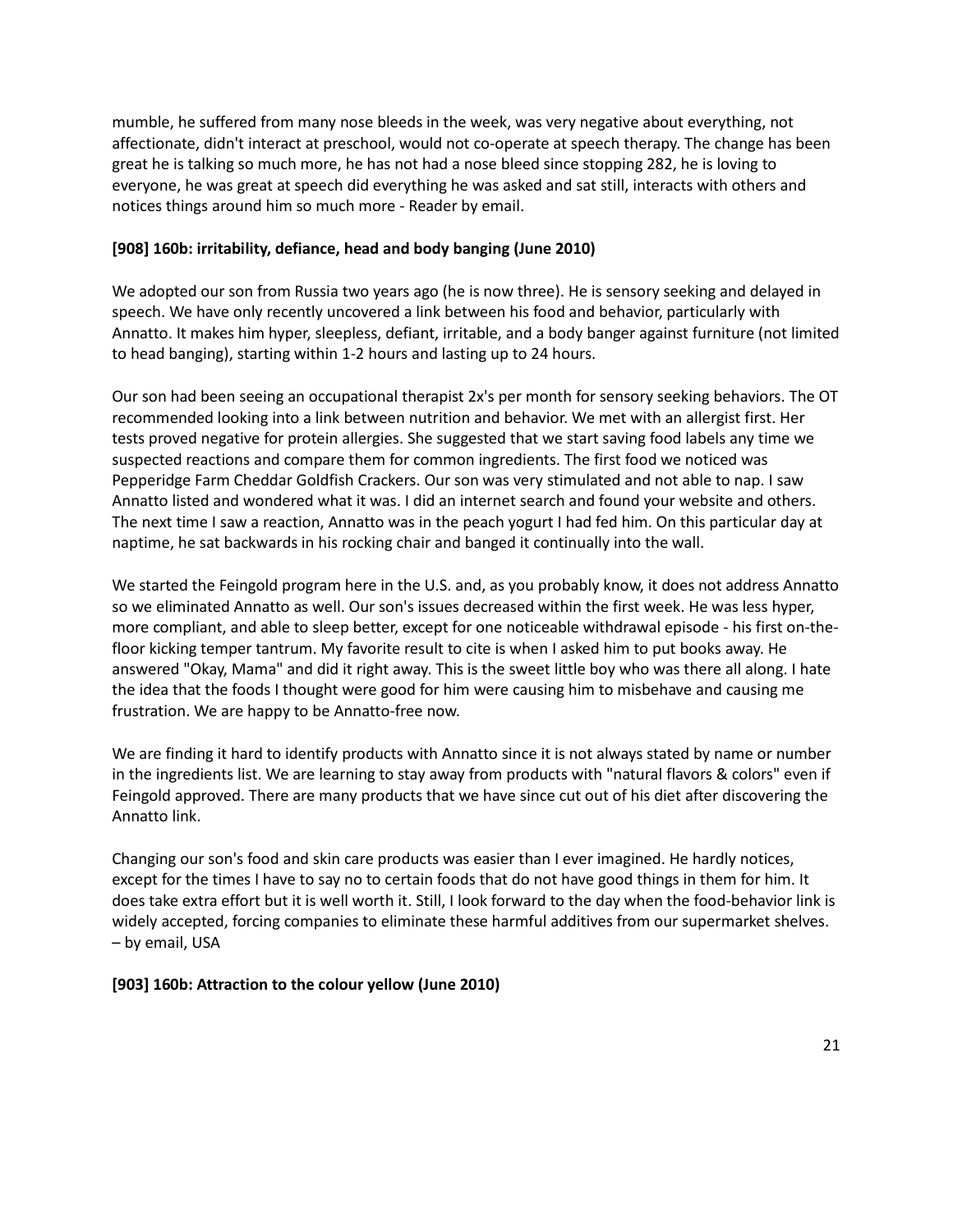mumble, he suffered from many nose bleeds in the week, was very negative about everything, not affectionate, didn't interact at preschool, would not co-operate at speech therapy. The change has been great he is talking so much more, he has not had a nose bleed since stopping 282, he is loving to everyone, he was great at speech did everything he was asked and sat still, interacts with others and notices things around him so much more - Reader by email.

**[908] 160b: irritability, defiance, head and body banging (June 2010)**

We adopted our son from Russia two years ago (he is now three). He is sensory seeking and delayed in speech. We have only recently uncovered a link between his food and behavior, particularly with Annatto. It makes him hyper, sleepless, defiant, irritable, and a body banger against furniture (not limited to head banging), starting within 1-2 hours and lasting up to 24 hours.

Our son had been seeing an occupational therapist 2x's per month for sensory seeking behaviors. The OT recommended looking into a link between nutrition and behavior. We met with an allergist first. Her tests proved negative for protein allergies. She suggested that we start saving food labels any time we suspected reactions and compare them for common ingredients. The first food we noticed was Pepperidge Farm Cheddar Goldfish Crackers. Our son was very stimulated and not able to nap. I saw Annatto listed and wondered what it was. I did an internet search and found your website and others. The next time I saw a reaction, Annatto was in the peach yogurt I had fed him. On this particular day at naptime, he sat backwards in his rocking chair and banged it continually into the wall.

We started the Feingold program here in the U.S. and, as you probably know, it does not address Annatto so we eliminated Annatto as well. Our son's issues decreased within the first week. He was less hyper, more compliant, and able to sleep better, except for one noticeable withdrawal episode - his first on-the-floor kicking temper tantrum. My favorite result to cite is when I asked him to put books away. He answered "Okay, Mama" and did it right away. This is the sweet little boy who was there all along. I hate the idea that the foods I thought were good for him were causing him to misbehave and causing me frustration. We are happy to be Annatto-free now.

We are finding it hard to identify products with Annatto since it is not always stated by name or number in the ingredients list. We are learning to stay away from products with "natural flavors & colors" even if Feingold approved. There are many products that we have since cut out of his diet after discovering the Annatto link.

Changing our son's food and skin care products was easier than I ever imagined. He hardly notices, except for the times I have to say no to certain foods that do not have good things in them for him. It does take extra effort but it is well worth it. Still, I look forward to the day when the food-behavior link is widely accepted, forcing companies to eliminate these harmful additives from our supermarket shelves. – by email, USA

**[903] 160b: Attraction to the colour yellow (June 2010)**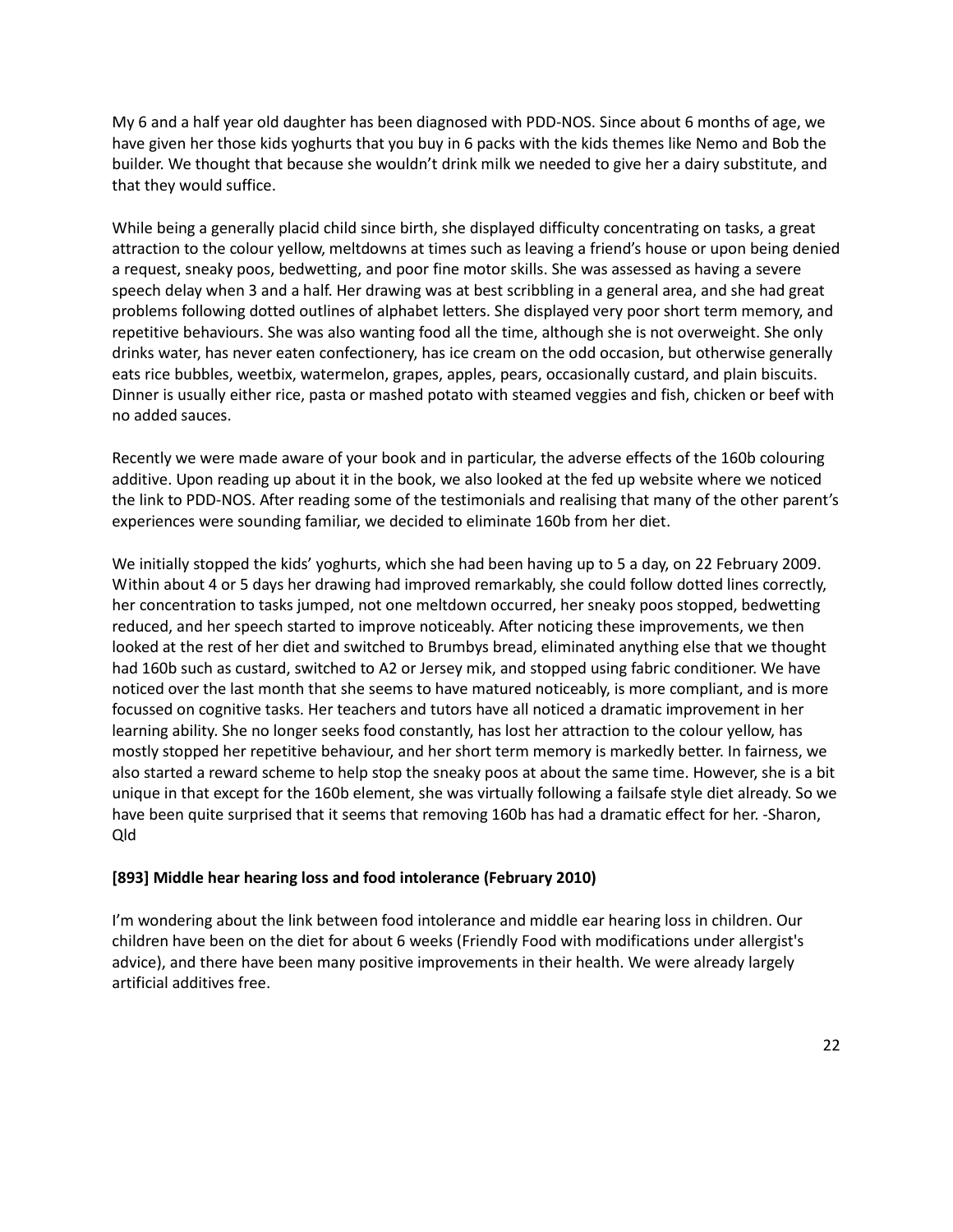My 6 and a half year old daughter has been diagnosed with PDD-NOS. Since about 6 months of age, we have given her those kids yoghurts that you buy in 6 packs with the kids themes like Nemo and Bob the builder. We thought that because she wouldn't drink milk we needed to give her a dairy substitute, and that they would suffice.

While being a generally placid child since birth, she displayed difficulty concentrating on tasks, a great attraction to the colour yellow, meltdowns at times such as leaving a friend's house or upon being denied a request, sneaky poos, bedwetting, and poor fine motor skills. She was assessed as having a severe speech delay when 3 and a half. Her drawing was at best scribbling in a general area, and she had great problems following dotted outlines of alphabet letters. She displayed very poor short term memory, and repetitive behaviours. She was also wanting food all the time, although she is not overweight. She only drinks water, has never eaten confectionery, has ice cream on the odd occasion, but otherwise generally eats rice bubbles, weetbix, watermelon, grapes, apples, pears, occasionally custard, and plain biscuits. Dinner is usually either rice, pasta or mashed potato with steamed veggies and fish, chicken or beef with no added sauces.

Recently we were made aware of your book and in particular, the adverse effects of the 160b colouring additive. Upon reading up about it in the book, we also looked at the fed up website where we noticed the link to PDD-NOS. After reading some of the testimonials and realising that many of the other parent's experiences were sounding familiar, we decided to eliminate 160b from her diet.

We initially stopped the kids' yoghurts, which she had been having up to 5 a day, on 22 February 2009. Within about 4 or 5 days her drawing had improved remarkably, she could follow dotted lines correctly, her concentration to tasks jumped, not one meltdown occurred, her sneaky poos stopped, bedwetting reduced, and her speech started to improve noticeably. After noticing these improvements, we then looked at the rest of her diet and switched to Brumbys bread, eliminated anything else that we thought had 160b such as custard, switched to A2 or Jersey mik, and stopped using fabric conditioner. We have noticed over the last month that she seems to have matured noticeably, is more compliant, and is more focussed on cognitive tasks. Her teachers and tutors have all noticed a dramatic improvement in her learning ability. She no longer seeks food constantly, has lost her attraction to the colour yellow, has mostly stopped her repetitive behaviour, and her short term memory is markedly better. In fairness, we also started a reward scheme to help stop the sneaky poos at about the same time. However, she is a bit unique in that except for the 160b element, she was virtually following a failsafe style diet already. So we have been quite surprised that it seems that removing 160b has had a dramatic effect for her. -Sharon, Qld

**[893] Middle hear hearing loss and food intolerance (February 2010)**

I'm wondering about the link between food intolerance and middle ear hearing loss in children. Our children have been on the diet for about 6 weeks (Friendly Food with modifications under allergist's advice), and there have been many positive improvements in their health. We were already largely artificial additives free.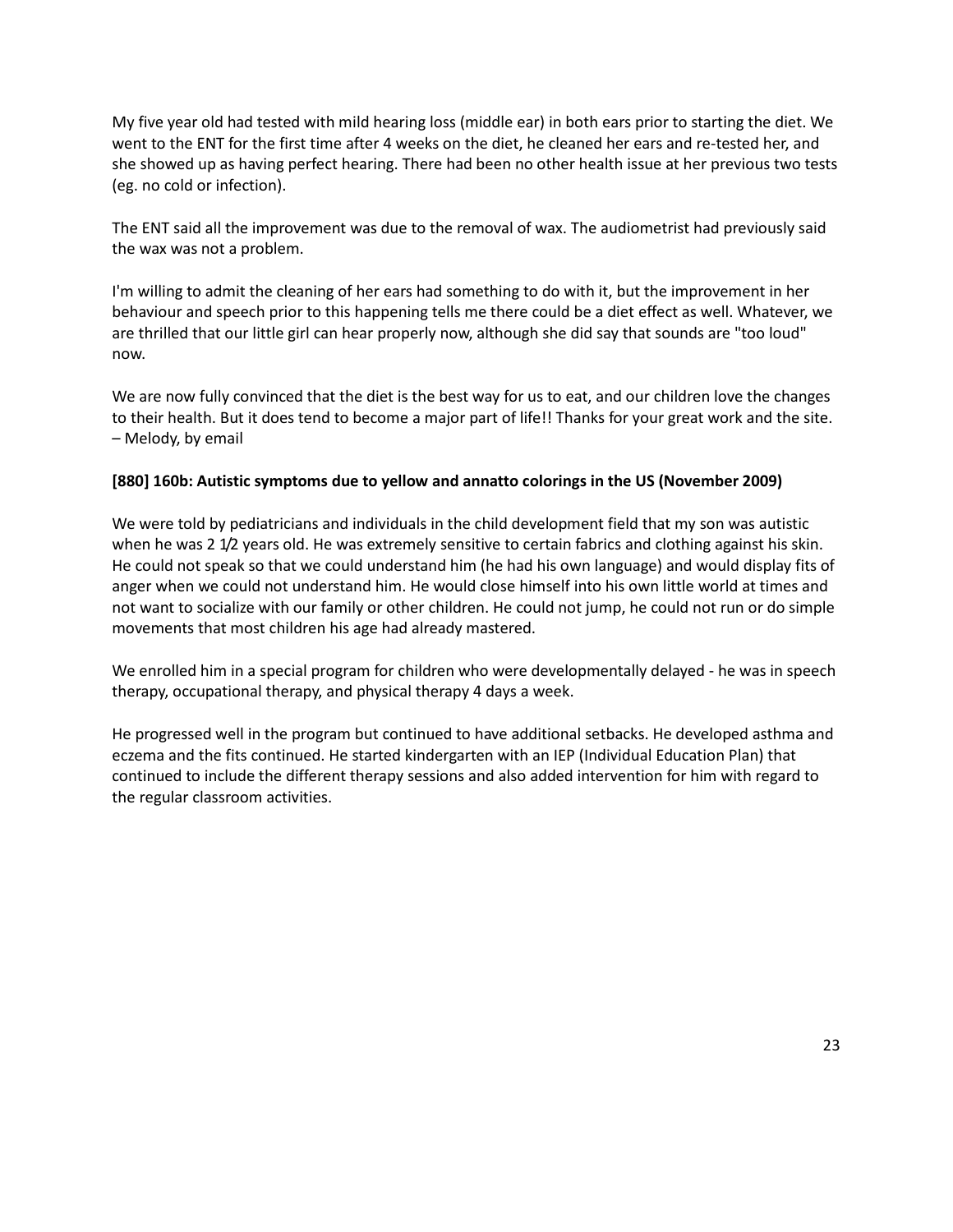My five year old had tested with mild hearing loss (middle ear) in both ears prior to starting the diet. We went to the ENT for the first time after 4 weeks on the diet, he cleaned her ears and re-tested her, and she showed up as having perfect hearing. There had been no other health issue at her previous two tests (eg. no cold or infection).

The ENT said all the improvement was due to the removal of wax. The audiometrist had previously said the wax was not a problem.

I'm willing to admit the cleaning of her ears had something to do with it, but the improvement in her behaviour and speech prior to this happening tells me there could be a diet effect as well. Whatever, we are thrilled that our little girl can hear properly now, although she did say that sounds are "too loud" now.

We are now fully convinced that the diet is the best way for us to eat, and our children love the changes to their health. But it does tend to become a major part of life!! Thanks for your great work and the site. – Melody, by email

**[880] 160b: Autistic symptoms due to yellow and annatto colorings in the US (November 2009)**

We were told by pediatricians and individuals in the child development field that my son was autistic when he was 2 1/2 years old. He was extremely sensitive to certain fabrics and clothing against his skin. He could not speak so that we could understand him (he had his own language) and would display fits of anger when we could not understand him. He would close himself into his own little world at times and not want to socialize with our family or other children. He could not jump, he could not run or do simple movements that most children his age had already mastered.

We enrolled him in a special program for children who were developmentally delayed - he was in speech therapy, occupational therapy, and physical therapy 4 days a week.

He progressed well in the program but continued to have additional setbacks. He developed asthma and eczema and the fits continued. He started kindergarten with an IEP (Individual Education Plan) that continued to include the different therapy sessions and also added intervention for him with regard to the regular classroom activities.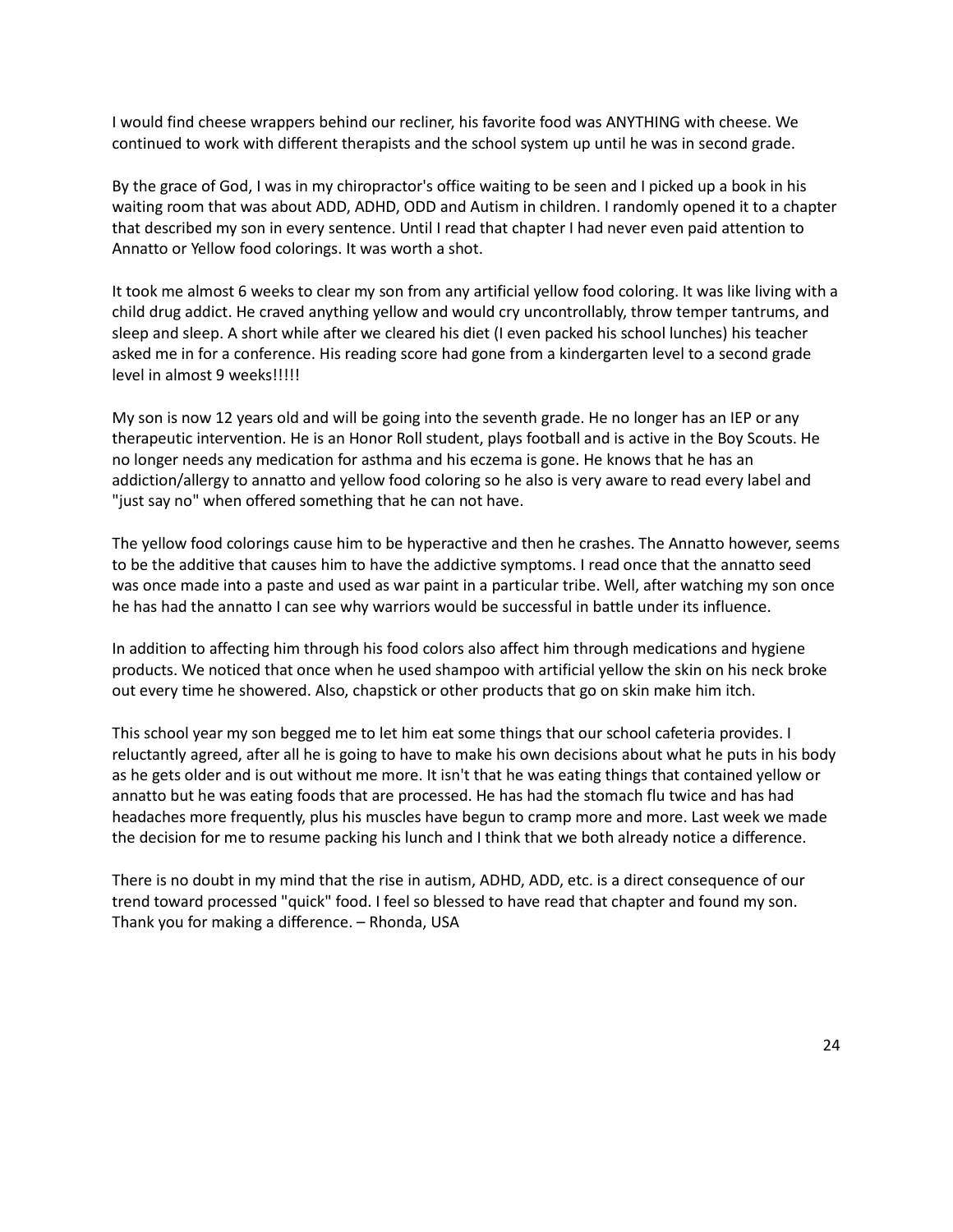I would find cheese wrappers behind our recliner, his favorite food was ANYTHING with cheese. We continued to work with different therapists and the school system up until he was in second grade.

By the grace of God, I was in my chiropractor's office waiting to be seen and I picked up a book in his waiting room that was about ADD, ADHD, ODD and Autism in children. I randomly opened it to a chapter that described my son in every sentence. Until I read that chapter I had never even paid attention to Annatto or Yellow food colorings. It was worth a shot.

It took me almost 6 weeks to clear my son from any artificial yellow food coloring. It was like living with a child drug addict. He craved anything yellow and would cry uncontrollably, throw temper tantrums, and sleep and sleep. A short while after we cleared his diet (I even packed his school lunches) his teacher asked me in for a conference. His reading score had gone from a kindergarten level to a second grade level in almost 9 weeks!!!!!

My son is now 12 years old and will be going into the seventh grade. He no longer has an IEP or any therapeutic intervention. He is an Honor Roll student, plays football and is active in the Boy Scouts. He no longer needs any medication for asthma and his eczema is gone. He knows that he has an addiction/allergy to annatto and yellow food coloring so he also is very aware to read every label and "just say no" when offered something that he can not have.

The yellow food colorings cause him to be hyperactive and then he crashes. The Annatto however, seems to be the additive that causes him to have the addictive symptoms. I read once that the annatto seed was once made into a paste and used as war paint in a particular tribe. Well, after watching my son once he has had the annatto I can see why warriors would be successful in battle under its influence.

In addition to affecting him through his food colors also affect him through medications and hygiene products. We noticed that once when he used shampoo with artificial yellow the skin on his neck broke out every time he showered. Also, chapstick or other products that go on skin make him itch.

This school year my son begged me to let him eat some things that our school cafeteria provides. I reluctantly agreed, after all he is going to have to make his own decisions about what he puts in his body as he gets older and is out without me more. It isn't that he was eating things that contained yellow or annatto but he was eating foods that are processed. He has had the stomach flu twice and has had headaches more frequently, plus his muscles have begun to cramp more and more. Last week we made the decision for me to resume packing his lunch and I think that we both already notice a difference.

There is no doubt in my mind that the rise in autism, ADHD, ADD, etc. is a direct consequence of our trend toward processed "quick" food. I feel so blessed to have read that chapter and found my son. Thank you for making a difference. – Rhonda, USA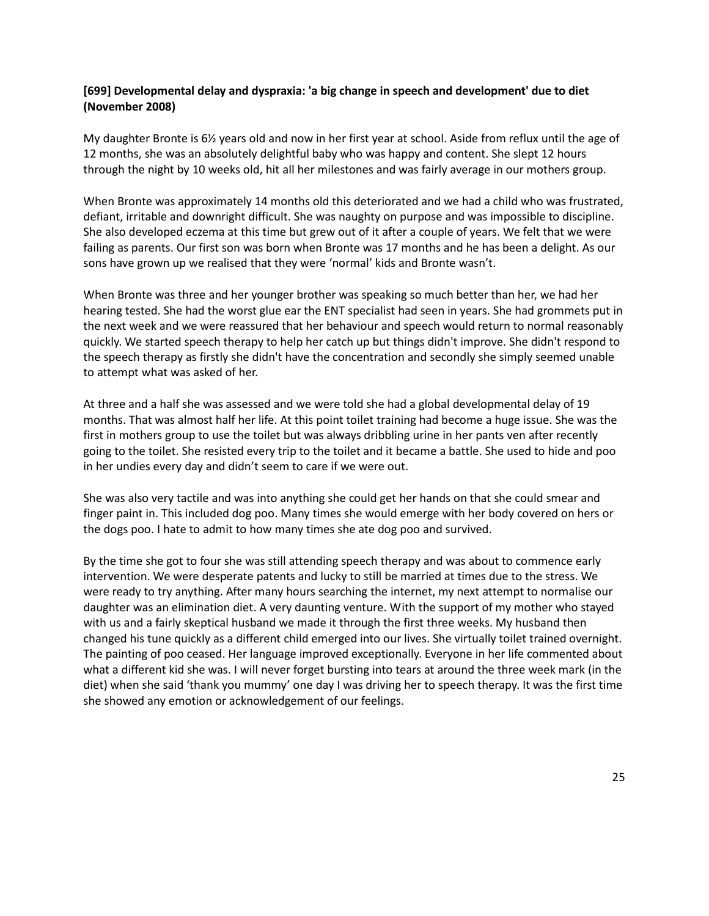**[699] Developmental delay and dyspraxia: 'a big change in speech and development' due to diet (November 2008)**

My daughter Bronte is 6½ years old and now in her first year at school. Aside from reflux until the age of 12 months, she was an absolutely delightful baby who was happy and content. She slept 12 hours through the night by 10 weeks old, hit all her milestones and was fairly average in our mothers group.

When Bronte was approximately 14 months old this deteriorated and we had a child who was frustrated, defiant, irritable and downright difficult. She was naughty on purpose and was impossible to discipline. She also developed eczema at this time but grew out of it after a couple of years. We felt that we were failing as parents. Our first son was born when Bronte was 17 months and he has been a delight. As our sons have grown up we realised that they were 'normal' kids and Bronte wasn't.

When Bronte was three and her younger brother was speaking so much better than her, we had her hearing tested. She had the worst glue ear the ENT specialist had seen in years. She had grommets put in the next week and we were reassured that her behaviour and speech would return to normal reasonably quickly. We started speech therapy to help her catch up but things didn't improve. She didn't respond to the speech therapy as firstly she didn't have the concentration and secondly she simply seemed unable to attempt what was asked of her.

At three and a half she was assessed and we were told she had a global developmental delay of 19 months. That was almost half her life. At this point toilet training had become a huge issue. She was the first in mothers group to use the toilet but was always dribbling urine in her pants ven after recently going to the toilet. She resisted every trip to the toilet and it became a battle. She used to hide and poo in her undies every day and didn't seem to care if we were out.

She was also very tactile and was into anything she could get her hands on that she could smear and finger paint in. This included dog poo. Many times she would emerge with her body covered on hers or the dogs poo. I hate to admit to how many times she ate dog poo and survived.

By the time she got to four she was still attending speech therapy and was about to commence early intervention. We were desperate patents and lucky to still be married at times due to the stress. We were ready to try anything. After many hours searching the internet, my next attempt to normalise our daughter was an elimination diet. A very daunting venture. With the support of my mother who stayed with us and a fairly skeptical husband we made it through the first three weeks. My husband then changed his tune quickly as a different child emerged into our lives. She virtually toilet trained overnight. The painting of poo ceased. Her language improved exceptionally. Everyone in her life commented about what a different kid she was. I will never forget bursting into tears at around the three week mark (in the diet) when she said 'thank you mummy' one day I was driving her to speech therapy. It was the first time she showed any emotion or acknowledgement of our feelings.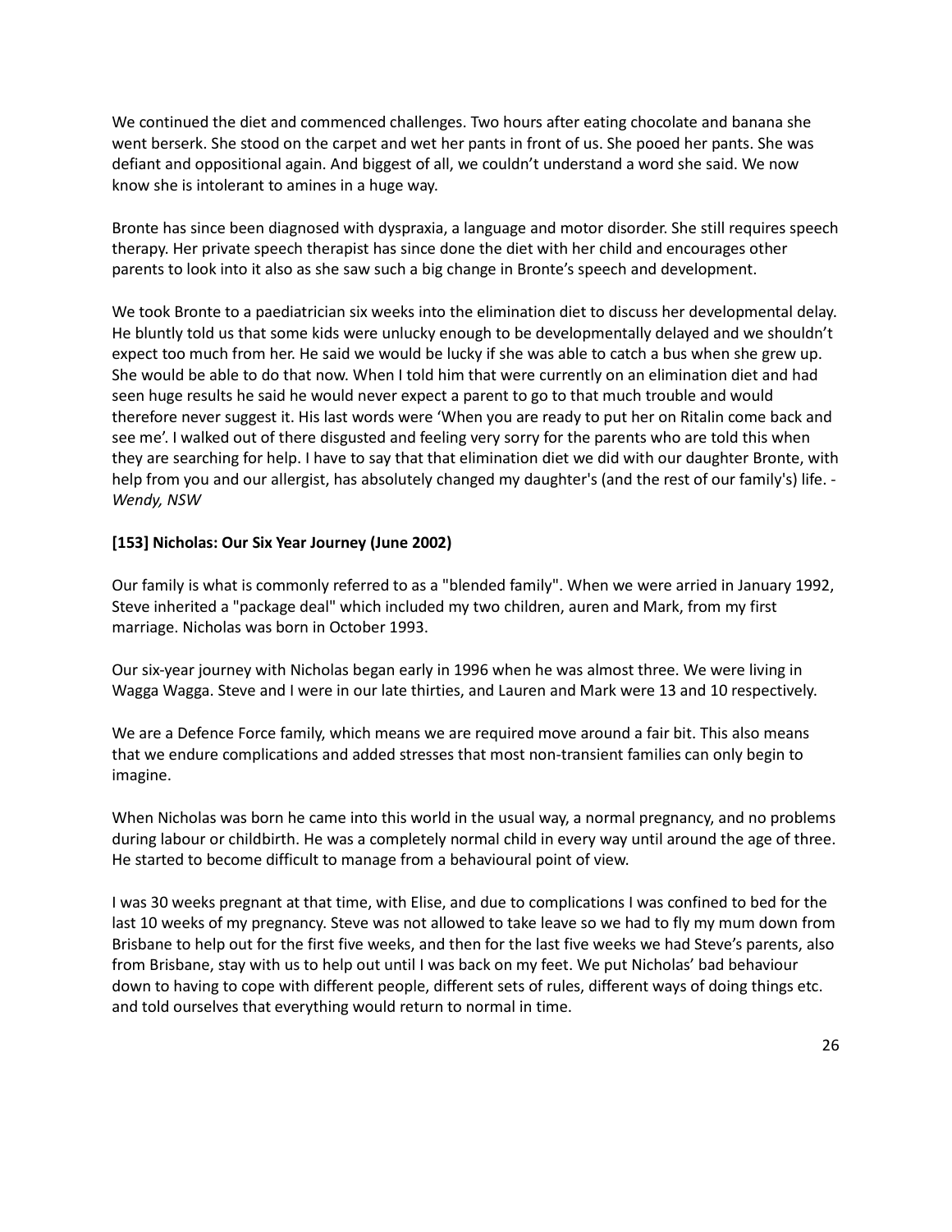We continued the diet and commenced challenges. Two hours after eating chocolate and banana she went berserk. She stood on the carpet and wet her pants in front of us. She pooed her pants. She was defiant and oppositional again. And biggest of all, we couldn't understand a word she said. We now know she is intolerant to amines in a huge way.

Bronte has since been diagnosed with dyspraxia, a language and motor disorder. She still requires speech therapy. Her private speech therapist has since done the diet with her child and encourages other parents to look into it also as she saw such a big change in Bronte's speech and development.

We took Bronte to a paediatrician six weeks into the elimination diet to discuss her developmental delay. He bluntly told us that some kids were unlucky enough to be developmentally delayed and we shouldn't expect too much from her. He said we would be lucky if she was able to catch a bus when she grew up. She would be able to do that now. When I told him that were currently on an elimination diet and had seen huge results he said he would never expect a parent to go to that much trouble and would therefore never suggest it. His last words were 'When you are ready to put her on Ritalin come back and see me'. I walked out of there disgusted and feeling very sorry for the parents who are told this when they are searching for help. I have to say that that elimination diet we did with our daughter Bronte, with help from you and our allergist, has absolutely changed my daughter's (and the rest of our family's) life. - *Wendy, NSW*

**[153] Nicholas: Our Six Year Journey (June 2002)**

Our family is what is commonly referred to as a "blended family". When we were arried in January 1992, Steve inherited a "package deal" which included my two children, auren and Mark, from my first marriage. Nicholas was born in October 1993.

Our six-year journey with Nicholas began early in 1996 when he was almost three. We were living in Wagga Wagga. Steve and I were in our late thirties, and Lauren and Mark were 13 and 10 respectively.

We are a Defence Force family, which means we are required move around a fair bit. This also means that we endure complications and added stresses that most non-transient families can only begin to imagine.

When Nicholas was born he came into this world in the usual way, a normal pregnancy, and no problems during labour or childbirth. He was a completely normal child in every way until around the age of three. He started to become difficult to manage from a behavioural point of view.

I was 30 weeks pregnant at that time, with Elise, and due to complications I was confined to bed for the last 10 weeks of my pregnancy. Steve was not allowed to take leave so we had to fly my mum down from Brisbane to help out for the first five weeks, and then for the last five weeks we had Steve's parents, also from Brisbane, stay with us to help out until I was back on my feet. We put Nicholas' bad behaviour down to having to cope with different people, different sets of rules, different ways of doing things etc. and told ourselves that everything would return to normal in time.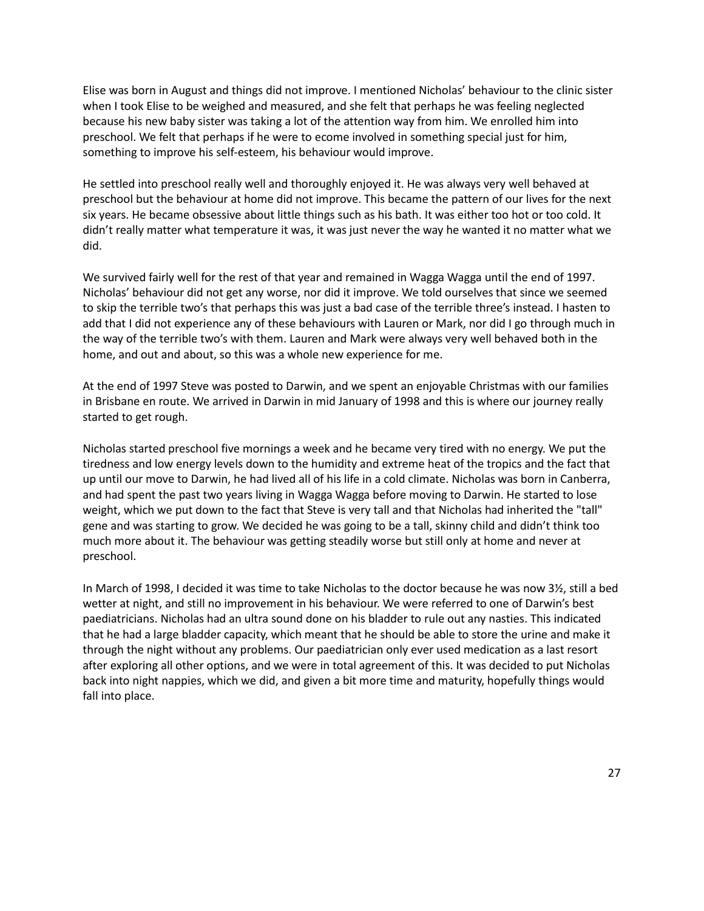Elise was born in August and things did not improve. I mentioned Nicholas' behaviour to the clinic sister when I took Elise to be weighed and measured, and she felt that perhaps he was feeling neglected because his new baby sister was taking a lot of the attention way from him. We enrolled him into preschool. We felt that perhaps if he were to ecome involved in something special just for him, something to improve his self-esteem, his behaviour would improve.

He settled into preschool really well and thoroughly enjoyed it. He was always very well behaved at preschool but the behaviour at home did not improve. This became the pattern of our lives for the next six years. He became obsessive about little things such as his bath. It was either too hot or too cold. It didn't really matter what temperature it was, it was just never the way he wanted it no matter what we did.

We survived fairly well for the rest of that year and remained in Wagga Wagga until the end of 1997. Nicholas' behaviour did not get any worse, nor did it improve. We told ourselves that since we seemed to skip the terrible two's that perhaps this was just a bad case of the terrible three's instead. I hasten to add that I did not experience any of these behaviours with Lauren or Mark, nor did I go through much in the way of the terrible two's with them. Lauren and Mark were always very well behaved both in the home, and out and about, so this was a whole new experience for me.

At the end of 1997 Steve was posted to Darwin, and we spent an enjoyable Christmas with our families in Brisbane en route. We arrived in Darwin in mid January of 1998 and this is where our journey really started to get rough.

Nicholas started preschool five mornings a week and he became very tired with no energy. We put the tiredness and low energy levels down to the humidity and extreme heat of the tropics and the fact that up until our move to Darwin, he had lived all of his life in a cold climate. Nicholas was born in Canberra, and had spent the past two years living in Wagga Wagga before moving to Darwin. He started to lose weight, which we put down to the fact that Steve is very tall and that Nicholas had inherited the "tall" gene and was starting to grow. We decided he was going to be a tall, skinny child and didn't think too much more about it. The behaviour was getting steadily worse but still only at home and never at preschool.

In March of 1998, I decided it was time to take Nicholas to the doctor because he was now 3½, still a bed wetter at night, and still no improvement in his behaviour. We were referred to one of Darwin's best paediatricians. Nicholas had an ultra sound done on his bladder to rule out any nasties. This indicated that he had a large bladder capacity, which meant that he should be able to store the urine and make it through the night without any problems. Our paediatrician only ever used medication as a last resort after exploring all other options, and we were in total agreement of this. It was decided to put Nicholas back into night nappies, which we did, and given a bit more time and maturity, hopefully things would fall into place.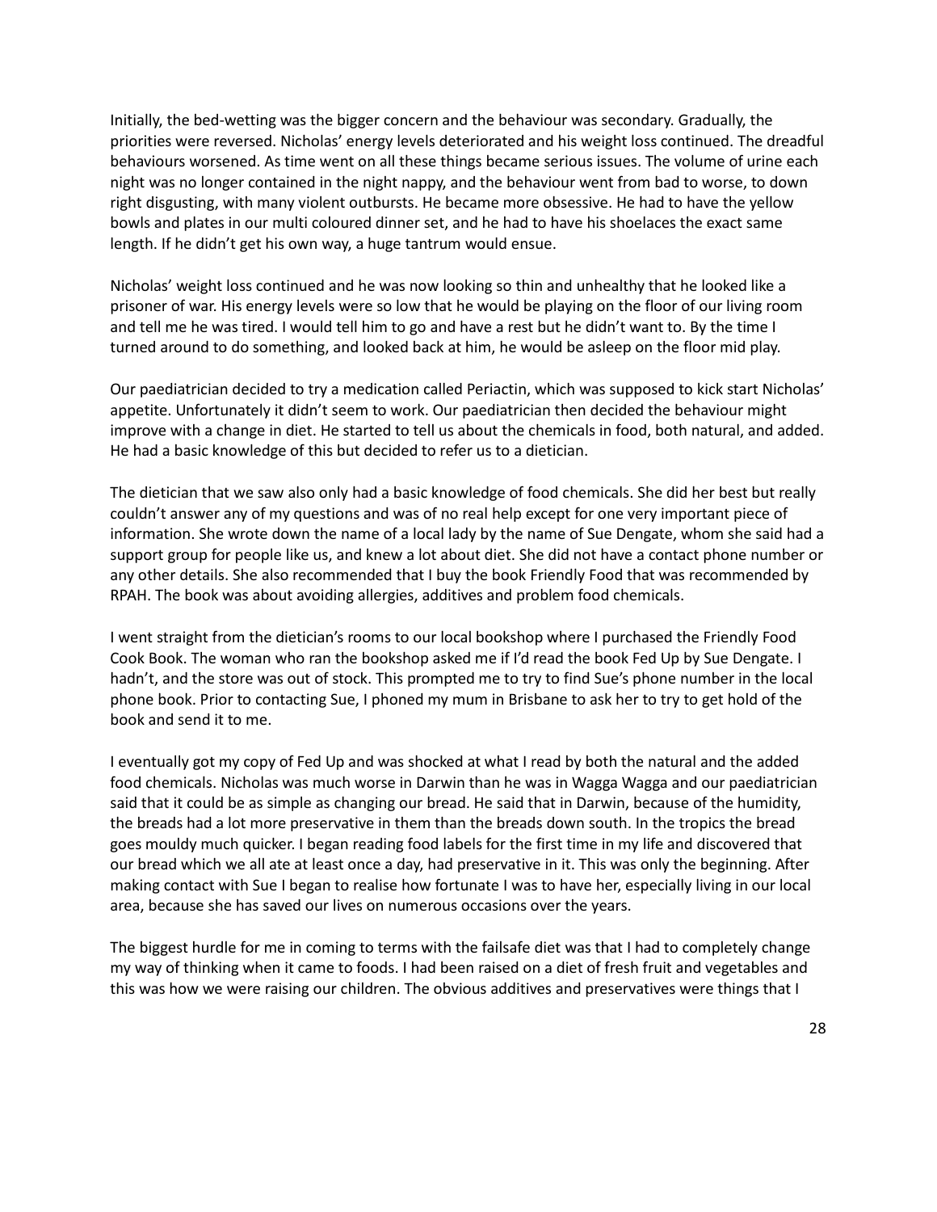Initially, the bed-wetting was the bigger concern and the behaviour was secondary. Gradually, the priorities were reversed. Nicholas' energy levels deteriorated and his weight loss continued. The dreadful behaviours worsened. As time went on all these things became serious issues. The volume of urine each night was no longer contained in the night nappy, and the behaviour went from bad to worse, to down right disgusting, with many violent outbursts. He became more obsessive. He had to have the yellow bowls and plates in our multi coloured dinner set, and he had to have his shoelaces the exact same length. If he didn't get his own way, a huge tantrum would ensue.

Nicholas' weight loss continued and he was now looking so thin and unhealthy that he looked like a prisoner of war. His energy levels were so low that he would be playing on the floor of our living room and tell me he was tired. I would tell him to go and have a rest but he didn't want to. By the time I turned around to do something, and looked back at him, he would be asleep on the floor mid play.

Our paediatrician decided to try a medication called Periactin, which was supposed to kick start Nicholas' appetite. Unfortunately it didn't seem to work. Our paediatrician then decided the behaviour might improve with a change in diet. He started to tell us about the chemicals in food, both natural, and added. He had a basic knowledge of this but decided to refer us to a dietician.

The dietician that we saw also only had a basic knowledge of food chemicals. She did her best but really couldn't answer any of my questions and was of no real help except for one very important piece of information. She wrote down the name of a local lady by the name of Sue Dengate, whom she said had a support group for people like us, and knew a lot about diet. She did not have a contact phone number or any other details. She also recommended that I buy the book Friendly Food that was recommended by RPAH. The book was about avoiding allergies, additives and problem food chemicals.

I went straight from the dietician's rooms to our local bookshop where I purchased the Friendly Food Cook Book. The woman who ran the bookshop asked me if I'd read the book Fed Up by Sue Dengate. I hadn't, and the store was out of stock. This prompted me to try to find Sue's phone number in the local phone book. Prior to contacting Sue, I phoned my mum in Brisbane to ask her to try to get hold of the book and send it to me.

I eventually got my copy of Fed Up and was shocked at what I read by both the natural and the added food chemicals. Nicholas was much worse in Darwin than he was in Wagga Wagga and our paediatrician said that it could be as simple as changing our bread. He said that in Darwin, because of the humidity, the breads had a lot more preservative in them than the breads down south. In the tropics the bread goes mouldy much quicker. I began reading food labels for the first time in my life and discovered that our bread which we all ate at least once a day, had preservative in it. This was only the beginning. After making contact with Sue I began to realise how fortunate I was to have her, especially living in our local area, because she has saved our lives on numerous occasions over the years.

The biggest hurdle for me in coming to terms with the failsafe diet was that I had to completely change my way of thinking when it came to foods. I had been raised on a diet of fresh fruit and vegetables and this was how we were raising our children. The obvious additives and preservatives were things that I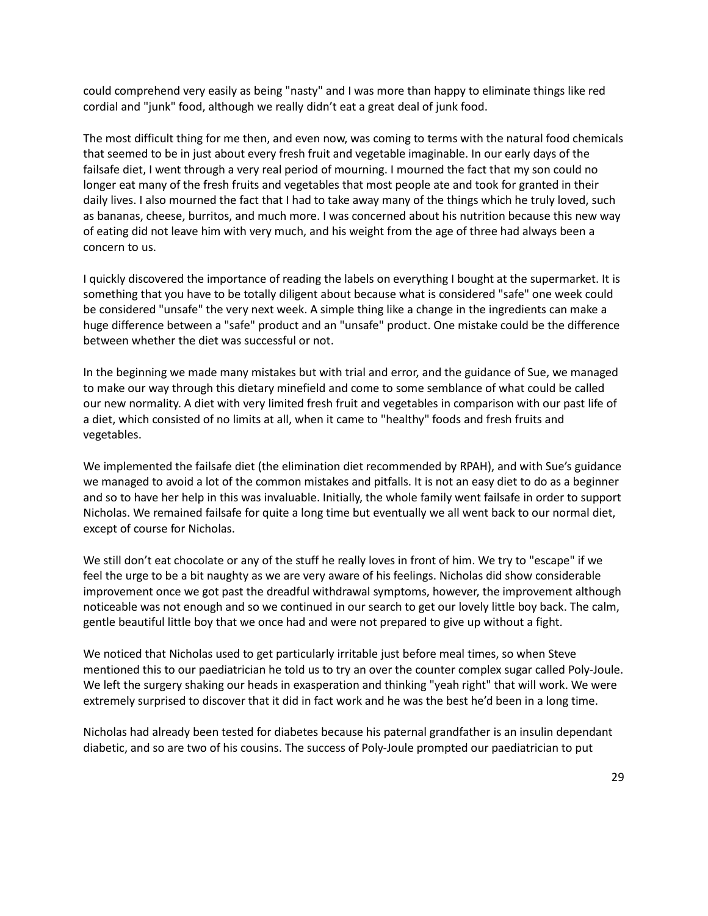could comprehend very easily as being "nasty" and I was more than happy to eliminate things like red cordial and "junk" food, although we really didn't eat a great deal of junk food.

The most difficult thing for me then, and even now, was coming to terms with the natural food chemicals that seemed to be in just about every fresh fruit and vegetable imaginable. In our early days of the failsafe diet, I went through a very real period of mourning. I mourned the fact that my son could no longer eat many of the fresh fruits and vegetables that most people ate and took for granted in their daily lives. I also mourned the fact that I had to take away many of the things which he truly loved, such as bananas, cheese, burritos, and much more. I was concerned about his nutrition because this new way of eating did not leave him with very much, and his weight from the age of three had always been a concern to us.

I quickly discovered the importance of reading the labels on everything I bought at the supermarket. It is something that you have to be totally diligent about because what is considered "safe" one week could be considered "unsafe" the very next week. A simple thing like a change in the ingredients can make a huge difference between a "safe" product and an "unsafe" product. One mistake could be the difference between whether the diet was successful or not.

In the beginning we made many mistakes but with trial and error, and the guidance of Sue, we managed to make our way through this dietary minefield and come to some semblance of what could be called our new normality. A diet with very limited fresh fruit and vegetables in comparison with our past life of a diet, which consisted of no limits at all, when it came to "healthy" foods and fresh fruits and vegetables.

We implemented the failsafe diet (the elimination diet recommended by RPAH), and with Sue's guidance we managed to avoid a lot of the common mistakes and pitfalls. It is not an easy diet to do as a beginner and so to have her help in this was invaluable. Initially, the whole family went failsafe in order to support Nicholas. We remained failsafe for quite a long time but eventually we all went back to our normal diet, except of course for Nicholas.

We still don't eat chocolate or any of the stuff he really loves in front of him. We try to "escape" if we feel the urge to be a bit naughty as we are very aware of his feelings. Nicholas did show considerable improvement once we got past the dreadful withdrawal symptoms, however, the improvement although noticeable was not enough and so we continued in our search to get our lovely little boy back. The calm, gentle beautiful little boy that we once had and were not prepared to give up without a fight.

We noticed that Nicholas used to get particularly irritable just before meal times, so when Steve mentioned this to our paediatrician he told us to try an over the counter complex sugar called Poly-Joule. We left the surgery shaking our heads in exasperation and thinking "yeah right" that will work. We were extremely surprised to discover that it did in fact work and he was the best he'd been in a long time.

Nicholas had already been tested for diabetes because his paternal grandfather is an insulin dependant diabetic, and so are two of his cousins. The success of Poly-Joule prompted our paediatrician to put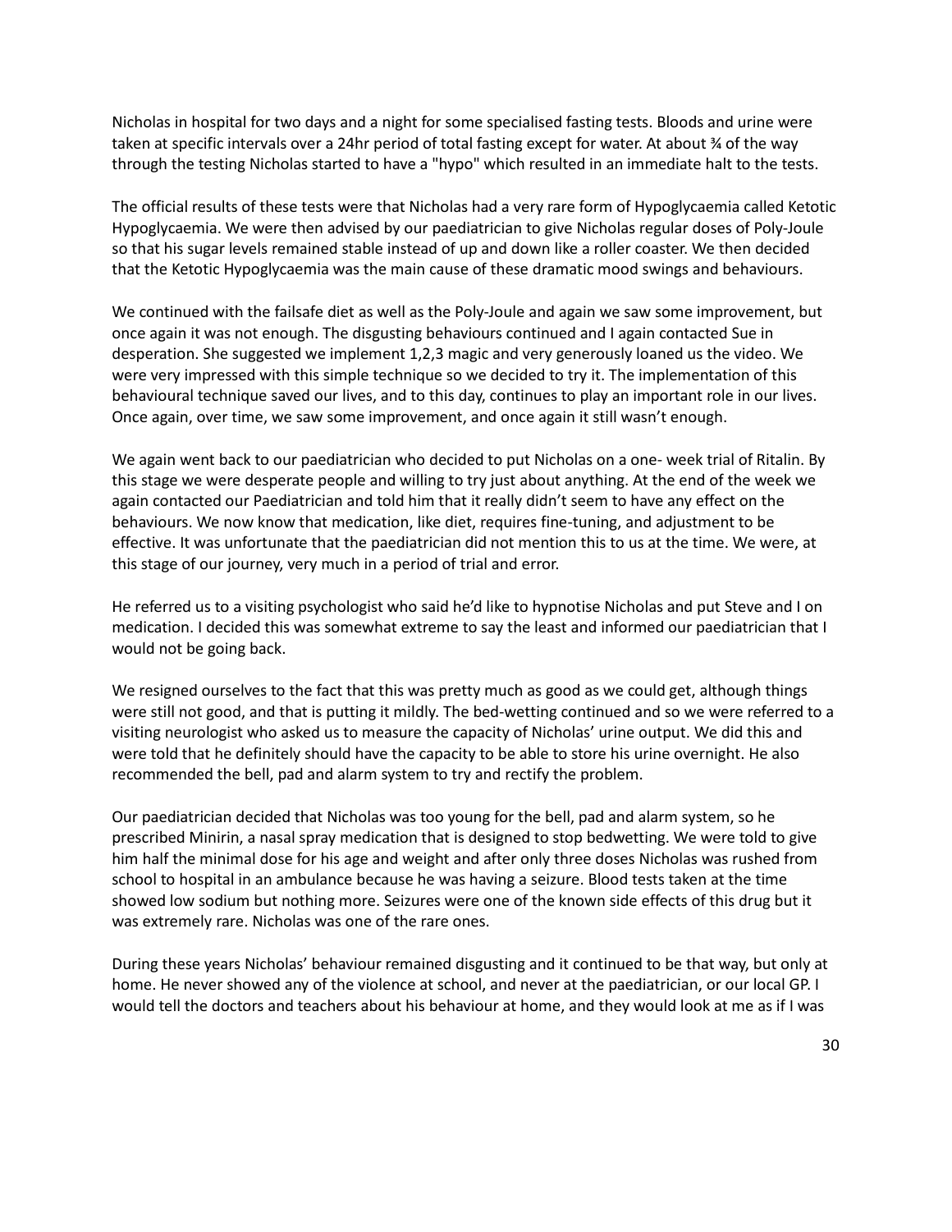Nicholas in hospital for two days and a night for some specialised fasting tests. Bloods and urine were taken at specific intervals over a 24hr period of total fasting except for water. At about ¾ of the way through the testing Nicholas started to have a "hypo" which resulted in an immediate halt to the tests.

The official results of these tests were that Nicholas had a very rare form of Hypoglycaemia called Ketotic Hypoglycaemia. We were then advised by our paediatrician to give Nicholas regular doses of Poly-Joule so that his sugar levels remained stable instead of up and down like a roller coaster. We then decided that the Ketotic Hypoglycaemia was the main cause of these dramatic mood swings and behaviours.

We continued with the failsafe diet as well as the Poly-Joule and again we saw some improvement, but once again it was not enough. The disgusting behaviours continued and I again contacted Sue in desperation. She suggested we implement 1,2,3 magic and very generously loaned us the video. We were very impressed with this simple technique so we decided to try it. The implementation of this behavioural technique saved our lives, and to this day, continues to play an important role in our lives. Once again, over time, we saw some improvement, and once again it still wasn't enough.

We again went back to our paediatrician who decided to put Nicholas on a one- week trial of Ritalin. By this stage we were desperate people and willing to try just about anything. At the end of the week we again contacted our Paediatrician and told him that it really didn't seem to have any effect on the behaviours. We now know that medication, like diet, requires fine-tuning, and adjustment to be effective. It was unfortunate that the paediatrician did not mention this to us at the time. We were, at this stage of our journey, very much in a period of trial and error.

He referred us to a visiting psychologist who said he'd like to hypnotise Nicholas and put Steve and I on medication. I decided this was somewhat extreme to say the least and informed our paediatrician that I would not be going back.

We resigned ourselves to the fact that this was pretty much as good as we could get, although things were still not good, and that is putting it mildly. The bed-wetting continued and so we were referred to a visiting neurologist who asked us to measure the capacity of Nicholas' urine output. We did this and were told that he definitely should have the capacity to be able to store his urine overnight. He also recommended the bell, pad and alarm system to try and rectify the problem.

Our paediatrician decided that Nicholas was too young for the bell, pad and alarm system, so he prescribed Minirin, a nasal spray medication that is designed to stop bedwetting. We were told to give him half the minimal dose for his age and weight and after only three doses Nicholas was rushed from school to hospital in an ambulance because he was having a seizure. Blood tests taken at the time showed low sodium but nothing more. Seizures were one of the known side effects of this drug but it was extremely rare. Nicholas was one of the rare ones.

During these years Nicholas' behaviour remained disgusting and it continued to be that way, but only at home. He never showed any of the violence at school, and never at the paediatrician, or our local GP. I would tell the doctors and teachers about his behaviour at home, and they would look at me as if I was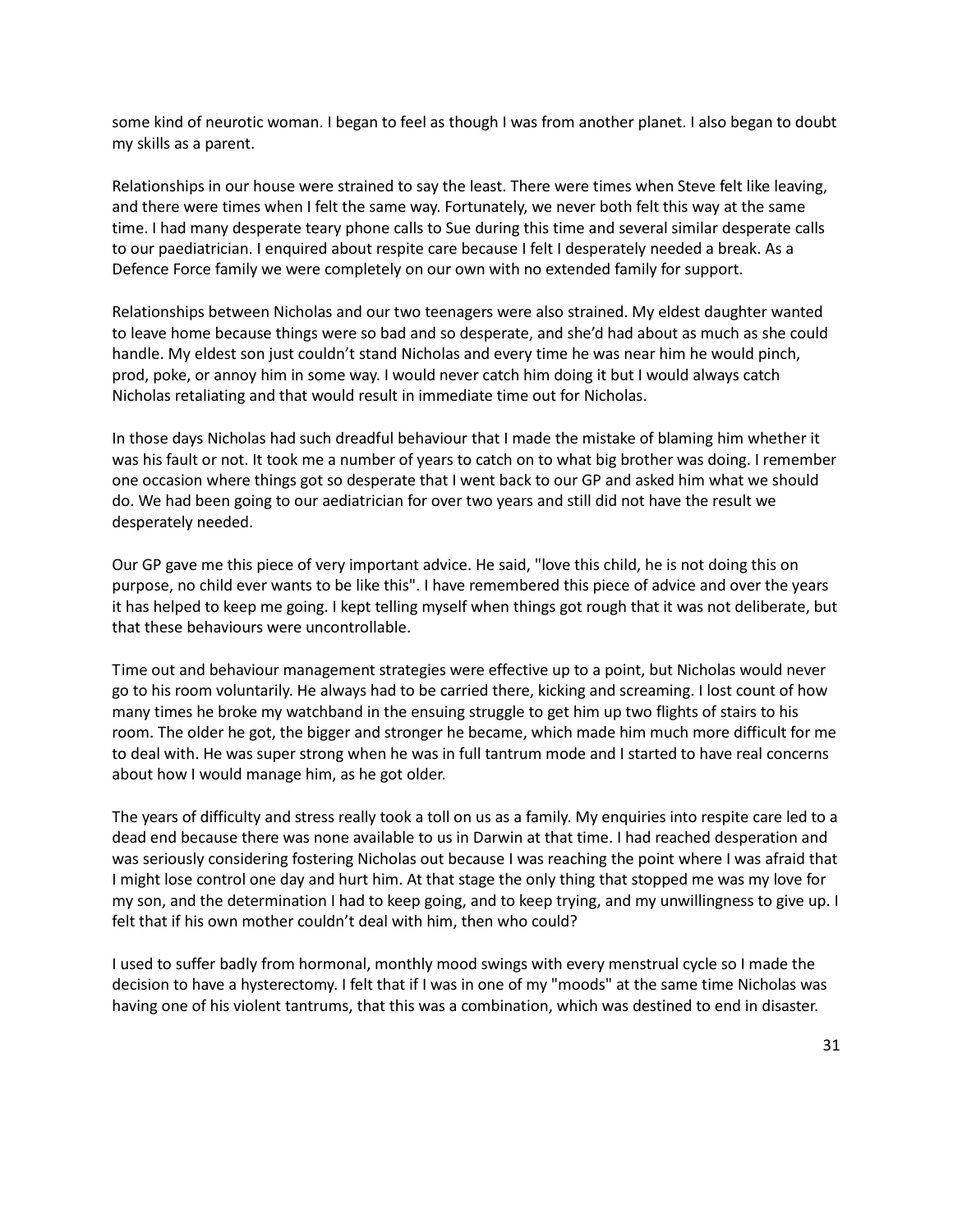some kind of neurotic woman. I began to feel as though I was from another planet. I also began to doubt my skills as a parent.

Relationships in our house were strained to say the least. There were times when Steve felt like leaving, and there were times when I felt the same way. Fortunately, we never both felt this way at the same time. I had many desperate teary phone calls to Sue during this time and several similar desperate calls to our paediatrician. I enquired about respite care because I felt I desperately needed a break. As a Defence Force family we were completely on our own with no extended family for support.

Relationships between Nicholas and our two teenagers were also strained. My eldest daughter wanted to leave home because things were so bad and so desperate, and she'd had about as much as she could handle. My eldest son just couldn't stand Nicholas and every time he was near him he would pinch, prod, poke, or annoy him in some way. I would never catch him doing it but I would always catch Nicholas retaliating and that would result in immediate time out for Nicholas.

In those days Nicholas had such dreadful behaviour that I made the mistake of blaming him whether it was his fault or not. It took me a number of years to catch on to what big brother was doing. I remember one occasion where things got so desperate that I went back to our GP and asked him what we should do. We had been going to our aediatrician for over two years and still did not have the result we desperately needed.

Our GP gave me this piece of very important advice. He said, "love this child, he is not doing this on purpose, no child ever wants to be like this". I have remembered this piece of advice and over the years it has helped to keep me going. I kept telling myself when things got rough that it was not deliberate, but that these behaviours were uncontrollable.

Time out and behaviour management strategies were effective up to a point, but Nicholas would never go to his room voluntarily. He always had to be carried there, kicking and screaming. I lost count of how many times he broke my watchband in the ensuing struggle to get him up two flights of stairs to his room. The older he got, the bigger and stronger he became, which made him much more difficult for me to deal with. He was super strong when he was in full tantrum mode and I started to have real concerns about how I would manage him, as he got older.

The years of difficulty and stress really took a toll on us as a family. My enquiries into respite care led to a dead end because there was none available to us in Darwin at that time. I had reached desperation and was seriously considering fostering Nicholas out because I was reaching the point where I was afraid that I might lose control one day and hurt him. At that stage the only thing that stopped me was my love for my son, and the determination I had to keep going, and to keep trying, and my unwillingness to give up. I felt that if his own mother couldn't deal with him, then who could?

I used to suffer badly from hormonal, monthly mood swings with every menstrual cycle so I made the decision to have a hysterectomy. I felt that if I was in one of my "moods" at the same time Nicholas was having one of his violent tantrums, that this was a combination, which was destined to end in disaster.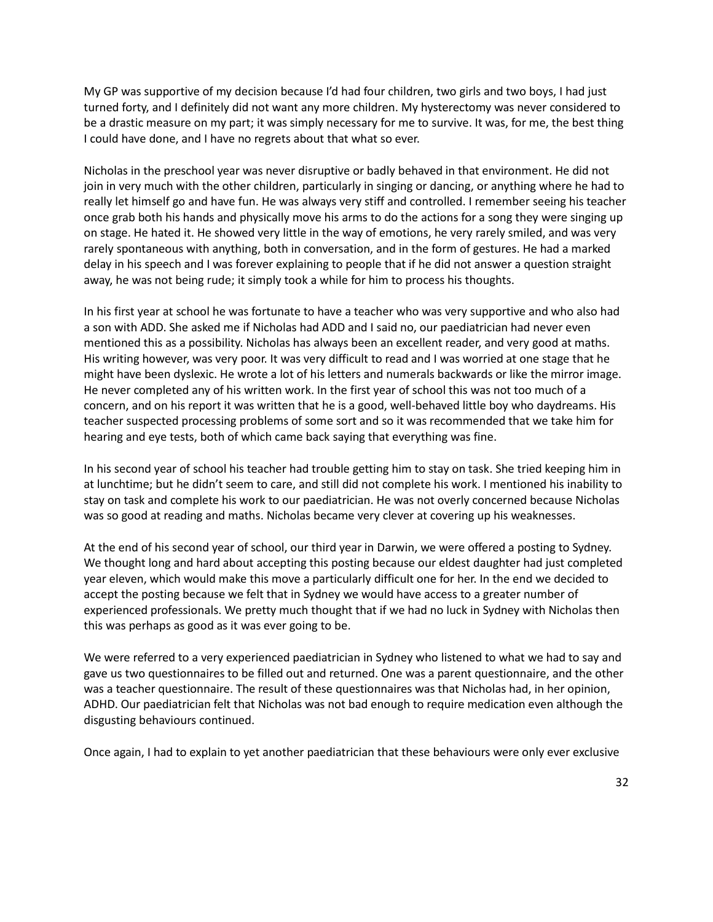My GP was supportive of my decision because I'd had four children, two girls and two boys, I had just turned forty, and I definitely did not want any more children. My hysterectomy was never considered to be a drastic measure on my part; it was simply necessary for me to survive. It was, for me, the best thing I could have done, and I have no regrets about that what so ever.

Nicholas in the preschool year was never disruptive or badly behaved in that environment. He did not join in very much with the other children, particularly in singing or dancing, or anything where he had to really let himself go and have fun. He was always very stiff and controlled. I remember seeing his teacher once grab both his hands and physically move his arms to do the actions for a song they were singing up on stage. He hated it. He showed very little in the way of emotions, he very rarely smiled, and was very rarely spontaneous with anything, both in conversation, and in the form of gestures. He had a marked delay in his speech and I was forever explaining to people that if he did not answer a question straight away, he was not being rude; it simply took a while for him to process his thoughts.

In his first year at school he was fortunate to have a teacher who was very supportive and who also had a son with ADD. She asked me if Nicholas had ADD and I said no, our paediatrician had never even mentioned this as a possibility. Nicholas has always been an excellent reader, and very good at maths. His writing however, was very poor. It was very difficult to read and I was worried at one stage that he might have been dyslexic. He wrote a lot of his letters and numerals backwards or like the mirror image. He never completed any of his written work. In the first year of school this was not too much of a concern, and on his report it was written that he is a good, well-behaved little boy who daydreams. His teacher suspected processing problems of some sort and so it was recommended that we take him for hearing and eye tests, both of which came back saying that everything was fine.

In his second year of school his teacher had trouble getting him to stay on task. She tried keeping him in at lunchtime; but he didn't seem to care, and still did not complete his work. I mentioned his inability to stay on task and complete his work to our paediatrician. He was not overly concerned because Nicholas was so good at reading and maths. Nicholas became very clever at covering up his weaknesses.

At the end of his second year of school, our third year in Darwin, we were offered a posting to Sydney. We thought long and hard about accepting this posting because our eldest daughter had just completed year eleven, which would make this move a particularly difficult one for her. In the end we decided to accept the posting because we felt that in Sydney we would have access to a greater number of experienced professionals. We pretty much thought that if we had no luck in Sydney with Nicholas then this was perhaps as good as it was ever going to be.

We were referred to a very experienced paediatrician in Sydney who listened to what we had to say and gave us two questionnaires to be filled out and returned. One was a parent questionnaire, and the other was a teacher questionnaire. The result of these questionnaires was that Nicholas had, in her opinion, ADHD. Our paediatrician felt that Nicholas was not bad enough to require medication even although the disgusting behaviours continued.

Once again, I had to explain to yet another paediatrician that these behaviours were only ever exclusive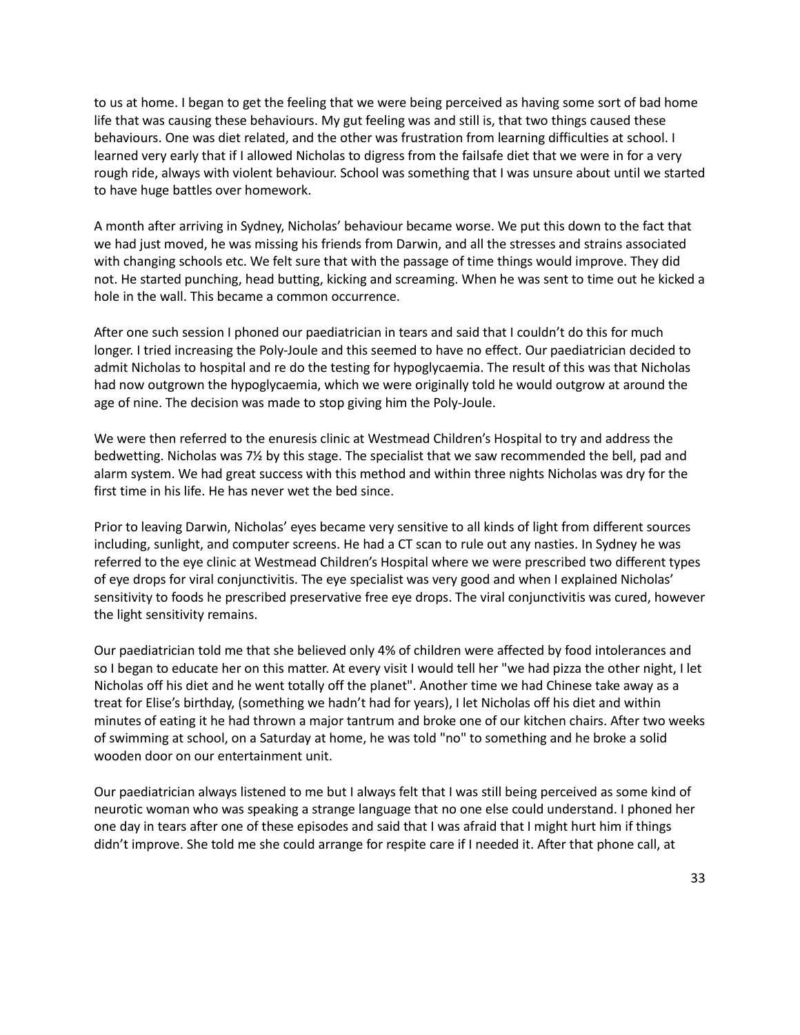to us at home. I began to get the feeling that we were being perceived as having some sort of bad home life that was causing these behaviours. My gut feeling was and still is, that two things caused these behaviours. One was diet related, and the other was frustration from learning difficulties at school. I learned very early that if I allowed Nicholas to digress from the failsafe diet that we were in for a very rough ride, always with violent behaviour. School was something that I was unsure about until we started to have huge battles over homework.

A month after arriving in Sydney, Nicholas' behaviour became worse. We put this down to the fact that we had just moved, he was missing his friends from Darwin, and all the stresses and strains associated with changing schools etc. We felt sure that with the passage of time things would improve. They did not. He started punching, head butting, kicking and screaming. When he was sent to time out he kicked a hole in the wall. This became a common occurrence.

After one such session I phoned our paediatrician in tears and said that I couldn't do this for much longer. I tried increasing the Poly-Joule and this seemed to have no effect. Our paediatrician decided to admit Nicholas to hospital and re do the testing for hypoglycaemia. The result of this was that Nicholas had now outgrown the hypoglycaemia, which we were originally told he would outgrow at around the age of nine. The decision was made to stop giving him the Poly-Joule.

We were then referred to the enuresis clinic at Westmead Children's Hospital to try and address the bedwetting. Nicholas was 7½ by this stage. The specialist that we saw recommended the bell, pad and alarm system. We had great success with this method and within three nights Nicholas was dry for the first time in his life. He has never wet the bed since.

Prior to leaving Darwin, Nicholas' eyes became very sensitive to all kinds of light from different sources including, sunlight, and computer screens. He had a CT scan to rule out any nasties. In Sydney he was referred to the eye clinic at Westmead Children's Hospital where we were prescribed two different types of eye drops for viral conjunctivitis. The eye specialist was very good and when I explained Nicholas' sensitivity to foods he prescribed preservative free eye drops. The viral conjunctivitis was cured, however the light sensitivity remains.

Our paediatrician told me that she believed only 4% of children were affected by food intolerances and so I began to educate her on this matter. At every visit I would tell her "we had pizza the other night, I let Nicholas off his diet and he went totally off the planet". Another time we had Chinese take away as a treat for Elise's birthday, (something we hadn't had for years), I let Nicholas off his diet and within minutes of eating it he had thrown a major tantrum and broke one of our kitchen chairs. After two weeks of swimming at school, on a Saturday at home, he was told "no" to something and he broke a solid wooden door on our entertainment unit.

Our paediatrician always listened to me but I always felt that I was still being perceived as some kind of neurotic woman who was speaking a strange language that no one else could understand. I phoned her one day in tears after one of these episodes and said that I was afraid that I might hurt him if things didn't improve. She told me she could arrange for respite care if I needed it. After that phone call, at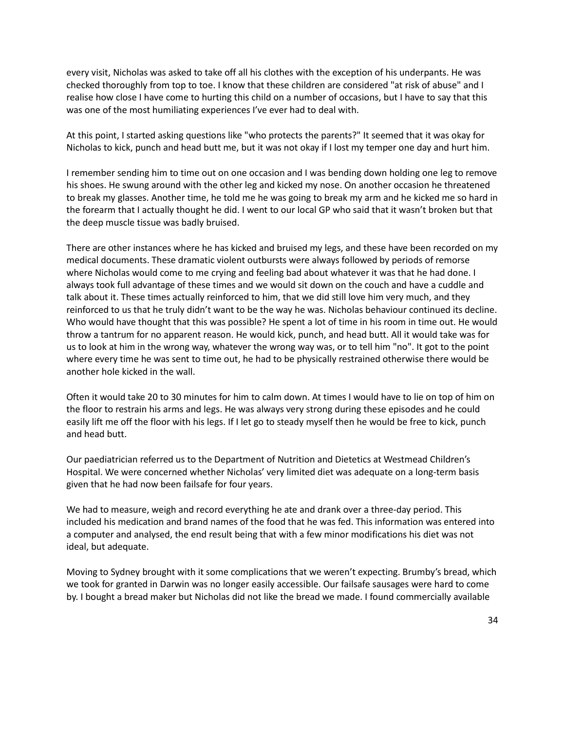every visit, Nicholas was asked to take off all his clothes with the exception of his underpants. He was checked thoroughly from top to toe. I know that these children are considered "at risk of abuse" and I realise how close I have come to hurting this child on a number of occasions, but I have to say that this was one of the most humiliating experiences I've ever had to deal with.

At this point, I started asking questions like "who protects the parents?" It seemed that it was okay for Nicholas to kick, punch and head butt me, but it was not okay if I lost my temper one day and hurt him.

I remember sending him to time out on one occasion and I was bending down holding one leg to remove his shoes. He swung around with the other leg and kicked my nose. On another occasion he threatened to break my glasses. Another time, he told me he was going to break my arm and he kicked me so hard in the forearm that I actually thought he did. I went to our local GP who said that it wasn't broken but that the deep muscle tissue was badly bruised.

There are other instances where he has kicked and bruised my legs, and these have been recorded on my medical documents. These dramatic violent outbursts were always followed by periods of remorse where Nicholas would come to me crying and feeling bad about whatever it was that he had done. I always took full advantage of these times and we would sit down on the couch and have a cuddle and talk about it. These times actually reinforced to him, that we did still love him very much, and they reinforced to us that he truly didn't want to be the way he was. Nicholas behaviour continued its decline. Who would have thought that this was possible? He spent a lot of time in his room in time out. He would throw a tantrum for no apparent reason. He would kick, punch, and head butt. All it would take was for us to look at him in the wrong way, whatever the wrong way was, or to tell him "no". It got to the point where every time he was sent to time out, he had to be physically restrained otherwise there would be another hole kicked in the wall.

Often it would take 20 to 30 minutes for him to calm down. At times I would have to lie on top of him on the floor to restrain his arms and legs. He was always very strong during these episodes and he could easily lift me off the floor with his legs. If I let go to steady myself then he would be free to kick, punch and head butt.

Our paediatrician referred us to the Department of Nutrition and Dietetics at Westmead Children's Hospital. We were concerned whether Nicholas' very limited diet was adequate on a long-term basis given that he had now been failsafe for four years.

We had to measure, weigh and record everything he ate and drank over a three-day period. This included his medication and brand names of the food that he was fed. This information was entered into a computer and analysed, the end result being that with a few minor modifications his diet was not ideal, but adequate.

Moving to Sydney brought with it some complications that we weren't expecting. Brumby's bread, which we took for granted in Darwin was no longer easily accessible. Our failsafe sausages were hard to come by. I bought a bread maker but Nicholas did not like the bread we made. I found commercially available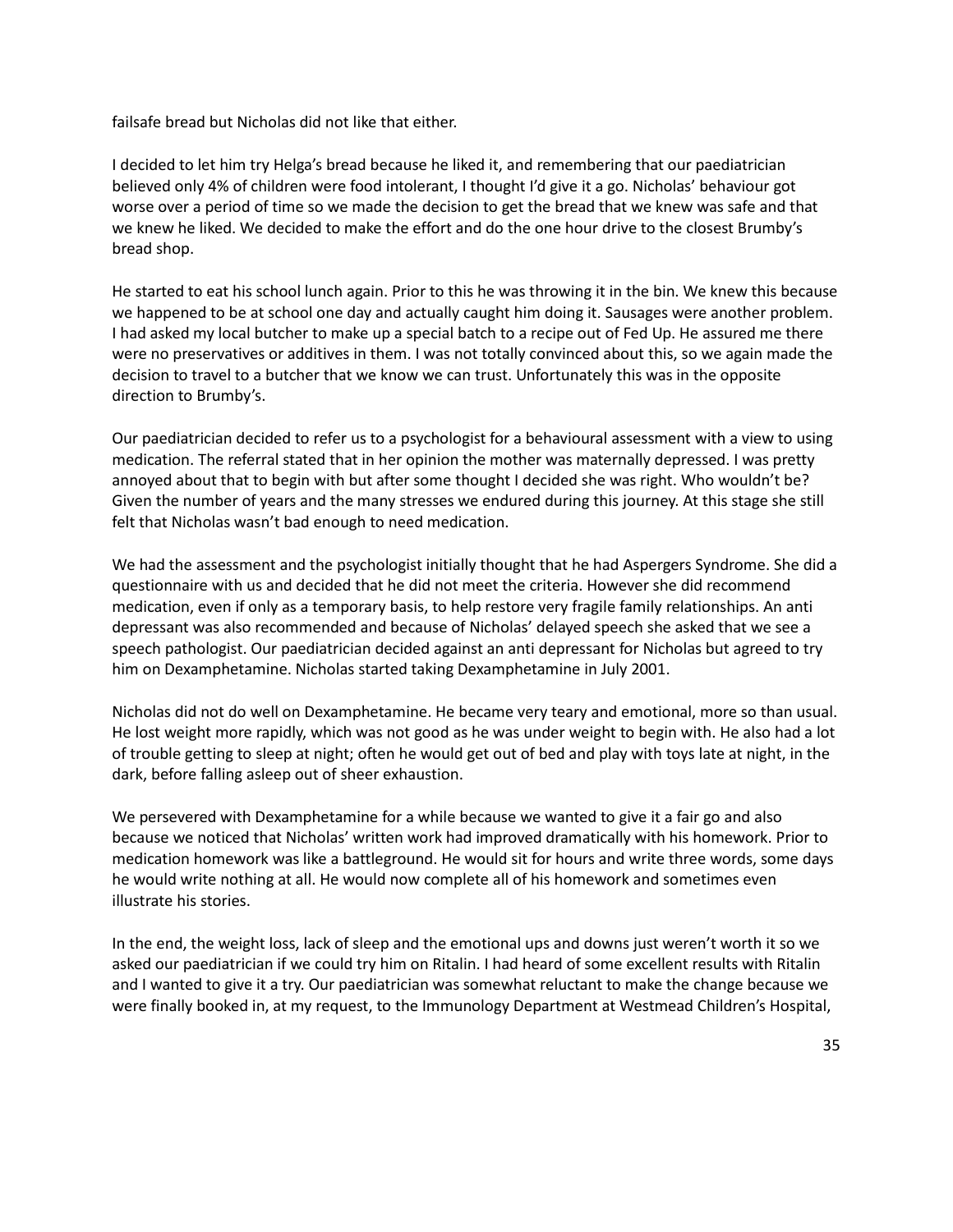failsafe bread but Nicholas did not like that either.

I decided to let him try Helga's bread because he liked it, and remembering that our paediatrician believed only 4% of children were food intolerant, I thought I'd give it a go. Nicholas' behaviour got worse over a period of time so we made the decision to get the bread that we knew was safe and that we knew he liked. We decided to make the effort and do the one hour drive to the closest Brumby's bread shop.

He started to eat his school lunch again. Prior to this he was throwing it in the bin. We knew this because we happened to be at school one day and actually caught him doing it. Sausages were another problem. I had asked my local butcher to make up a special batch to a recipe out of Fed Up. He assured me there were no preservatives or additives in them. I was not totally convinced about this, so we again made the decision to travel to a butcher that we know we can trust. Unfortunately this was in the opposite direction to Brumby's.

Our paediatrician decided to refer us to a psychologist for a behavioural assessment with a view to using medication. The referral stated that in her opinion the mother was maternally depressed. I was pretty annoyed about that to begin with but after some thought I decided she was right. Who wouldn't be? Given the number of years and the many stresses we endured during this journey. At this stage she still felt that Nicholas wasn't bad enough to need medication.

We had the assessment and the psychologist initially thought that he had Aspergers Syndrome. She did a questionnaire with us and decided that he did not meet the criteria. However she did recommend medication, even if only as a temporary basis, to help restore very fragile family relationships. An anti depressant was also recommended and because of Nicholas' delayed speech she asked that we see a speech pathologist. Our paediatrician decided against an anti depressant for Nicholas but agreed to try him on Dexamphetamine. Nicholas started taking Dexamphetamine in July 2001.

Nicholas did not do well on Dexamphetamine. He became very teary and emotional, more so than usual. He lost weight more rapidly, which was not good as he was under weight to begin with. He also had a lot of trouble getting to sleep at night; often he would get out of bed and play with toys late at night, in the dark, before falling asleep out of sheer exhaustion.

We persevered with Dexamphetamine for a while because we wanted to give it a fair go and also because we noticed that Nicholas' written work had improved dramatically with his homework. Prior to medication homework was like a battleground. He would sit for hours and write three words, some days he would write nothing at all. He would now complete all of his homework and sometimes even illustrate his stories.

In the end, the weight loss, lack of sleep and the emotional ups and downs just weren't worth it so we asked our paediatrician if we could try him on Ritalin. I had heard of some excellent results with Ritalin and I wanted to give it a try. Our paediatrician was somewhat reluctant to make the change because we were finally booked in, at my request, to the Immunology Department at Westmead Children's Hospital,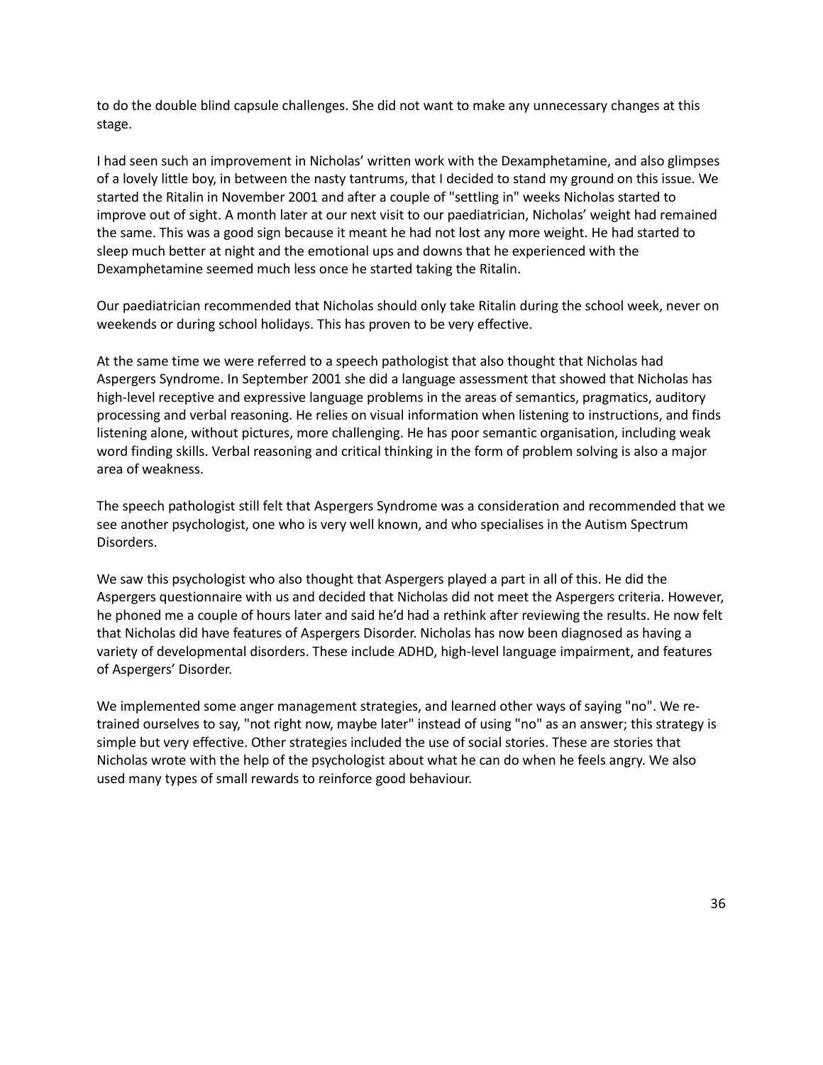to do the double blind capsule challenges. She did not want to make any unnecessary changes at this stage.

I had seen such an improvement in Nicholas' written work with the Dexamphetamine, and also glimpses of a lovely little boy, in between the nasty tantrums, that I decided to stand my ground on this issue. We started the Ritalin in November 2001 and after a couple of "settling in" weeks Nicholas started to improve out of sight. A month later at our next visit to our paediatrician, Nicholas' weight had remained the same. This was a good sign because it meant he had not lost any more weight. He had started to sleep much better at night and the emotional ups and downs that he experienced with the Dexamphetamine seemed much less once he started taking the Ritalin.

Our paediatrician recommended that Nicholas should only take Ritalin during the school week, never on weekends or during school holidays. This has proven to be very effective.

At the same time we were referred to a speech pathologist that also thought that Nicholas had Aspergers Syndrome. In September 2001 she did a language assessment that showed that Nicholas has high-level receptive and expressive language problems in the areas of semantics, pragmatics, auditory processing and verbal reasoning. He relies on visual information when listening to instructions, and finds listening alone, without pictures, more challenging. He has poor semantic organisation, including weak word finding skills. Verbal reasoning and critical thinking in the form of problem solving is also a major area of weakness.

The speech pathologist still felt that Aspergers Syndrome was a consideration and recommended that we see another psychologist, one who is very well known, and who specialises in the Autism Spectrum Disorders.

We saw this psychologist who also thought that Aspergers played a part in all of this. He did the Aspergers questionnaire with us and decided that Nicholas did not meet the Aspergers criteria. However, he phoned me a couple of hours later and said he'd had a rethink after reviewing the results. He now felt that Nicholas did have features of Aspergers Disorder. Nicholas has now been diagnosed as having a variety of developmental disorders. These include ADHD, high-level language impairment, and features of Aspergers' Disorder.

We implemented some anger management strategies, and learned other ways of saying "no". We re-trained ourselves to say, "not right now, maybe later" instead of using "no" as an answer; this strategy is simple but very effective. Other strategies included the use of social stories. These are stories that Nicholas wrote with the help of the psychologist about what he can do when he feels angry. We also used many types of small rewards to reinforce good behaviour.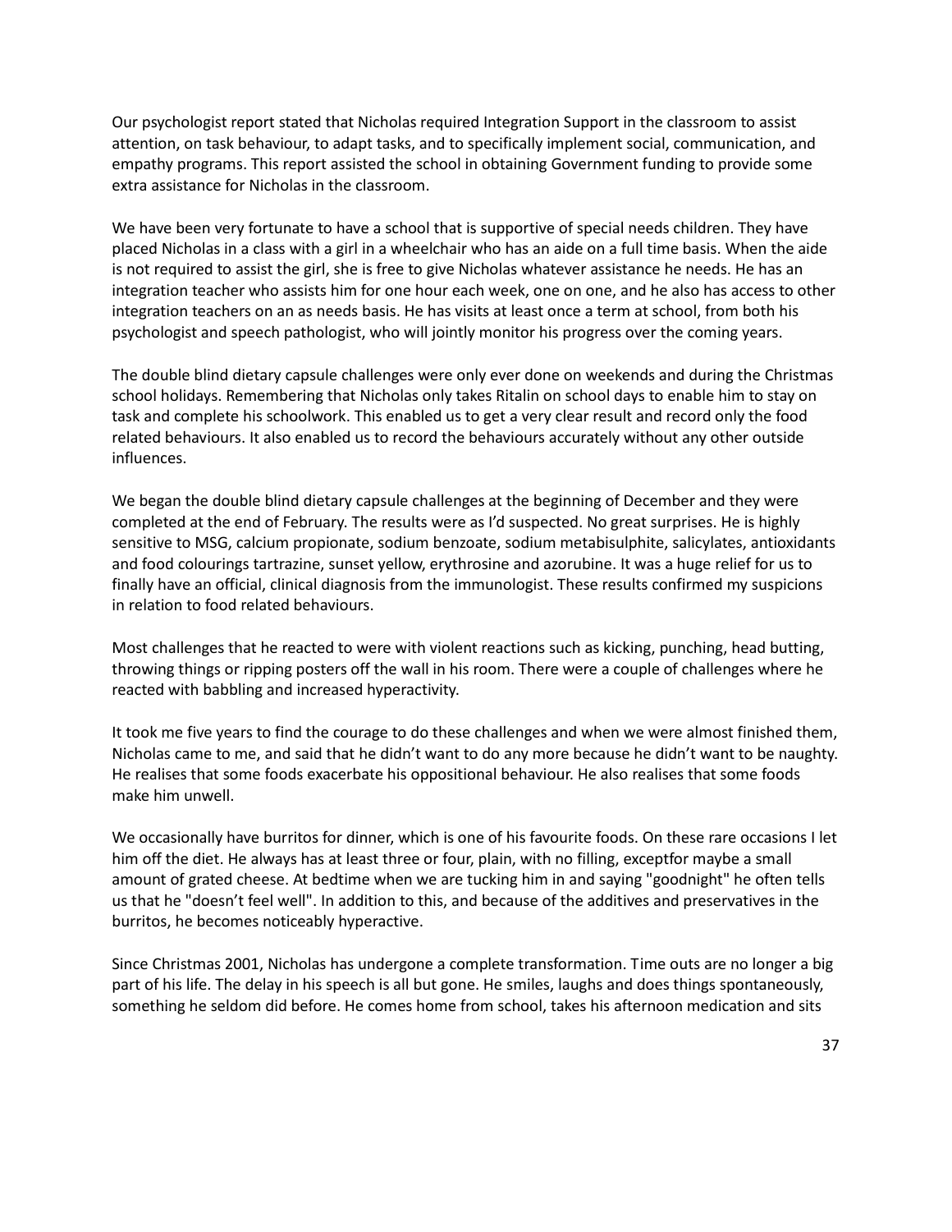Our psychologist report stated that Nicholas required Integration Support in the classroom to assist attention, on task behaviour, to adapt tasks, and to specifically implement social, communication, and empathy programs. This report assisted the school in obtaining Government funding to provide some extra assistance for Nicholas in the classroom.

We have been very fortunate to have a school that is supportive of special needs children. They have placed Nicholas in a class with a girl in a wheelchair who has an aide on a full time basis. When the aide is not required to assist the girl, she is free to give Nicholas whatever assistance he needs. He has an integration teacher who assists him for one hour each week, one on one, and he also has access to other integration teachers on an as needs basis. He has visits at least once a term at school, from both his psychologist and speech pathologist, who will jointly monitor his progress over the coming years.

The double blind dietary capsule challenges were only ever done on weekends and during the Christmas school holidays. Remembering that Nicholas only takes Ritalin on school days to enable him to stay on task and complete his schoolwork. This enabled us to get a very clear result and record only the food related behaviours. It also enabled us to record the behaviours accurately without any other outside influences.

We began the double blind dietary capsule challenges at the beginning of December and they were completed at the end of February. The results were as I'd suspected. No great surprises. He is highly sensitive to MSG, calcium propionate, sodium benzoate, sodium metabisulphite, salicylates, antioxidants and food colourings tartrazine, sunset yellow, erythrosine and azorubine. It was a huge relief for us to finally have an official, clinical diagnosis from the immunologist. These results confirmed my suspicions in relation to food related behaviours.

Most challenges that he reacted to were with violent reactions such as kicking, punching, head butting, throwing things or ripping posters off the wall in his room. There were a couple of challenges where he reacted with babbling and increased hyperactivity.

It took me five years to find the courage to do these challenges and when we were almost finished them, Nicholas came to me, and said that he didn't want to do any more because he didn't want to be naughty. He realises that some foods exacerbate his oppositional behaviour. He also realises that some foods make him unwell.

We occasionally have burritos for dinner, which is one of his favourite foods. On these rare occasions I let him off the diet. He always has at least three or four, plain, with no filling, exceptfor maybe a small amount of grated cheese. At bedtime when we are tucking him in and saying "goodnight" he often tells us that he "doesn't feel well". In addition to this, and because of the additives and preservatives in the burritos, he becomes noticeably hyperactive.

Since Christmas 2001, Nicholas has undergone a complete transformation. Time outs are no longer a big part of his life. The delay in his speech is all but gone. He smiles, laughs and does things spontaneously, something he seldom did before. He comes home from school, takes his afternoon medication and sits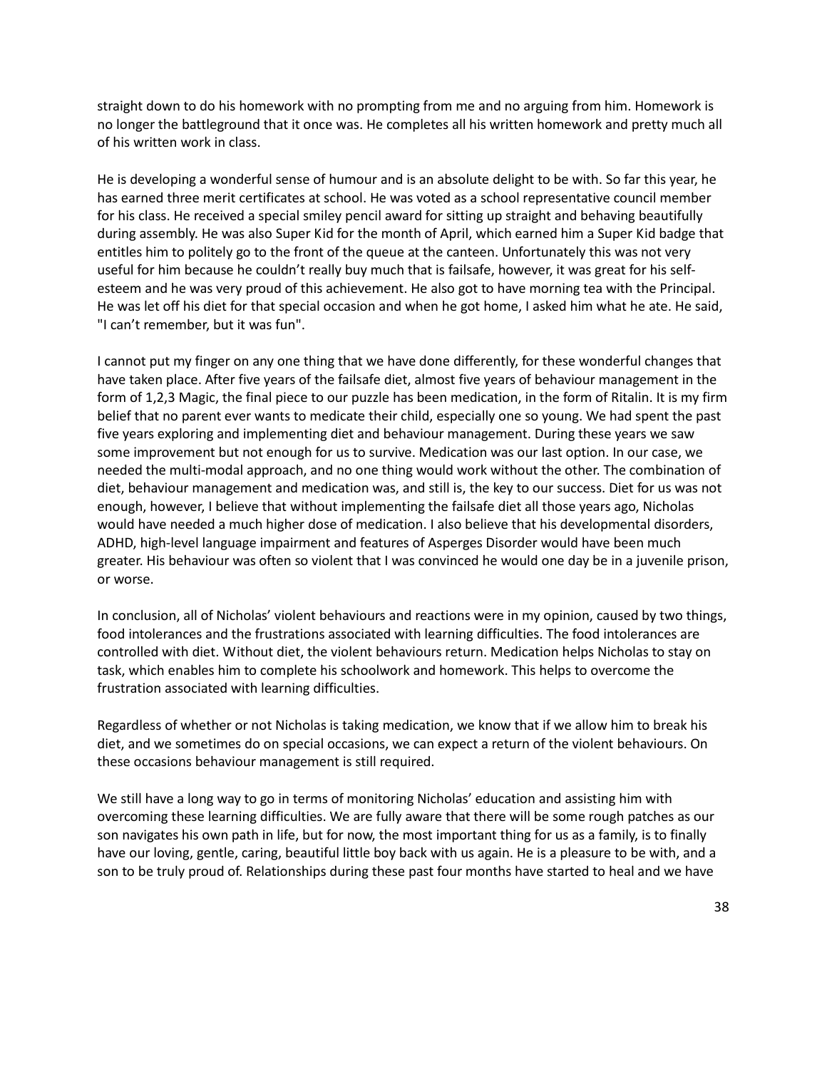straight down to do his homework with no prompting from me and no arguing from him. Homework is no longer the battleground that it once was. He completes all his written homework and pretty much all of his written work in class.

He is developing a wonderful sense of humour and is an absolute delight to be with. So far this year, he has earned three merit certificates at school. He was voted as a school representative council member for his class. He received a special smiley pencil award for sitting up straight and behaving beautifully during assembly. He was also Super Kid for the month of April, which earned him a Super Kid badge that entitles him to politely go to the front of the queue at the canteen. Unfortunately this was not very useful for him because he couldn't really buy much that is failsafe, however, it was great for his self-esteem and he was very proud of this achievement. He also got to have morning tea with the Principal. He was let off his diet for that special occasion and when he got home, I asked him what he ate. He said, "I can't remember, but it was fun".

I cannot put my finger on any one thing that we have done differently, for these wonderful changes that have taken place. After five years of the failsafe diet, almost five years of behaviour management in the form of 1,2,3 Magic, the final piece to our puzzle has been medication, in the form of Ritalin. It is my firm belief that no parent ever wants to medicate their child, especially one so young. We had spent the past five years exploring and implementing diet and behaviour management. During these years we saw some improvement but not enough for us to survive. Medication was our last option. In our case, we needed the multi-modal approach, and no one thing would work without the other. The combination of diet, behaviour management and medication was, and still is, the key to our success. Diet for us was not enough, however, I believe that without implementing the failsafe diet all those years ago, Nicholas would have needed a much higher dose of medication. I also believe that his developmental disorders, ADHD, high-level language impairment and features of Asperges Disorder would have been much greater. His behaviour was often so violent that I was convinced he would one day be in a juvenile prison, or worse.

In conclusion, all of Nicholas' violent behaviours and reactions were in my opinion, caused by two things, food intolerances and the frustrations associated with learning difficulties. The food intolerances are controlled with diet. Without diet, the violent behaviours return. Medication helps Nicholas to stay on task, which enables him to complete his schoolwork and homework. This helps to overcome the frustration associated with learning difficulties.

Regardless of whether or not Nicholas is taking medication, we know that if we allow him to break his diet, and we sometimes do on special occasions, we can expect a return of the violent behaviours. On these occasions behaviour management is still required.

We still have a long way to go in terms of monitoring Nicholas' education and assisting him with overcoming these learning difficulties. We are fully aware that there will be some rough patches as our son navigates his own path in life, but for now, the most important thing for us as a family, is to finally have our loving, gentle, caring, beautiful little boy back with us again. He is a pleasure to be with, and a son to be truly proud of. Relationships during these past four months have started to heal and we have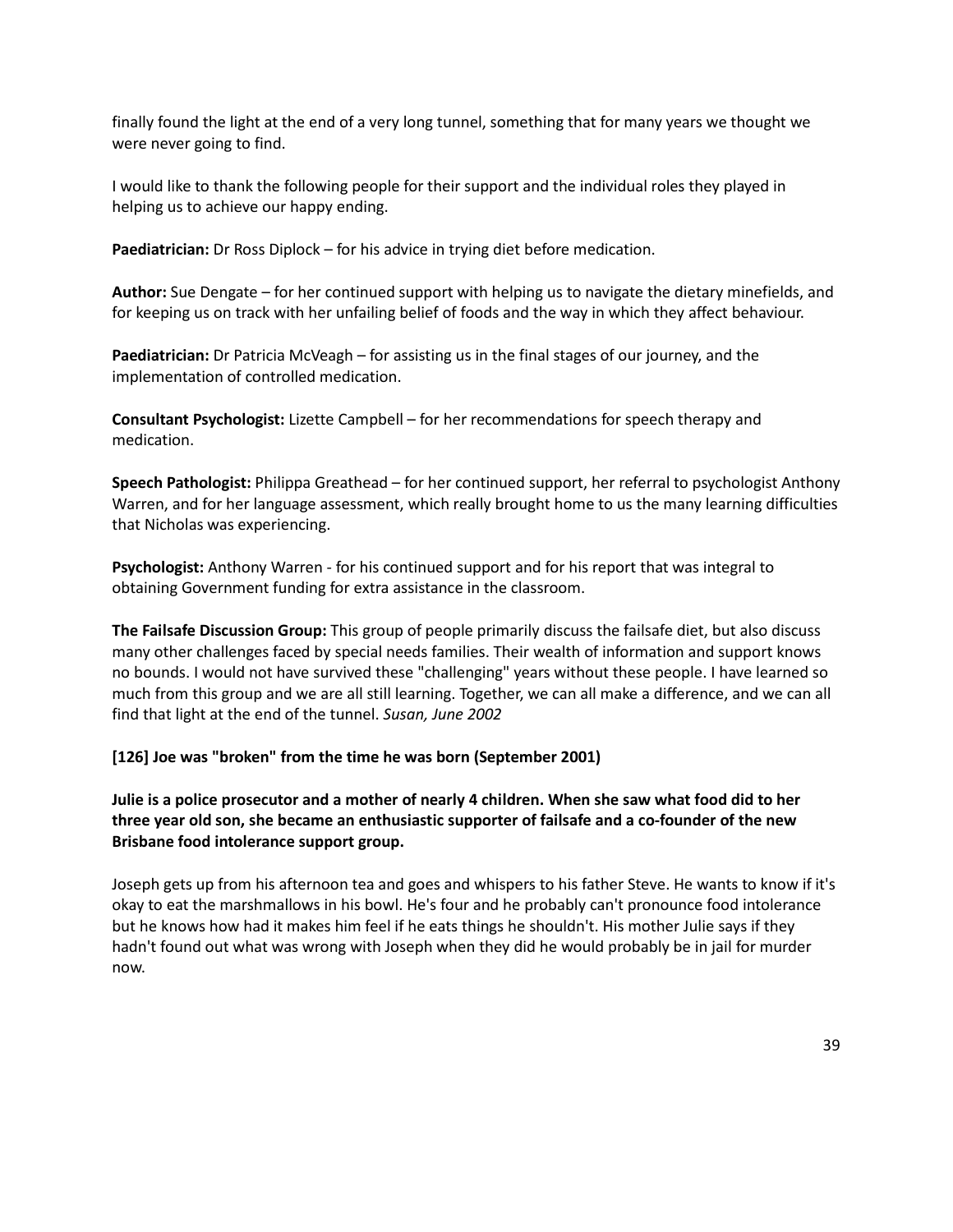finally found the light at the end of a very long tunnel, something that for many years we thought we were never going to find.

I would like to thank the following people for their support and the individual roles they played in helping us to achieve our happy ending.

**Paediatrician:** Dr Ross Diplock – for his advice in trying diet before medication.

**Author:** Sue Dengate – for her continued support with helping us to navigate the dietary minefields, and for keeping us on track with her unfailing belief of foods and the way in which they affect behaviour.

**Paediatrician:** Dr Patricia McVeagh – for assisting us in the final stages of our journey, and the implementation of controlled medication.

**Consultant Psychologist:** Lizette Campbell – for her recommendations for speech therapy and medication.

**Speech Pathologist:** Philippa Greathead – for her continued support, her referral to psychologist Anthony Warren, and for her language assessment, which really brought home to us the many learning difficulties that Nicholas was experiencing.

**Psychologist:** Anthony Warren - for his continued support and for his report that was integral to obtaining Government funding for extra assistance in the classroom.

**The Failsafe Discussion Group:** This group of people primarily discuss the failsafe diet, but also discuss many other challenges faced by special needs families. Their wealth of information and support knows no bounds. I would not have survived these "challenging" years without these people. I have learned so much from this group and we are all still learning. Together, we can all make a difference, and we can all find that light at the end of the tunnel. *Susan, June 2002*

### [126] Joe was "broken" from the time he was born (September 2001)

**Julie is a police prosecutor and a mother of nearly 4 children. When she saw what food did to her three year old son, she became an enthusiastic supporter of failsafe and a co-founder of the new Brisbane food intolerance support group.**

Joseph gets up from his afternoon tea and goes and whispers to his father Steve. He wants to know if it's okay to eat the marshmallows in his bowl. He's four and he probably can't pronounce food intolerance but he knows how had it makes him feel if he eats things he shouldn't. His mother Julie says if they hadn't found out what was wrong with Joseph when they did he would probably be in jail for murder now.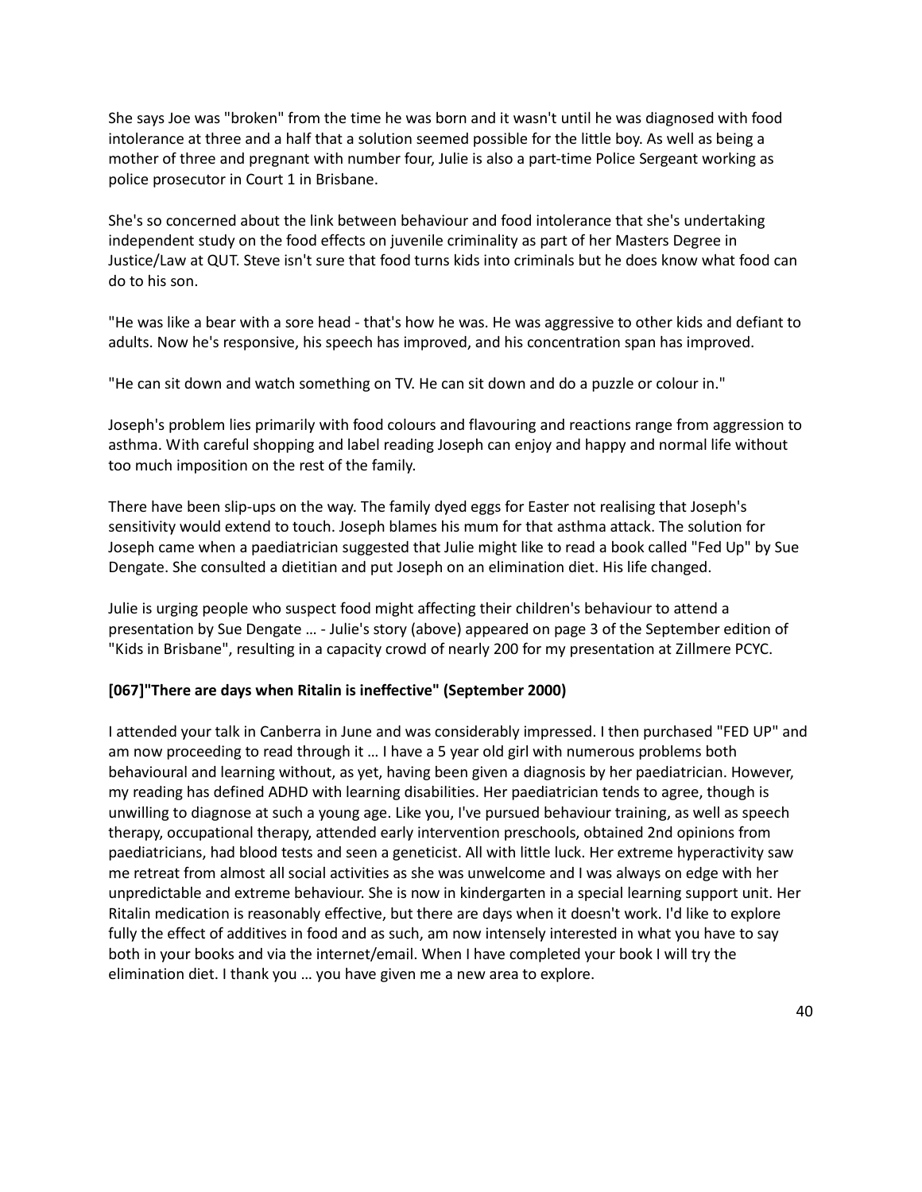She says Joe was "broken" from the time he was born and it wasn't until he was diagnosed with food intolerance at three and a half that a solution seemed possible for the little boy. As well as being a mother of three and pregnant with number four, Julie is also a part-time Police Sergeant working as police prosecutor in Court 1 in Brisbane.

She's so concerned about the link between behaviour and food intolerance that she's undertaking independent study on the food effects on juvenile criminality as part of her Masters Degree in Justice/Law at QUT. Steve isn't sure that food turns kids into criminals but he does know what food can do to his son.

"He was like a bear with a sore head - that's how he was. He was aggressive to other kids and defiant to adults. Now he's responsive, his speech has improved, and his concentration span has improved.

"He can sit down and watch something on TV. He can sit down and do a puzzle or colour in."

Joseph's problem lies primarily with food colours and flavouring and reactions range from aggression to asthma. With careful shopping and label reading Joseph can enjoy and happy and normal life without too much imposition on the rest of the family.

There have been slip-ups on the way. The family dyed eggs for Easter not realising that Joseph's sensitivity would extend to touch. Joseph blames his mum for that asthma attack. The solution for Joseph came when a paediatrician suggested that Julie might like to read a book called "Fed Up" by Sue Dengate. She consulted a dietitian and put Joseph on an elimination diet. His life changed.

Julie is urging people who suspect food might affecting their children's behaviour to attend a presentation by Sue Dengate … - Julie's story (above) appeared on page 3 of the September edition of "Kids in Brisbane", resulting in a capacity crowd of nearly 200 for my presentation at Zillmere PCYC.

**[067]"There are days when Ritalin is ineffective" (September 2000)**

I attended your talk in Canberra in June and was considerably impressed. I then purchased "FED UP" and am now proceeding to read through it … I have a 5 year old girl with numerous problems both behavioural and learning without, as yet, having been given a diagnosis by her paediatrician. However, my reading has defined ADHD with learning disabilities. Her paediatrician tends to agree, though is unwilling to diagnose at such a young age. Like you, I've pursued behaviour training, as well as speech therapy, occupational therapy, attended early intervention preschools, obtained 2nd opinions from paediatricians, had blood tests and seen a geneticist. All with little luck. Her extreme hyperactivity saw me retreat from almost all social activities as she was unwelcome and I was always on edge with her unpredictable and extreme behaviour. She is now in kindergarten in a special learning support unit. Her Ritalin medication is reasonably effective, but there are days when it doesn't work. I'd like to explore fully the effect of additives in food and as such, am now intensely interested in what you have to say both in your books and via the internet/email. When I have completed your book I will try the elimination diet. I thank you … you have given me a new area to explore.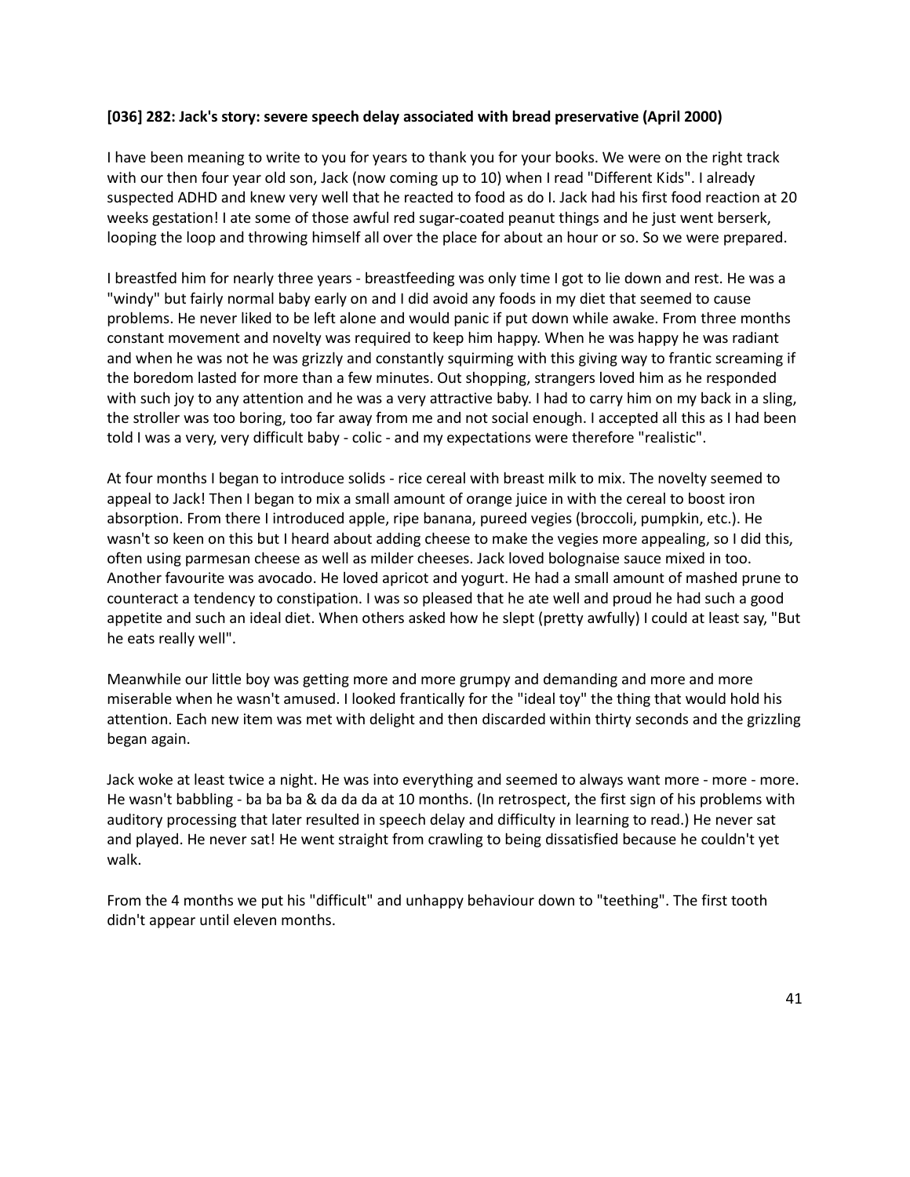**[036] 282: Jack's story: severe speech delay associated with bread preservative (April 2000)**

I have been meaning to write to you for years to thank you for your books. We were on the right track with our then four year old son, Jack (now coming up to 10) when I read "Different Kids". I already suspected ADHD and knew very well that he reacted to food as do I. Jack had his first food reaction at 20 weeks gestation! I ate some of those awful red sugar-coated peanut things and he just went berserk, looping the loop and throwing himself all over the place for about an hour or so. So we were prepared.

I breastfed him for nearly three years - breastfeeding was only time I got to lie down and rest. He was a "windy" but fairly normal baby early on and I did avoid any foods in my diet that seemed to cause problems. He never liked to be left alone and would panic if put down while awake. From three months constant movement and novelty was required to keep him happy. When he was happy he was radiant and when he was not he was grizzly and constantly squirming with this giving way to frantic screaming if the boredom lasted for more than a few minutes. Out shopping, strangers loved him as he responded with such joy to any attention and he was a very attractive baby. I had to carry him on my back in a sling, the stroller was too boring, too far away from me and not social enough. I accepted all this as I had been told I was a very, very difficult baby - colic - and my expectations were therefore "realistic".

At four months I began to introduce solids - rice cereal with breast milk to mix. The novelty seemed to appeal to Jack! Then I began to mix a small amount of orange juice in with the cereal to boost iron absorption. From there I introduced apple, ripe banana, pureed vegies (broccoli, pumpkin, etc.). He wasn't so keen on this but I heard about adding cheese to make the vegies more appealing, so I did this, often using parmesan cheese as well as milder cheeses. Jack loved bolognaise sauce mixed in too. Another favourite was avocado. He loved apricot and yogurt. He had a small amount of mashed prune to counteract a tendency to constipation. I was so pleased that he ate well and proud he had such a good appetite and such an ideal diet. When others asked how he slept (pretty awfully) I could at least say, "But he eats really well".

Meanwhile our little boy was getting more and more grumpy and demanding and more and more miserable when he wasn't amused. I looked frantically for the "ideal toy" the thing that would hold his attention. Each new item was met with delight and then discarded within thirty seconds and the grizzling began again.

Jack woke at least twice a night. He was into everything and seemed to always want more - more - more. He wasn't babbling - ba ba ba & da da da at 10 months. (In retrospect, the first sign of his problems with auditory processing that later resulted in speech delay and difficulty in learning to read.) He never sat and played. He never sat! He went straight from crawling to being dissatisfied because he couldn't yet walk.

From the 4 months we put his "difficult" and unhappy behaviour down to "teething". The first tooth didn't appear until eleven months.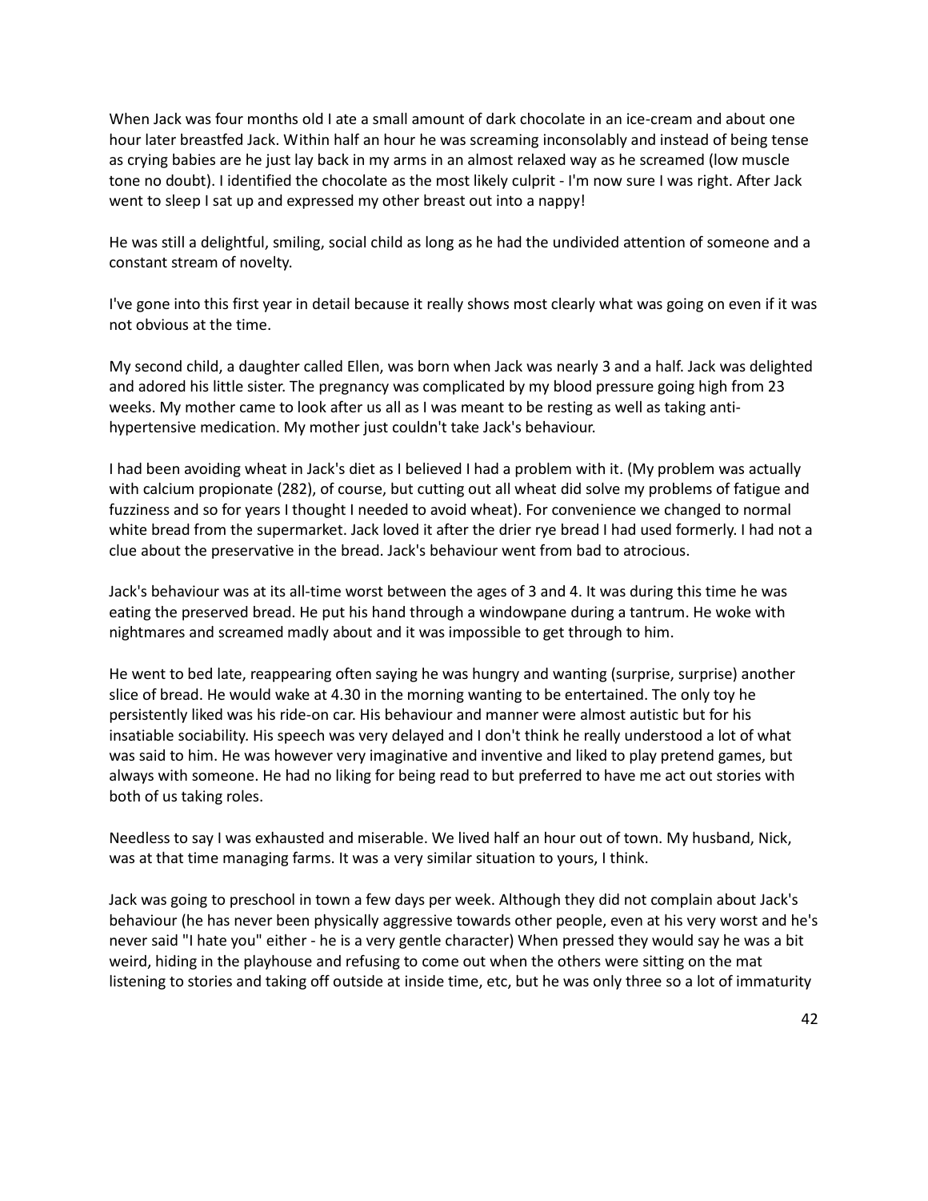When Jack was four months old I ate a small amount of dark chocolate in an ice-cream and about one hour later breastfed Jack. Within half an hour he was screaming inconsolably and instead of being tense as crying babies are he just lay back in my arms in an almost relaxed way as he screamed (low muscle tone no doubt). I identified the chocolate as the most likely culprit - I'm now sure I was right. After Jack went to sleep I sat up and expressed my other breast out into a nappy!

He was still a delightful, smiling, social child as long as he had the undivided attention of someone and a constant stream of novelty.

I've gone into this first year in detail because it really shows most clearly what was going on even if it was not obvious at the time.

My second child, a daughter called Ellen, was born when Jack was nearly 3 and a half. Jack was delighted and adored his little sister. The pregnancy was complicated by my blood pressure going high from 23 weeks. My mother came to look after us all as I was meant to be resting as well as taking anti-hypertensive medication. My mother just couldn't take Jack's behaviour.

I had been avoiding wheat in Jack's diet as I believed I had a problem with it. (My problem was actually with calcium propionate (282), of course, but cutting out all wheat did solve my problems of fatigue and fuzziness and so for years I thought I needed to avoid wheat). For convenience we changed to normal white bread from the supermarket. Jack loved it after the drier rye bread I had used formerly. I had not a clue about the preservative in the bread. Jack's behaviour went from bad to atrocious.

Jack's behaviour was at its all-time worst between the ages of 3 and 4. It was during this time he was eating the preserved bread. He put his hand through a windowpane during a tantrum. He woke with nightmares and screamed madly about and it was impossible to get through to him.

He went to bed late, reappearing often saying he was hungry and wanting (surprise, surprise) another slice of bread. He would wake at 4.30 in the morning wanting to be entertained. The only toy he persistently liked was his ride-on car. His behaviour and manner were almost autistic but for his insatiable sociability. His speech was very delayed and I don't think he really understood a lot of what was said to him. He was however very imaginative and inventive and liked to play pretend games, but always with someone. He had no liking for being read to but preferred to have me act out stories with both of us taking roles.

Needless to say I was exhausted and miserable. We lived half an hour out of town. My husband, Nick, was at that time managing farms. It was a very similar situation to yours, I think.

Jack was going to preschool in town a few days per week. Although they did not complain about Jack's behaviour (he has never been physically aggressive towards other people, even at his very worst and he's never said "I hate you" either - he is a very gentle character) When pressed they would say he was a bit weird, hiding in the playhouse and refusing to come out when the others were sitting on the mat listening to stories and taking off outside at inside time, etc, but he was only three so a lot of immaturity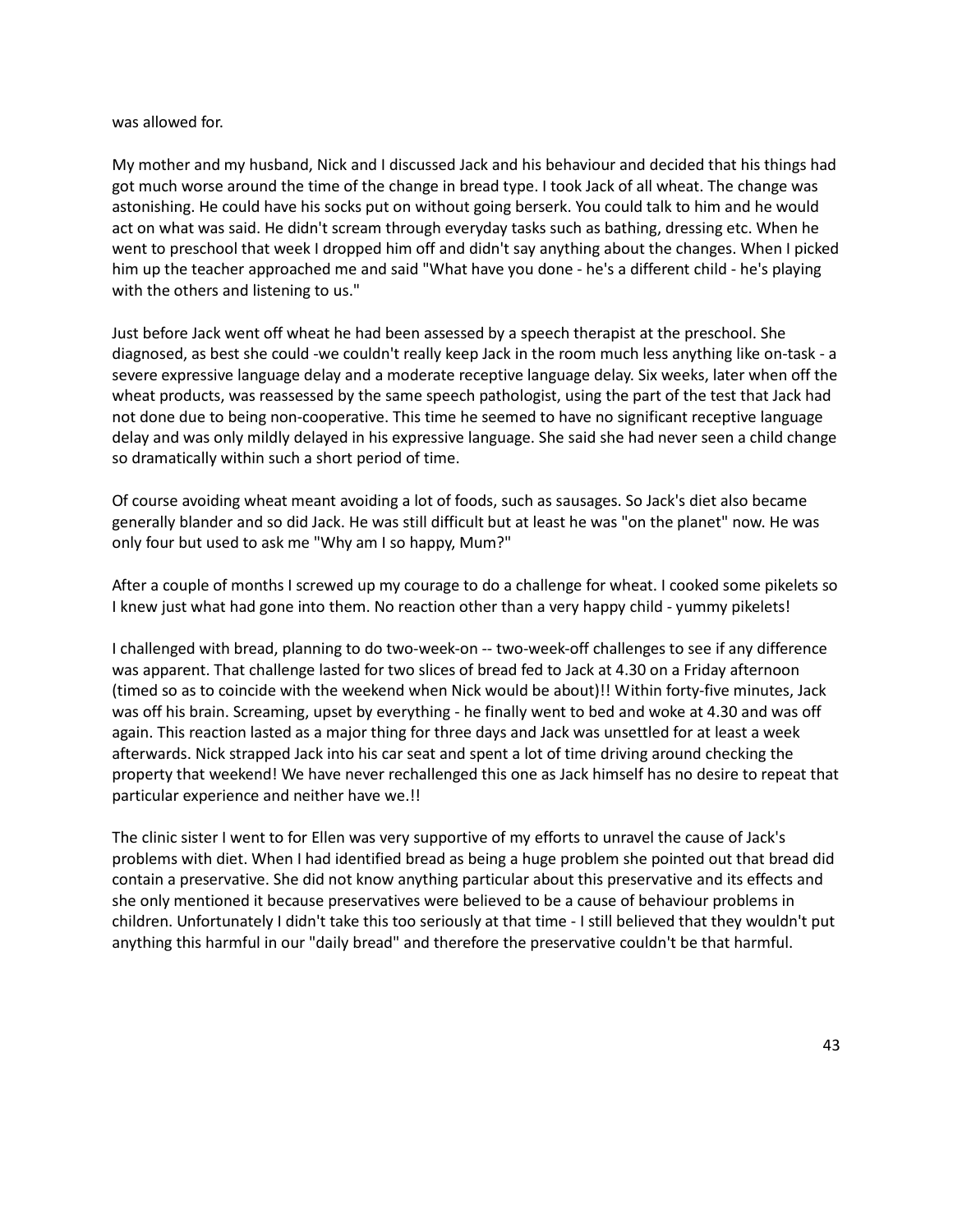was allowed for.

My mother and my husband, Nick and I discussed Jack and his behaviour and decided that his things had got much worse around the time of the change in bread type. I took Jack of all wheat. The change was astonishing. He could have his socks put on without going berserk. You could talk to him and he would act on what was said. He didn't scream through everyday tasks such as bathing, dressing etc. When he went to preschool that week I dropped him off and didn't say anything about the changes. When I picked him up the teacher approached me and said "What have you done - he's a different child - he's playing with the others and listening to us."

Just before Jack went off wheat he had been assessed by a speech therapist at the preschool. She diagnosed, as best she could -we couldn't really keep Jack in the room much less anything like on-task - a severe expressive language delay and a moderate receptive language delay. Six weeks, later when off the wheat products, was reassessed by the same speech pathologist, using the part of the test that Jack had not done due to being non-cooperative. This time he seemed to have no significant receptive language delay and was only mildly delayed in his expressive language. She said she had never seen a child change so dramatically within such a short period of time.

Of course avoiding wheat meant avoiding a lot of foods, such as sausages. So Jack's diet also became generally blander and so did Jack. He was still difficult but at least he was "on the planet" now. He was only four but used to ask me "Why am I so happy, Mum?"

After a couple of months I screwed up my courage to do a challenge for wheat. I cooked some pikelets so I knew just what had gone into them. No reaction other than a very happy child - yummy pikelets!

I challenged with bread, planning to do two-week-on -- two-week-off challenges to see if any difference was apparent. That challenge lasted for two slices of bread fed to Jack at 4.30 on a Friday afternoon (timed so as to coincide with the weekend when Nick would be about)!! Within forty-five minutes, Jack was off his brain. Screaming, upset by everything - he finally went to bed and woke at 4.30 and was off again. This reaction lasted as a major thing for three days and Jack was unsettled for at least a week afterwards. Nick strapped Jack into his car seat and spent a lot of time driving around checking the property that weekend! We have never rechallenged this one as Jack himself has no desire to repeat that particular experience and neither have we.!!

The clinic sister I went to for Ellen was very supportive of my efforts to unravel the cause of Jack's problems with diet. When I had identified bread as being a huge problem she pointed out that bread did contain a preservative. She did not know anything particular about this preservative and its effects and she only mentioned it because preservatives were believed to be a cause of behaviour problems in children. Unfortunately I didn't take this too seriously at that time - I still believed that they wouldn't put anything this harmful in our "daily bread" and therefore the preservative couldn't be that harmful.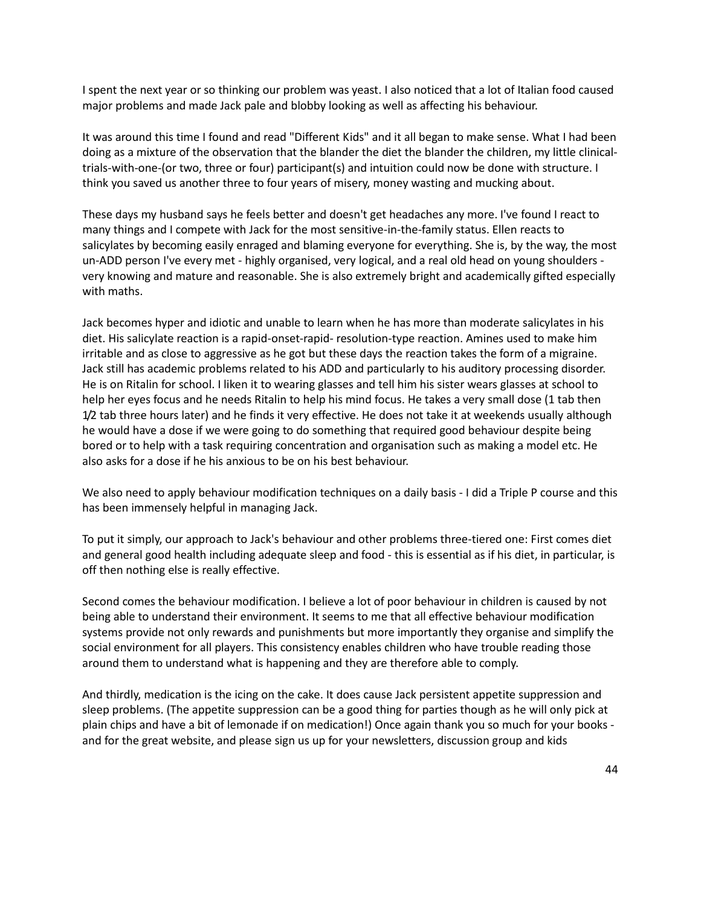I spent the next year or so thinking our problem was yeast. I also noticed that a lot of Italian food caused major problems and made Jack pale and blobby looking as well as affecting his behaviour.

It was around this time I found and read "Different Kids" and it all began to make sense. What I had been doing as a mixture of the observation that the blander the diet the blander the children, my little clinical-trials-with-one-(or two, three or four) participant(s) and intuition could now be done with structure. I think you saved us another three to four years of misery, money wasting and mucking about.

These days my husband says he feels better and doesn't get headaches any more. I've found I react to many things and I compete with Jack for the most sensitive-in-the-family status. Ellen reacts to salicylates by becoming easily enraged and blaming everyone for everything. She is, by the way, the most un-ADD person I've every met - highly organised, very logical, and a real old head on young shoulders - very knowing and mature and reasonable. She is also extremely bright and academically gifted especially with maths.

Jack becomes hyper and idiotic and unable to learn when he has more than moderate salicylates in his diet. His salicylate reaction is a rapid-onset-rapid- resolution-type reaction. Amines used to make him irritable and as close to aggressive as he got but these days the reaction takes the form of a migraine. Jack still has academic problems related to his ADD and particularly to his auditory processing disorder. He is on Ritalin for school. I liken it to wearing glasses and tell him his sister wears glasses at school to help her eyes focus and he needs Ritalin to help his mind focus. He takes a very small dose (1 tab then 1/2 tab three hours later) and he finds it very effective. He does not take it at weekends usually although he would have a dose if we were going to do something that required good behaviour despite being bored or to help with a task requiring concentration and organisation such as making a model etc. He also asks for a dose if he his anxious to be on his best behaviour.

We also need to apply behaviour modification techniques on a daily basis - I did a Triple P course and this has been immensely helpful in managing Jack.

To put it simply, our approach to Jack's behaviour and other problems three-tiered one: First comes diet and general good health including adequate sleep and food - this is essential as if his diet, in particular, is off then nothing else is really effective.

Second comes the behaviour modification. I believe a lot of poor behaviour in children is caused by not being able to understand their environment. It seems to me that all effective behaviour modification systems provide not only rewards and punishments but more importantly they organise and simplify the social environment for all players. This consistency enables children who have trouble reading those around them to understand what is happening and they are therefore able to comply.

And thirdly, medication is the icing on the cake. It does cause Jack persistent appetite suppression and sleep problems. (The appetite suppression can be a good thing for parties though as he will only pick at plain chips and have a bit of lemonade if on medication!) Once again thank you so much for your books - and for the great website, and please sign us up for your newsletters, discussion group and kids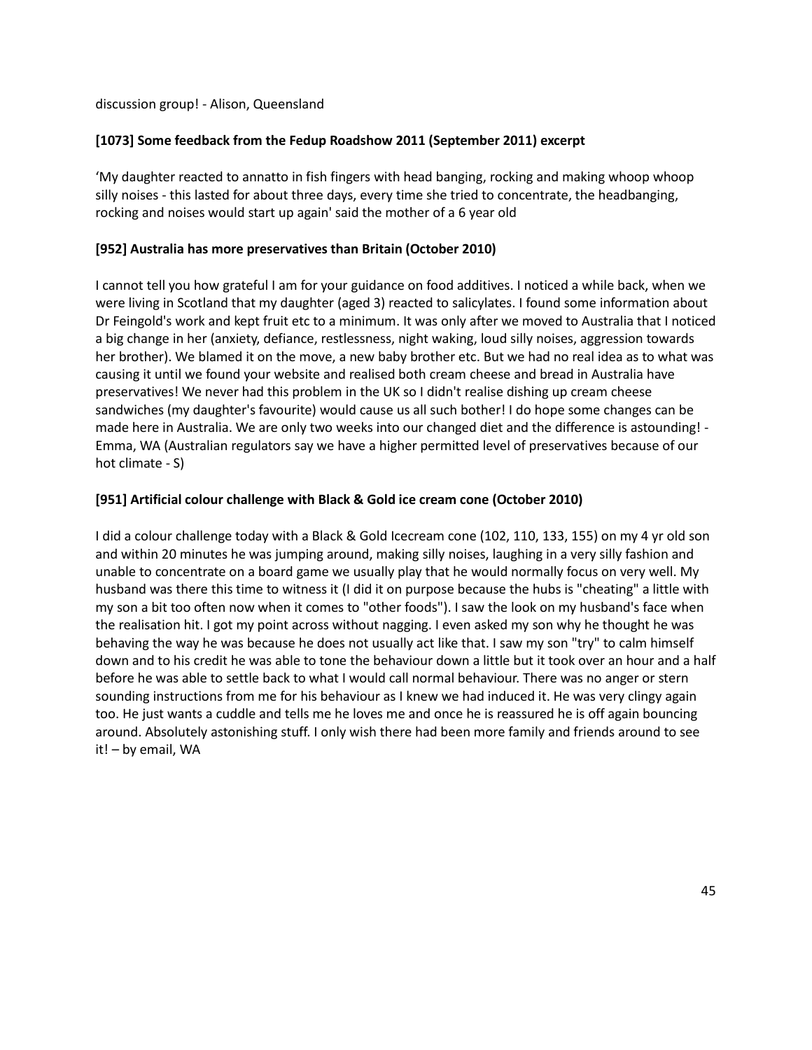discussion group! - Alison, Queensland

**[1073] Some feedback from the Fedup Roadshow 2011 (September 2011) excerpt**

'My daughter reacted to annatto in fish fingers with head banging, rocking and making whoop whoop silly noises - this lasted for about three days, every time she tried to concentrate, the headbanging, rocking and noises would start up again' said the mother of a 6 year old

**[952] Australia has more preservatives than Britain (October 2010)**

I cannot tell you how grateful I am for your guidance on food additives. I noticed a while back, when we were living in Scotland that my daughter (aged 3) reacted to salicylates. I found some information about Dr Feingold's work and kept fruit etc to a minimum. It was only after we moved to Australia that I noticed a big change in her (anxiety, defiance, restlessness, night waking, loud silly noises, aggression towards her brother). We blamed it on the move, a new baby brother etc. But we had no real idea as to what was causing it until we found your website and realised both cream cheese and bread in Australia have preservatives! We never had this problem in the UK so I didn't realise dishing up cream cheese sandwiches (my daughter's favourite) would cause us all such bother! I do hope some changes can be made here in Australia. We are only two weeks into our changed diet and the difference is astounding! - Emma, WA (Australian regulators say we have a higher permitted level of preservatives because of our hot climate - S)

**[951] Artificial colour challenge with Black & Gold ice cream cone (October 2010)**

I did a colour challenge today with a Black & Gold Icecream cone (102, 110, 133, 155) on my 4 yr old son and within 20 minutes he was jumping around, making silly noises, laughing in a very silly fashion and unable to concentrate on a board game we usually play that he would normally focus on very well. My husband was there this time to witness it (I did it on purpose because the hubs is "cheating" a little with my son a bit too often now when it comes to "other foods"). I saw the look on my husband's face when the realisation hit. I got my point across without nagging. I even asked my son why he thought he was behaving the way he was because he does not usually act like that. I saw my son "try" to calm himself down and to his credit he was able to tone the behaviour down a little but it took over an hour and a half before he was able to settle back to what I would call normal behaviour. There was no anger or stern sounding instructions from me for his behaviour as I knew we had induced it. He was very clingy again too. He just wants a cuddle and tells me he loves me and once he is reassured he is off again bouncing around. Absolutely astonishing stuff. I only wish there had been more family and friends around to see it! – by email, WA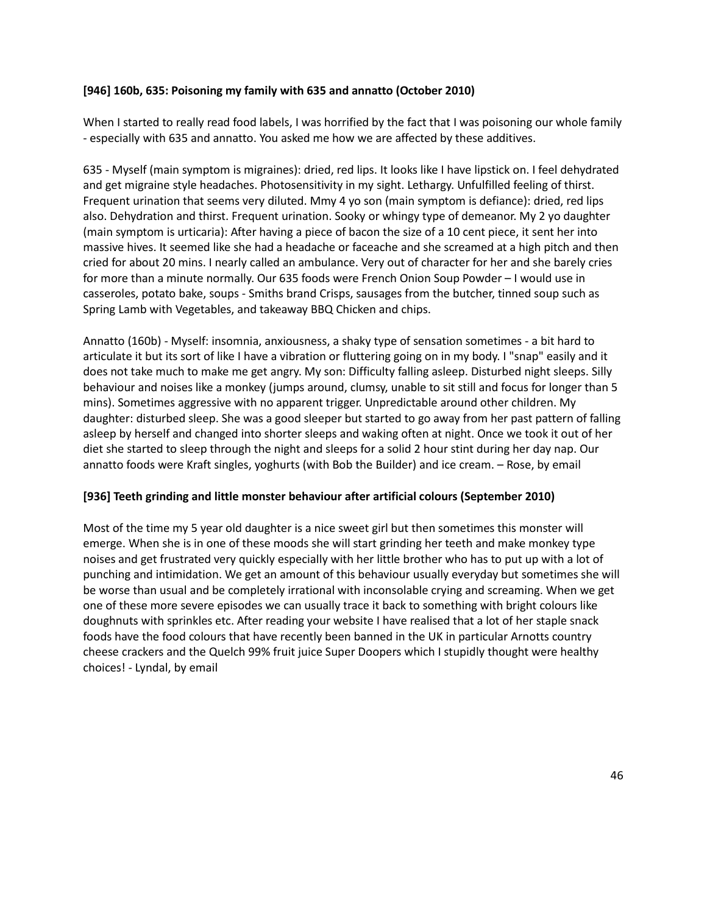**[946] 160b, 635: Poisoning my family with 635 and annatto (October 2010)**

When I started to really read food labels, I was horrified by the fact that I was poisoning our whole family - especially with 635 and annatto. You asked me how we are affected by these additives.

635 - Myself (main symptom is migraines): dried, red lips. It looks like I have lipstick on. I feel dehydrated and get migraine style headaches. Photosensitivity in my sight. Lethargy. Unfulfilled feeling of thirst. Frequent urination that seems very diluted. Mmy 4 yo son (main symptom is defiance): dried, red lips also. Dehydration and thirst. Frequent urination. Sooky or whingy type of demeanor. My 2 yo daughter (main symptom is urticaria): After having a piece of bacon the size of a 10 cent piece, it sent her into massive hives. It seemed like she had a headache or faceache and she screamed at a high pitch and then cried for about 20 mins. I nearly called an ambulance. Very out of character for her and she barely cries for more than a minute normally. Our 635 foods were French Onion Soup Powder – I would use in casseroles, potato bake, soups - Smiths brand Crisps, sausages from the butcher, tinned soup such as Spring Lamb with Vegetables, and takeaway BBQ Chicken and chips.

Annatto (160b) - Myself: insomnia, anxiousness, a shaky type of sensation sometimes - a bit hard to articulate it but its sort of like I have a vibration or fluttering going on in my body. I "snap" easily and it does not take much to make me get angry. My son: Difficulty falling asleep. Disturbed night sleeps. Silly behaviour and noises like a monkey (jumps around, clumsy, unable to sit still and focus for longer than 5 mins). Sometimes aggressive with no apparent trigger. Unpredictable around other children. My daughter: disturbed sleep. She was a good sleeper but started to go away from her past pattern of falling asleep by herself and changed into shorter sleeps and waking often at night. Once we took it out of her diet she started to sleep through the night and sleeps for a solid 2 hour stint during her day nap. Our annatto foods were Kraft singles, yoghurts (with Bob the Builder) and ice cream. – Rose, by email

**[936] Teeth grinding and little monster behaviour after artificial colours (September 2010)**

Most of the time my 5 year old daughter is a nice sweet girl but then sometimes this monster will emerge. When she is in one of these moods she will start grinding her teeth and make monkey type noises and get frustrated very quickly especially with her little brother who has to put up with a lot of punching and intimidation. We get an amount of this behaviour usually everyday but sometimes she will be worse than usual and be completely irrational with inconsolable crying and screaming. When we get one of these more severe episodes we can usually trace it back to something with bright colours like doughnuts with sprinkles etc. After reading your website I have realised that a lot of her staple snack foods have the food colours that have recently been banned in the UK in particular Arnotts country cheese crackers and the Quelch 99% fruit juice Super Doopers which I stupidly thought were healthy choices! - Lyndal, by email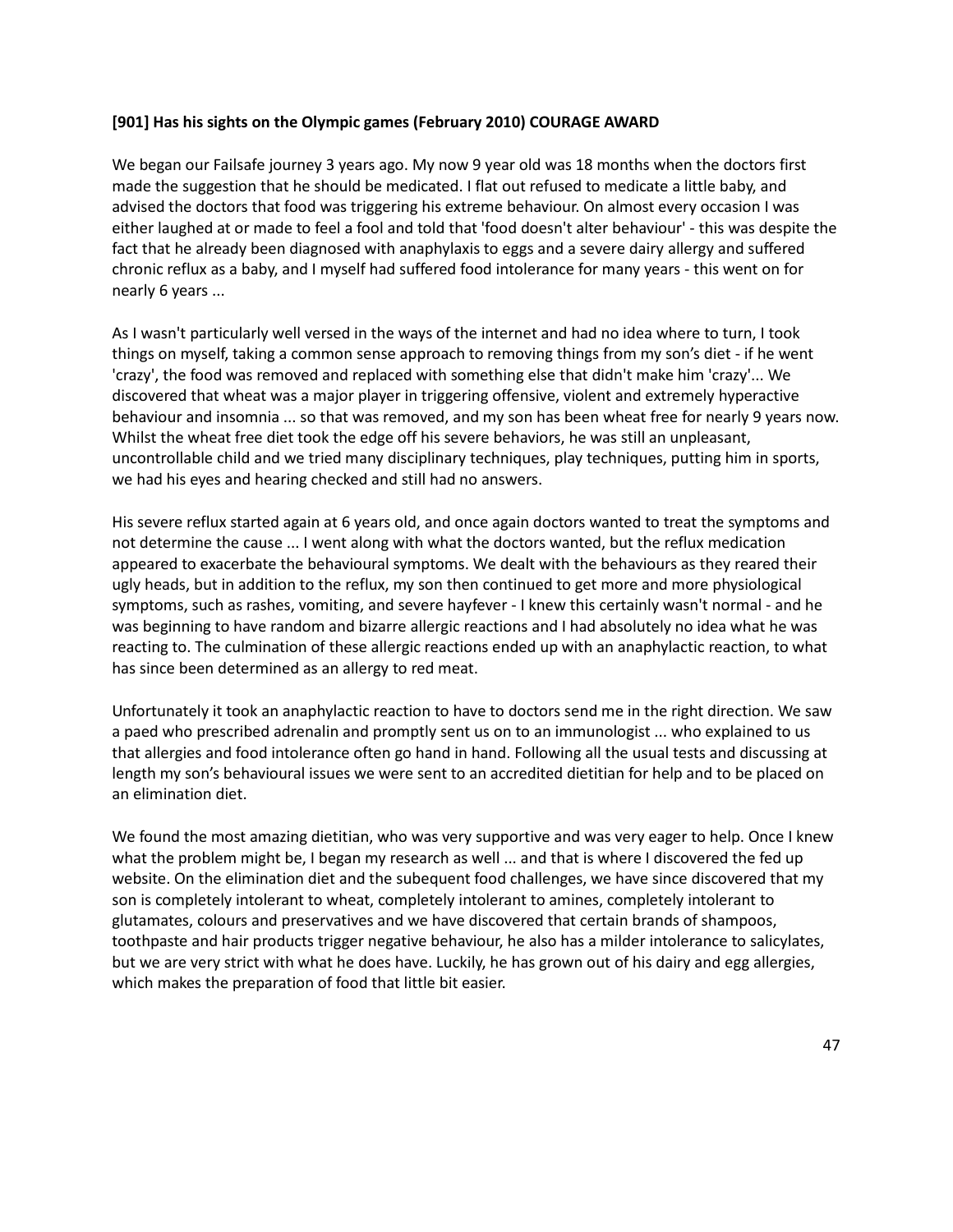**[901] Has his sights on the Olympic games (February 2010) COURAGE AWARD**

We began our Failsafe journey 3 years ago. My now 9 year old was 18 months when the doctors first made the suggestion that he should be medicated. I flat out refused to medicate a little baby, and advised the doctors that food was triggering his extreme behaviour. On almost every occasion I was either laughed at or made to feel a fool and told that 'food doesn't alter behaviour' - this was despite the fact that he already been diagnosed with anaphylaxis to eggs and a severe dairy allergy and suffered chronic reflux as a baby, and I myself had suffered food intolerance for many years - this went on for nearly 6 years ...

As I wasn't particularly well versed in the ways of the internet and had no idea where to turn, I took things on myself, taking a common sense approach to removing things from my son's diet - if he went 'crazy', the food was removed and replaced with something else that didn't make him 'crazy'... We discovered that wheat was a major player in triggering offensive, violent and extremely hyperactive behaviour and insomnia ... so that was removed, and my son has been wheat free for nearly 9 years now. Whilst the wheat free diet took the edge off his severe behaviors, he was still an unpleasant, uncontrollable child and we tried many disciplinary techniques, play techniques, putting him in sports, we had his eyes and hearing checked and still had no answers.

His severe reflux started again at 6 years old, and once again doctors wanted to treat the symptoms and not determine the cause ... I went along with what the doctors wanted, but the reflux medication appeared to exacerbate the behavioural symptoms. We dealt with the behaviours as they reared their ugly heads, but in addition to the reflux, my son then continued to get more and more physiological symptoms, such as rashes, vomiting, and severe hayfever - I knew this certainly wasn't normal - and he was beginning to have random and bizarre allergic reactions and I had absolutely no idea what he was reacting to. The culmination of these allergic reactions ended up with an anaphylactic reaction, to what has since been determined as an allergy to red meat.

Unfortunately it took an anaphylactic reaction to have to doctors send me in the right direction. We saw a paed who prescribed adrenalin and promptly sent us on to an immunologist ... who explained to us that allergies and food intolerance often go hand in hand. Following all the usual tests and discussing at length my son's behavioural issues we were sent to an accredited dietitian for help and to be placed on an elimination diet.

We found the most amazing dietitian, who was very supportive and was very eager to help. Once I knew what the problem might be, I began my research as well ... and that is where I discovered the fed up website. On the elimination diet and the subequent food challenges, we have since discovered that my son is completely intolerant to wheat, completely intolerant to amines, completely intolerant to glutamates, colours and preservatives and we have discovered that certain brands of shampoos, toothpaste and hair products trigger negative behaviour, he also has a milder intolerance to salicylates, but we are very strict with what he does have. Luckily, he has grown out of his dairy and egg allergies, which makes the preparation of food that little bit easier.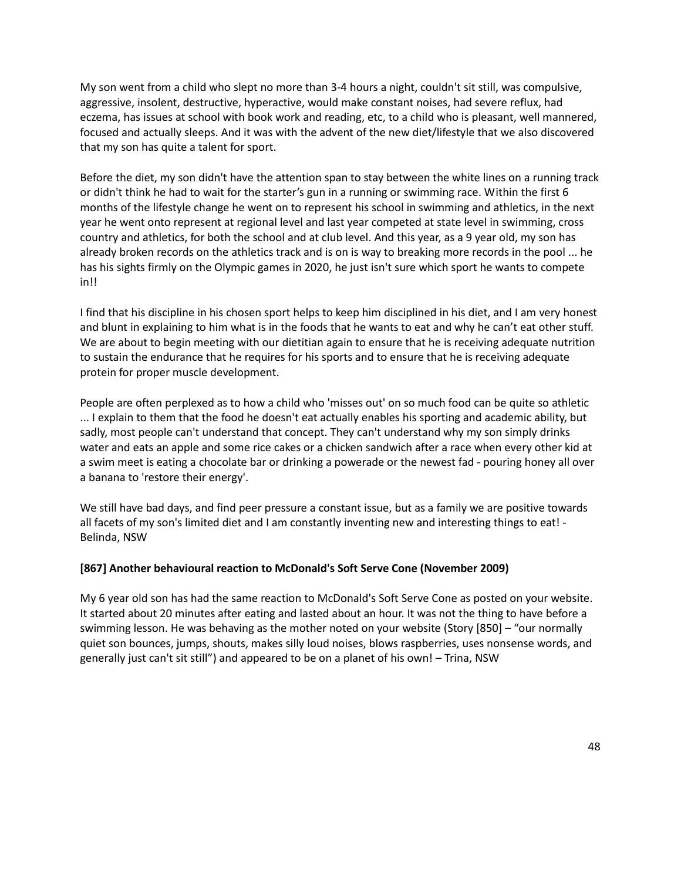My son went from a child who slept no more than 3-4 hours a night, couldn't sit still, was compulsive, aggressive, insolent, destructive, hyperactive, would make constant noises, had severe reflux, had eczema, has issues at school with book work and reading, etc, to a child who is pleasant, well mannered, focused and actually sleeps. And it was with the advent of the new diet/lifestyle that we also discovered that my son has quite a talent for sport.

Before the diet, my son didn't have the attention span to stay between the white lines on a running track or didn't think he had to wait for the starter's gun in a running or swimming race. Within the first 6 months of the lifestyle change he went on to represent his school in swimming and athletics, in the next year he went onto represent at regional level and last year competed at state level in swimming, cross country and athletics, for both the school and at club level. And this year, as a 9 year old, my son has already broken records on the athletics track and is on is way to breaking more records in the pool ... he has his sights firmly on the Olympic games in 2020, he just isn't sure which sport he wants to compete in!!

I find that his discipline in his chosen sport helps to keep him disciplined in his diet, and I am very honest and blunt in explaining to him what is in the foods that he wants to eat and why he can't eat other stuff. We are about to begin meeting with our dietitian again to ensure that he is receiving adequate nutrition to sustain the endurance that he requires for his sports and to ensure that he is receiving adequate protein for proper muscle development.

People are often perplexed as to how a child who 'misses out' on so much food can be quite so athletic ... I explain to them that the food he doesn't eat actually enables his sporting and academic ability, but sadly, most people can't understand that concept. They can't understand why my son simply drinks water and eats an apple and some rice cakes or a chicken sandwich after a race when every other kid at a swim meet is eating a chocolate bar or drinking a powerade or the newest fad - pouring honey all over a banana to 'restore their energy'.

We still have bad days, and find peer pressure a constant issue, but as a family we are positive towards all facets of my son's limited diet and I am constantly inventing new and interesting things to eat! - Belinda, NSW

**[867] Another behavioural reaction to McDonald's Soft Serve Cone (November 2009)**

My 6 year old son has had the same reaction to McDonald's Soft Serve Cone as posted on your website. It started about 20 minutes after eating and lasted about an hour. It was not the thing to have before a swimming lesson. He was behaving as the mother noted on your website (Story [850] – "our normally quiet son bounces, jumps, shouts, makes silly loud noises, blows raspberries, uses nonsense words, and generally just can't sit still") and appeared to be on a planet of his own! – Trina, NSW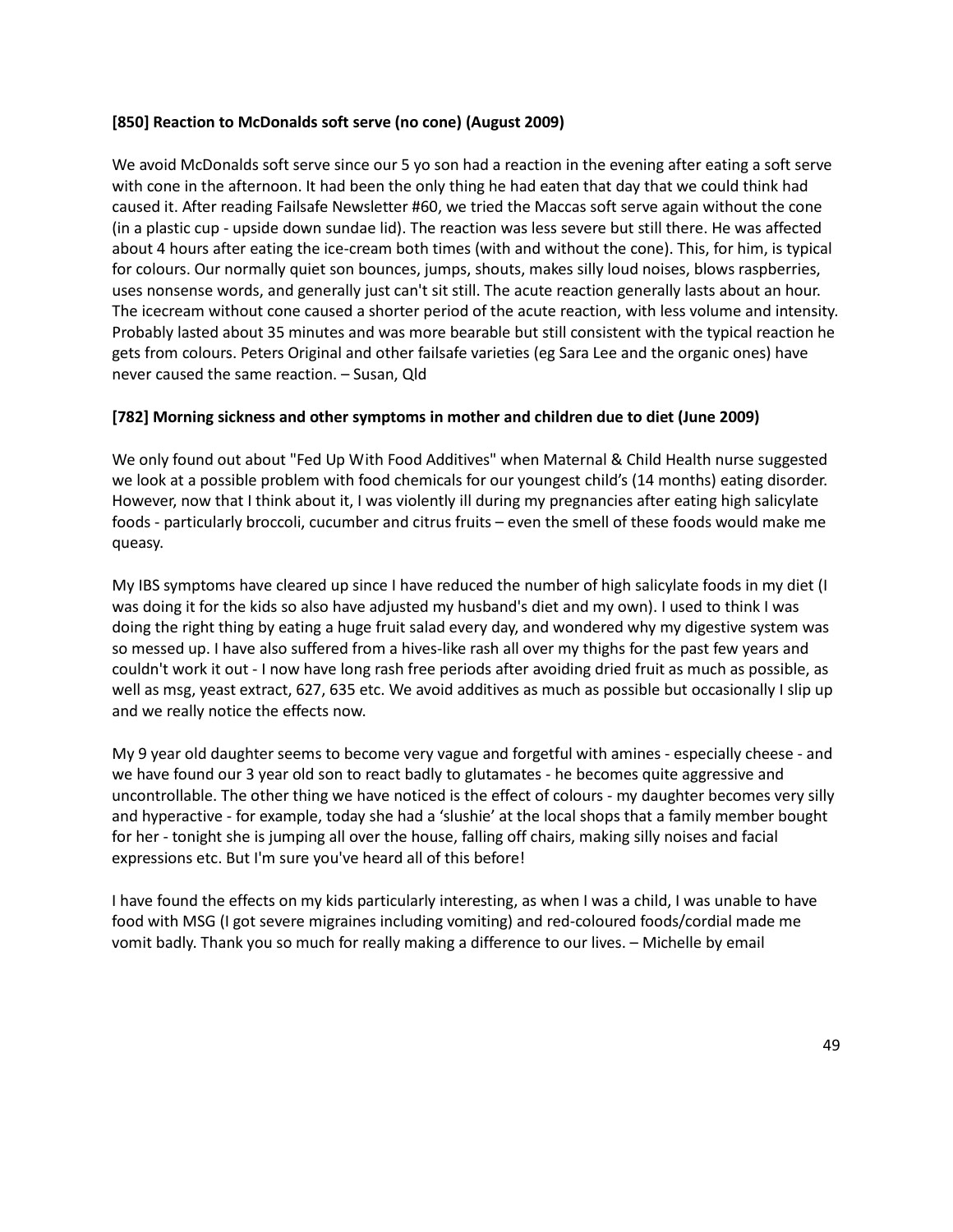**[850] Reaction to McDonalds soft serve (no cone) (August 2009)**

We avoid McDonalds soft serve since our 5 yo son had a reaction in the evening after eating a soft serve with cone in the afternoon. It had been the only thing he had eaten that day that we could think had caused it. After reading Failsafe Newsletter #60, we tried the Maccas soft serve again without the cone (in a plastic cup - upside down sundae lid). The reaction was less severe but still there. He was affected about 4 hours after eating the ice-cream both times (with and without the cone). This, for him, is typical for colours. Our normally quiet son bounces, jumps, shouts, makes silly loud noises, blows raspberries, uses nonsense words, and generally just can't sit still. The acute reaction generally lasts about an hour. The icecream without cone caused a shorter period of the acute reaction, with less volume and intensity. Probably lasted about 35 minutes and was more bearable but still consistent with the typical reaction he gets from colours. Peters Original and other failsafe varieties (eg Sara Lee and the organic ones) have never caused the same reaction. – Susan, Qld

**[782] Morning sickness and other symptoms in mother and children due to diet (June 2009)**

We only found out about "Fed Up With Food Additives" when Maternal & Child Health nurse suggested we look at a possible problem with food chemicals for our youngest child's (14 months) eating disorder. However, now that I think about it, I was violently ill during my pregnancies after eating high salicylate foods - particularly broccoli, cucumber and citrus fruits – even the smell of these foods would make me queasy.

My IBS symptoms have cleared up since I have reduced the number of high salicylate foods in my diet (I was doing it for the kids so also have adjusted my husband's diet and my own). I used to think I was doing the right thing by eating a huge fruit salad every day, and wondered why my digestive system was so messed up. I have also suffered from a hives-like rash all over my thighs for the past few years and couldn't work it out - I now have long rash free periods after avoiding dried fruit as much as possible, as well as msg, yeast extract, 627, 635 etc. We avoid additives as much as possible but occasionally I slip up and we really notice the effects now.

My 9 year old daughter seems to become very vague and forgetful with amines - especially cheese - and we have found our 3 year old son to react badly to glutamates - he becomes quite aggressive and uncontrollable. The other thing we have noticed is the effect of colours - my daughter becomes very silly and hyperactive - for example, today she had a 'slushie' at the local shops that a family member bought for her - tonight she is jumping all over the house, falling off chairs, making silly noises and facial expressions etc. But I'm sure you've heard all of this before!

I have found the effects on my kids particularly interesting, as when I was a child, I was unable to have food with MSG (I got severe migraines including vomiting) and red-coloured foods/cordial made me vomit badly. Thank you so much for really making a difference to our lives. – Michelle by email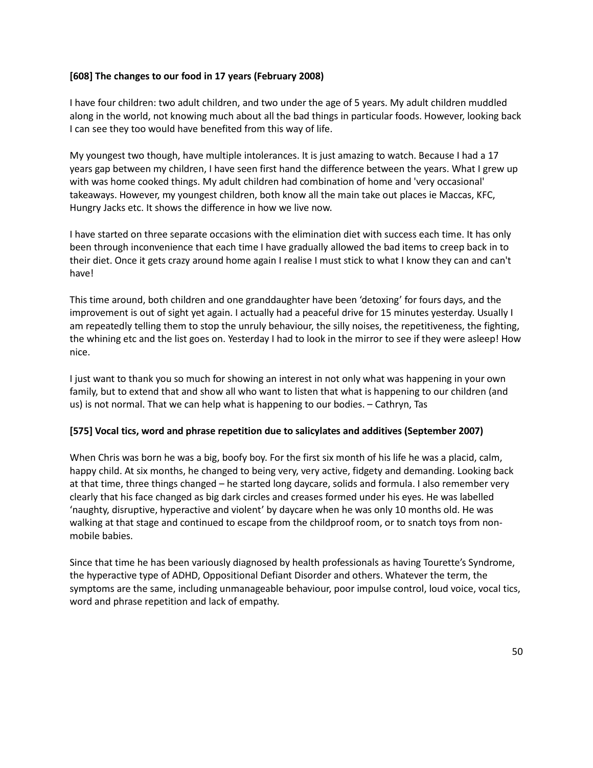**[608] The changes to our food in 17 years (February 2008)**

I have four children: two adult children, and two under the age of 5 years. My adult children muddled along in the world, not knowing much about all the bad things in particular foods. However, looking back I can see they too would have benefited from this way of life.

My youngest two though, have multiple intolerances. It is just amazing to watch. Because I had a 17 years gap between my children, I have seen first hand the difference between the years. What I grew up with was home cooked things. My adult children had combination of home and 'very occasional' takeaways. However, my youngest children, both know all the main take out places ie Maccas, KFC, Hungry Jacks etc. It shows the difference in how we live now.

I have started on three separate occasions with the elimination diet with success each time. It has only been through inconvenience that each time I have gradually allowed the bad items to creep back in to their diet. Once it gets crazy around home again I realise I must stick to what I know they can and can't have!

This time around, both children and one granddaughter have been 'detoxing' for fours days, and the improvement is out of sight yet again. I actually had a peaceful drive for 15 minutes yesterday. Usually I am repeatedly telling them to stop the unruly behaviour, the silly noises, the repetitiveness, the fighting, the whining etc and the list goes on. Yesterday I had to look in the mirror to see if they were asleep! How nice.

I just want to thank you so much for showing an interest in not only what was happening in your own family, but to extend that and show all who want to listen that what is happening to our children (and us) is not normal. That we can help what is happening to our bodies. – Cathryn, Tas

**[575] Vocal tics, word and phrase repetition due to salicylates and additives (September 2007)**

When Chris was born he was a big, boofy boy. For the first six month of his life he was a placid, calm, happy child. At six months, he changed to being very, very active, fidgety and demanding. Looking back at that time, three things changed – he started long daycare, solids and formula. I also remember very clearly that his face changed as big dark circles and creases formed under his eyes. He was labelled 'naughty, disruptive, hyperactive and violent' by daycare when he was only 10 months old. He was walking at that stage and continued to escape from the childproof room, or to snatch toys from non-mobile babies.

Since that time he has been variously diagnosed by health professionals as having Tourette's Syndrome, the hyperactive type of ADHD, Oppositional Defiant Disorder and others. Whatever the term, the symptoms are the same, including unmanageable behaviour, poor impulse control, loud voice, vocal tics, word and phrase repetition and lack of empathy.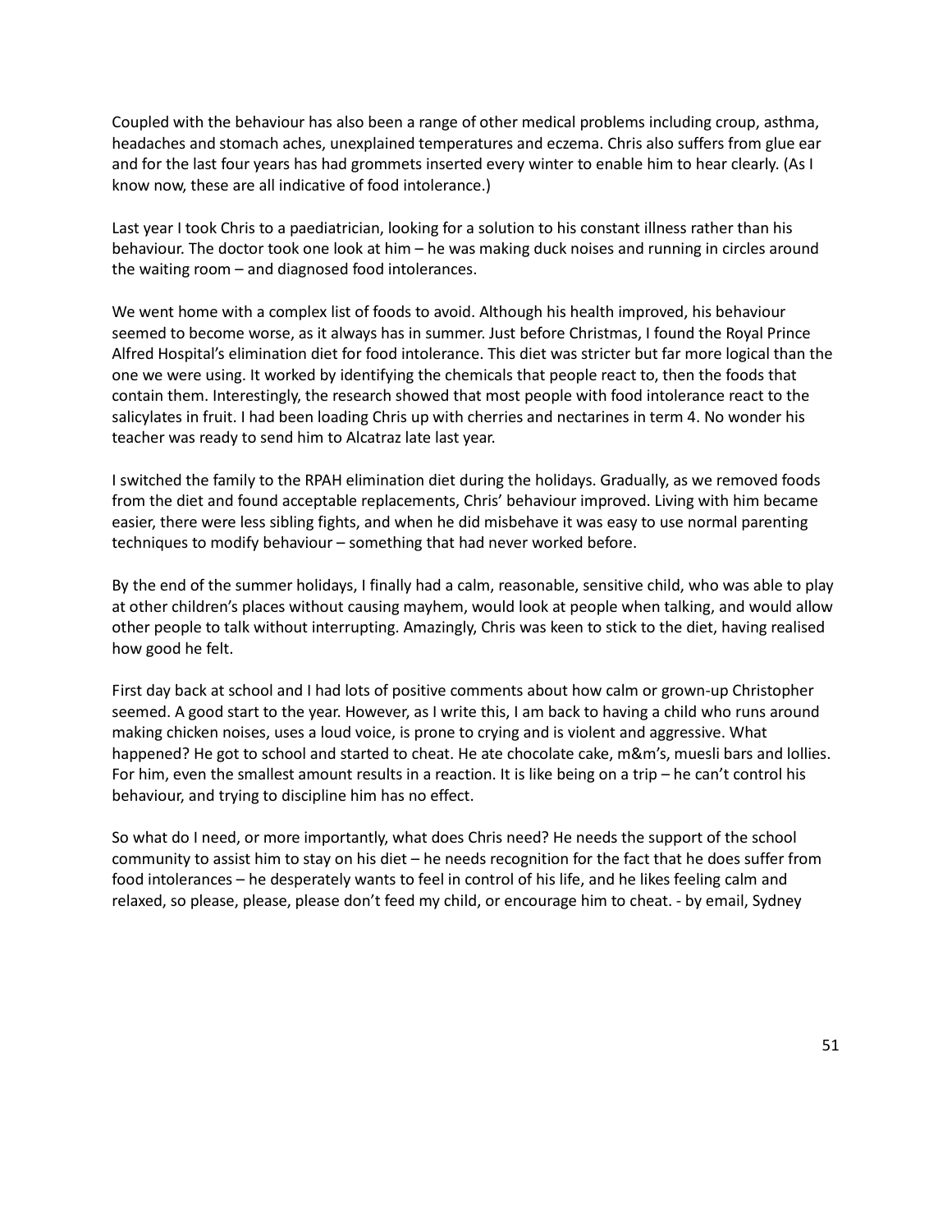Coupled with the behaviour has also been a range of other medical problems including croup, asthma, headaches and stomach aches, unexplained temperatures and eczema. Chris also suffers from glue ear and for the last four years has had grommets inserted every winter to enable him to hear clearly. (As I know now, these are all indicative of food intolerance.)

Last year I took Chris to a paediatrician, looking for a solution to his constant illness rather than his behaviour. The doctor took one look at him – he was making duck noises and running in circles around the waiting room – and diagnosed food intolerances.

We went home with a complex list of foods to avoid. Although his health improved, his behaviour seemed to become worse, as it always has in summer. Just before Christmas, I found the Royal Prince Alfred Hospital's elimination diet for food intolerance. This diet was stricter but far more logical than the one we were using. It worked by identifying the chemicals that people react to, then the foods that contain them. Interestingly, the research showed that most people with food intolerance react to the salicylates in fruit. I had been loading Chris up with cherries and nectarines in term 4. No wonder his teacher was ready to send him to Alcatraz late last year.

I switched the family to the RPAH elimination diet during the holidays. Gradually, as we removed foods from the diet and found acceptable replacements, Chris' behaviour improved. Living with him became easier, there were less sibling fights, and when he did misbehave it was easy to use normal parenting techniques to modify behaviour – something that had never worked before.

By the end of the summer holidays, I finally had a calm, reasonable, sensitive child, who was able to play at other children's places without causing mayhem, would look at people when talking, and would allow other people to talk without interrupting. Amazingly, Chris was keen to stick to the diet, having realised how good he felt.

First day back at school and I had lots of positive comments about how calm or grown-up Christopher seemed. A good start to the year. However, as I write this, I am back to having a child who runs around making chicken noises, uses a loud voice, is prone to crying and is violent and aggressive. What happened? He got to school and started to cheat. He ate chocolate cake, m&m's, muesli bars and lollies. For him, even the smallest amount results in a reaction. It is like being on a trip – he can't control his behaviour, and trying to discipline him has no effect.

So what do I need, or more importantly, what does Chris need? He needs the support of the school community to assist him to stay on his diet – he needs recognition for the fact that he does suffer from food intolerances – he desperately wants to feel in control of his life, and he likes feeling calm and relaxed, so please, please, please don't feed my child, or encourage him to cheat. - by email, Sydney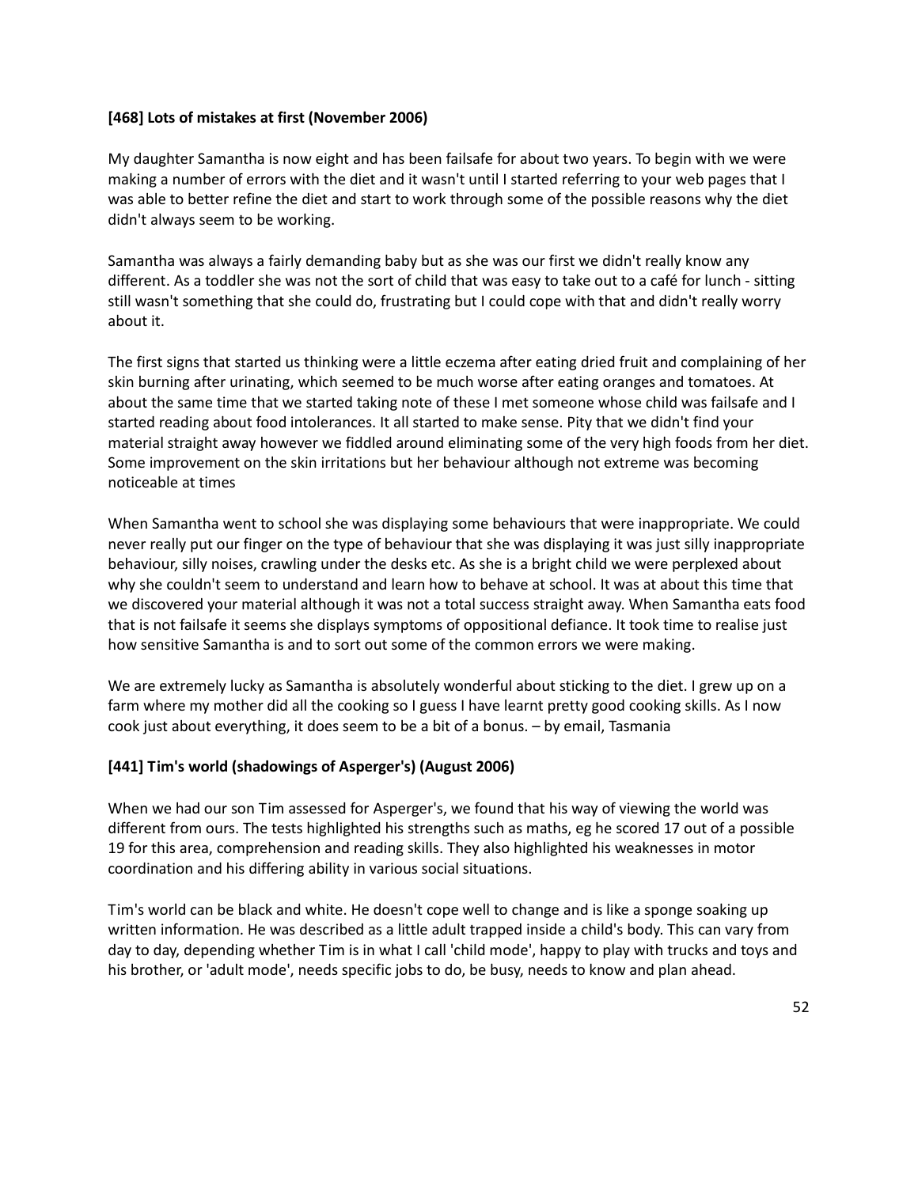**[468] Lots of mistakes at first (November 2006)**

My daughter Samantha is now eight and has been failsafe for about two years. To begin with we were making a number of errors with the diet and it wasn't until I started referring to your web pages that I was able to better refine the diet and start to work through some of the possible reasons why the diet didn't always seem to be working.

Samantha was always a fairly demanding baby but as she was our first we didn't really know any different. As a toddler she was not the sort of child that was easy to take out to a café for lunch - sitting still wasn't something that she could do, frustrating but I could cope with that and didn't really worry about it.

The first signs that started us thinking were a little eczema after eating dried fruit and complaining of her skin burning after urinating, which seemed to be much worse after eating oranges and tomatoes. At about the same time that we started taking note of these I met someone whose child was failsafe and I started reading about food intolerances. It all started to make sense. Pity that we didn't find your material straight away however we fiddled around eliminating some of the very high foods from her diet. Some improvement on the skin irritations but her behaviour although not extreme was becoming noticeable at times

When Samantha went to school she was displaying some behaviours that were inappropriate. We could never really put our finger on the type of behaviour that she was displaying it was just silly inappropriate behaviour, silly noises, crawling under the desks etc. As she is a bright child we were perplexed about why she couldn't seem to understand and learn how to behave at school. It was at about this time that we discovered your material although it was not a total success straight away. When Samantha eats food that is not failsafe it seems she displays symptoms of oppositional defiance. It took time to realise just how sensitive Samantha is and to sort out some of the common errors we were making.

We are extremely lucky as Samantha is absolutely wonderful about sticking to the diet. I grew up on a farm where my mother did all the cooking so I guess I have learnt pretty good cooking skills. As I now cook just about everything, it does seem to be a bit of a bonus. – by email, Tasmania

**[441] Tim's world (shadowings of Asperger's) (August 2006)**

When we had our son Tim assessed for Asperger's, we found that his way of viewing the world was different from ours. The tests highlighted his strengths such as maths, eg he scored 17 out of a possible 19 for this area, comprehension and reading skills. They also highlighted his weaknesses in motor coordination and his differing ability in various social situations.

Tim's world can be black and white. He doesn't cope well to change and is like a sponge soaking up written information. He was described as a little adult trapped inside a child's body. This can vary from day to day, depending whether Tim is in what I call 'child mode', happy to play with trucks and toys and his brother, or 'adult mode', needs specific jobs to do, be busy, needs to know and plan ahead.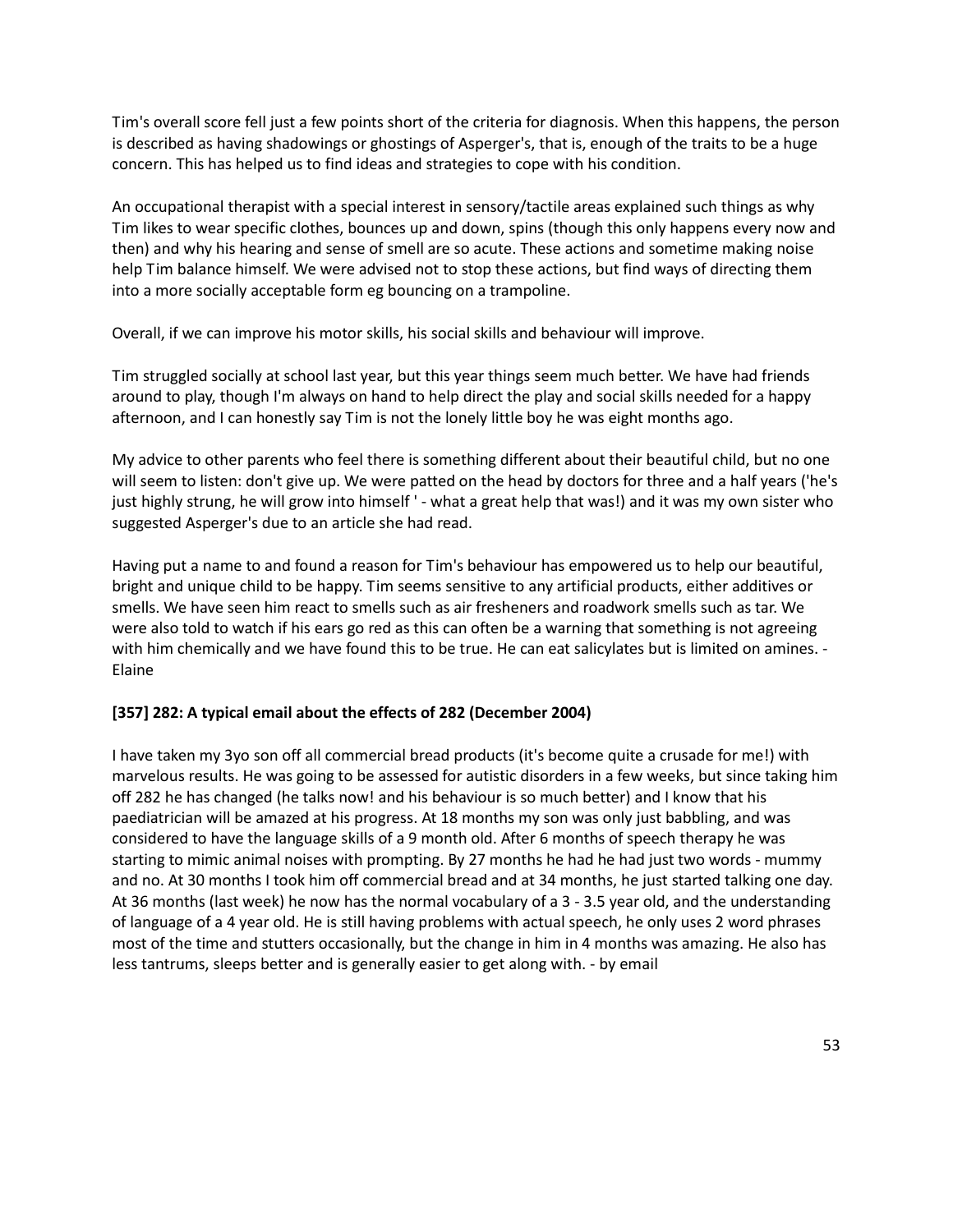Tim's overall score fell just a few points short of the criteria for diagnosis. When this happens, the person is described as having shadowings or ghostings of Asperger's, that is, enough of the traits to be a huge concern. This has helped us to find ideas and strategies to cope with his condition.

An occupational therapist with a special interest in sensory/tactile areas explained such things as why Tim likes to wear specific clothes, bounces up and down, spins (though this only happens every now and then) and why his hearing and sense of smell are so acute. These actions and sometime making noise help Tim balance himself. We were advised not to stop these actions, but find ways of directing them into a more socially acceptable form eg bouncing on a trampoline.

Overall, if we can improve his motor skills, his social skills and behaviour will improve.

Tim struggled socially at school last year, but this year things seem much better. We have had friends around to play, though I'm always on hand to help direct the play and social skills needed for a happy afternoon, and I can honestly say Tim is not the lonely little boy he was eight months ago.

My advice to other parents who feel there is something different about their beautiful child, but no one will seem to listen: don't give up. We were patted on the head by doctors for three and a half years ('he's just highly strung, he will grow into himself ' - what a great help that was!) and it was my own sister who suggested Asperger's due to an article she had read.

Having put a name to and found a reason for Tim's behaviour has empowered us to help our beautiful, bright and unique child to be happy. Tim seems sensitive to any artificial products, either additives or smells. We have seen him react to smells such as air fresheners and roadwork smells such as tar. We were also told to watch if his ears go red as this can often be a warning that something is not agreeing with him chemically and we have found this to be true. He can eat salicylates but is limited on amines. - Elaine

**[357] 282: A typical email about the effects of 282 (December 2004)**

I have taken my 3yo son off all commercial bread products (it's become quite a crusade for me!) with marvelous results. He was going to be assessed for autistic disorders in a few weeks, but since taking him off 282 he has changed (he talks now! and his behaviour is so much better) and I know that his paediatrician will be amazed at his progress. At 18 months my son was only just babbling, and was considered to have the language skills of a 9 month old. After 6 months of speech therapy he was starting to mimic animal noises with prompting. By 27 months he had he had just two words - mummy and no. At 30 months I took him off commercial bread and at 34 months, he just started talking one day. At 36 months (last week) he now has the normal vocabulary of a 3 - 3.5 year old, and the understanding of language of a 4 year old. He is still having problems with actual speech, he only uses 2 word phrases most of the time and stutters occasionally, but the change in him in 4 months was amazing. He also has less tantrums, sleeps better and is generally easier to get along with. - by email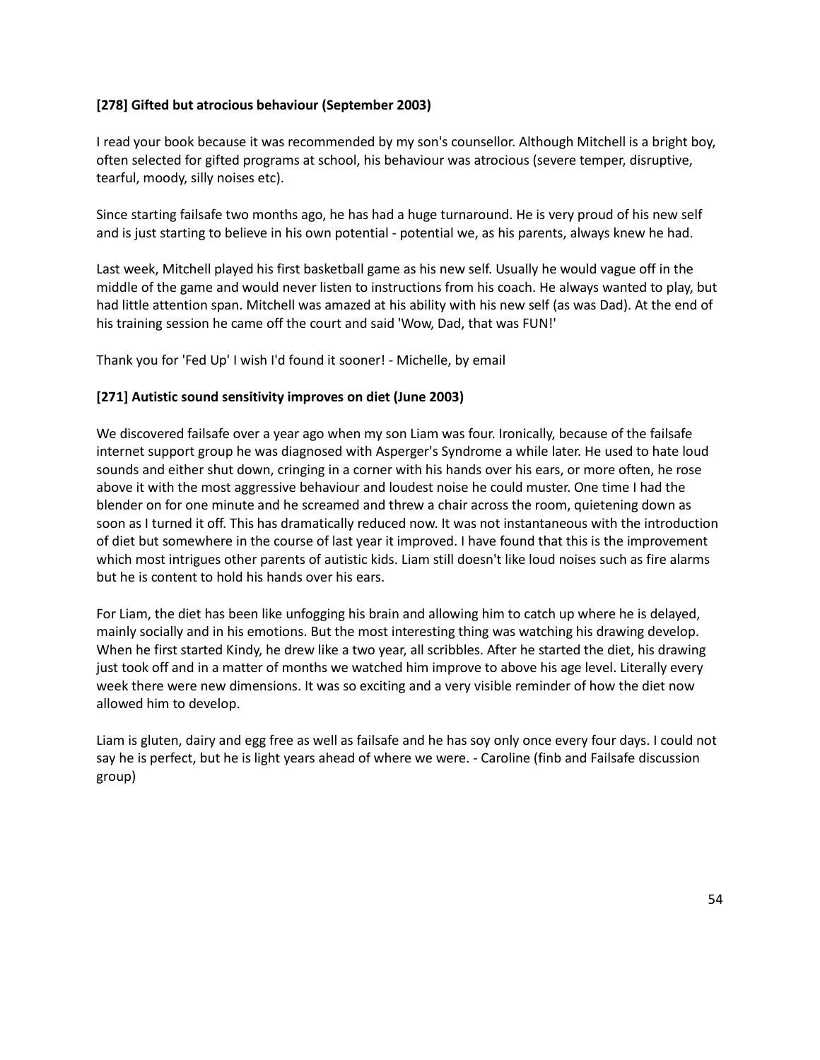**[278] Gifted but atrocious behaviour (September 2003)**

I read your book because it was recommended by my son's counsellor. Although Mitchell is a bright boy, often selected for gifted programs at school, his behaviour was atrocious (severe temper, disruptive, tearful, moody, silly noises etc).

Since starting failsafe two months ago, he has had a huge turnaround. He is very proud of his new self and is just starting to believe in his own potential - potential we, as his parents, always knew he had.

Last week, Mitchell played his first basketball game as his new self. Usually he would vague off in the middle of the game and would never listen to instructions from his coach. He always wanted to play, but had little attention span. Mitchell was amazed at his ability with his new self (as was Dad). At the end of his training session he came off the court and said 'Wow, Dad, that was FUN!'

Thank you for 'Fed Up' I wish I'd found it sooner! - Michelle, by email

**[271] Autistic sound sensitivity improves on diet (June 2003)**

We discovered failsafe over a year ago when my son Liam was four. Ironically, because of the failsafe internet support group he was diagnosed with Asperger's Syndrome a while later. He used to hate loud sounds and either shut down, cringing in a corner with his hands over his ears, or more often, he rose above it with the most aggressive behaviour and loudest noise he could muster. One time I had the blender on for one minute and he screamed and threw a chair across the room, quietening down as soon as I turned it off. This has dramatically reduced now. It was not instantaneous with the introduction of diet but somewhere in the course of last year it improved. I have found that this is the improvement which most intrigues other parents of autistic kids. Liam still doesn't like loud noises such as fire alarms but he is content to hold his hands over his ears.

For Liam, the diet has been like unfogging his brain and allowing him to catch up where he is delayed, mainly socially and in his emotions. But the most interesting thing was watching his drawing develop. When he first started Kindy, he drew like a two year, all scribbles. After he started the diet, his drawing just took off and in a matter of months we watched him improve to above his age level. Literally every week there were new dimensions. It was so exciting and a very visible reminder of how the diet now allowed him to develop.

Liam is gluten, dairy and egg free as well as failsafe and he has soy only once every four days. I could not say he is perfect, but he is light years ahead of where we were. - Caroline (finb and Failsafe discussion group)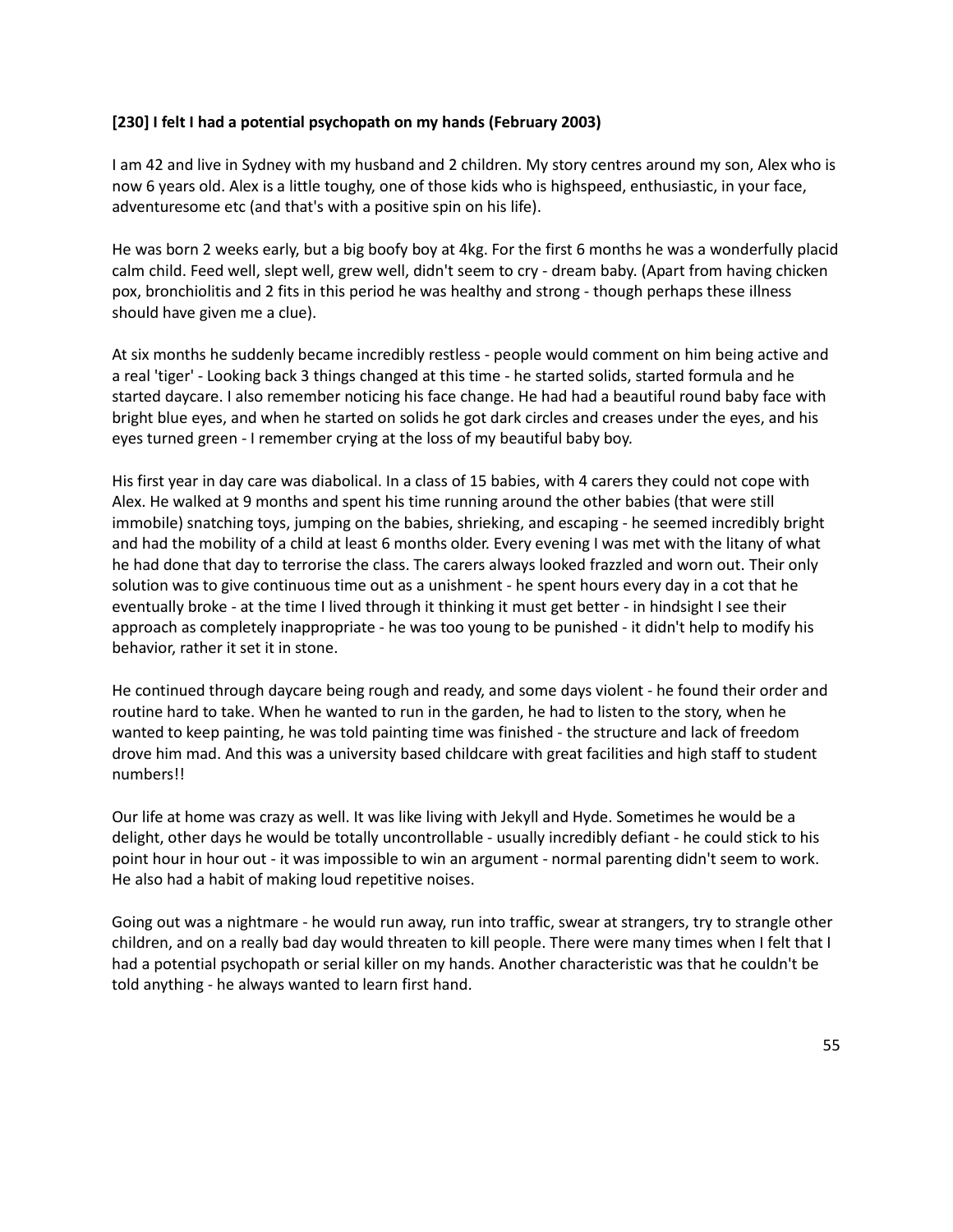**[230] I felt I had a potential psychopath on my hands (February 2003)**

I am 42 and live in Sydney with my husband and 2 children. My story centres around my son, Alex who is now 6 years old. Alex is a little toughy, one of those kids who is highspeed, enthusiastic, in your face, adventuresome etc (and that's with a positive spin on his life).

He was born 2 weeks early, but a big boofy boy at 4kg. For the first 6 months he was a wonderfully placid calm child. Feed well, slept well, grew well, didn't seem to cry - dream baby. (Apart from having chicken pox, bronchiolitis and 2 fits in this period he was healthy and strong - though perhaps these illness should have given me a clue).

At six months he suddenly became incredibly restless - people would comment on him being active and a real 'tiger' - Looking back 3 things changed at this time - he started solids, started formula and he started daycare. I also remember noticing his face change. He had had a beautiful round baby face with bright blue eyes, and when he started on solids he got dark circles and creases under the eyes, and his eyes turned green - I remember crying at the loss of my beautiful baby boy.

His first year in day care was diabolical. In a class of 15 babies, with 4 carers they could not cope with Alex. He walked at 9 months and spent his time running around the other babies (that were still immobile) snatching toys, jumping on the babies, shrieking, and escaping - he seemed incredibly bright and had the mobility of a child at least 6 months older. Every evening I was met with the litany of what he had done that day to terrorise the class. The carers always looked frazzled and worn out. Their only solution was to give continuous time out as a unishment - he spent hours every day in a cot that he eventually broke - at the time I lived through it thinking it must get better - in hindsight I see their approach as completely inappropriate - he was too young to be punished - it didn't help to modify his behavior, rather it set it in stone.

He continued through daycare being rough and ready, and some days violent - he found their order and routine hard to take. When he wanted to run in the garden, he had to listen to the story, when he wanted to keep painting, he was told painting time was finished - the structure and lack of freedom drove him mad. And this was a university based childcare with great facilities and high staff to student numbers!!

Our life at home was crazy as well. It was like living with Jekyll and Hyde. Sometimes he would be a delight, other days he would be totally uncontrollable - usually incredibly defiant - he could stick to his point hour in hour out - it was impossible to win an argument - normal parenting didn't seem to work. He also had a habit of making loud repetitive noises.

Going out was a nightmare - he would run away, run into traffic, swear at strangers, try to strangle other children, and on a really bad day would threaten to kill people. There were many times when I felt that I had a potential psychopath or serial killer on my hands. Another characteristic was that he couldn't be told anything - he always wanted to learn first hand.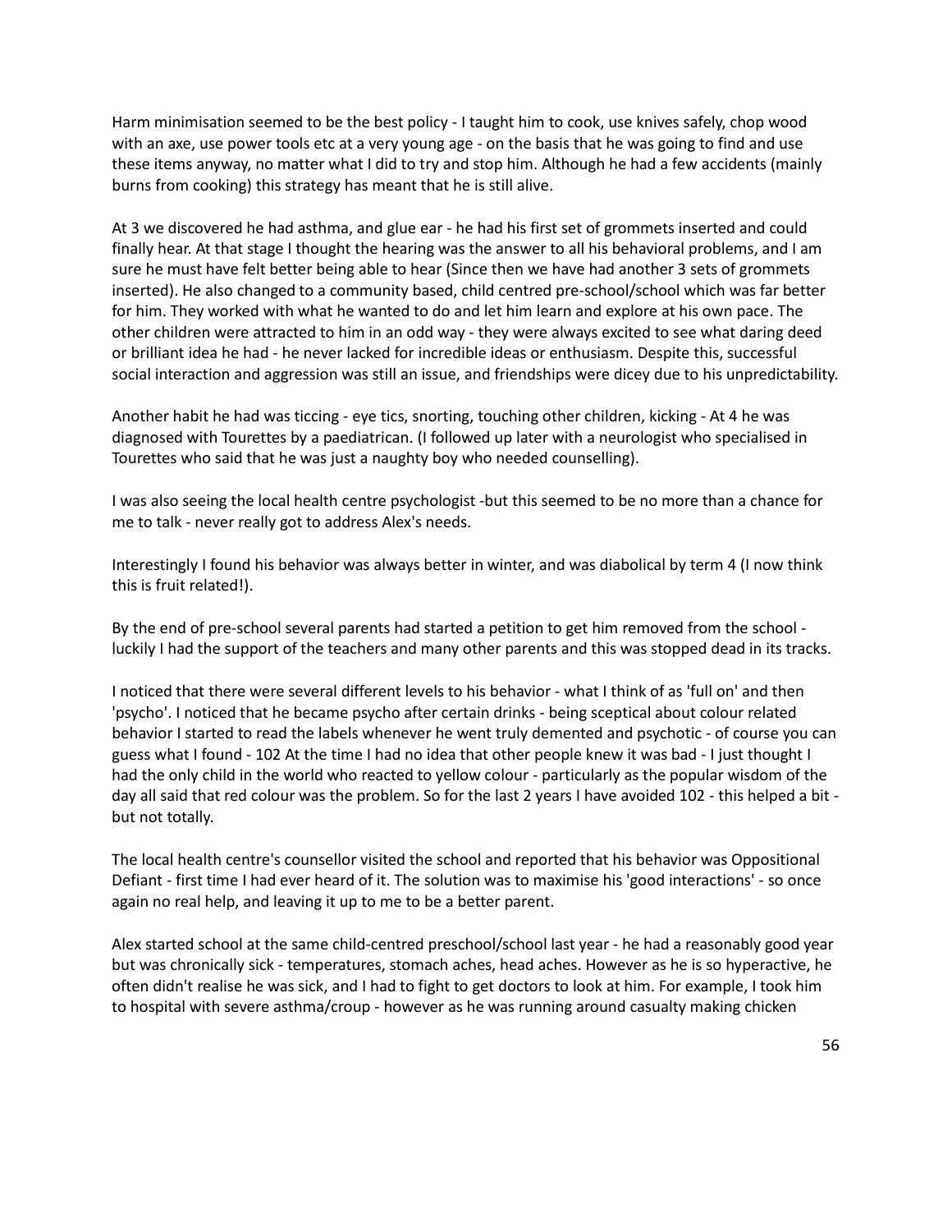Harm minimisation seemed to be the best policy - I taught him to cook, use knives safely, chop wood with an axe, use power tools etc at a very young age - on the basis that he was going to find and use these items anyway, no matter what I did to try and stop him. Although he had a few accidents (mainly burns from cooking) this strategy has meant that he is still alive.

At 3 we discovered he had asthma, and glue ear - he had his first set of grommets inserted and could finally hear. At that stage I thought the hearing was the answer to all his behavioral problems, and I am sure he must have felt better being able to hear (Since then we have had another 3 sets of grommets inserted). He also changed to a community based, child centred pre-school/school which was far better for him. They worked with what he wanted to do and let him learn and explore at his own pace. The other children were attracted to him in an odd way - they were always excited to see what daring deed or brilliant idea he had - he never lacked for incredible ideas or enthusiasm. Despite this, successful social interaction and aggression was still an issue, and friendships were dicey due to his unpredictability.

Another habit he had was ticcing - eye tics, snorting, touching other children, kicking - At 4 he was diagnosed with Tourettes by a paediatrican. (I followed up later with a neurologist who specialised in Tourettes who said that he was just a naughty boy who needed counselling).

I was also seeing the local health centre psychologist -but this seemed to be no more than a chance for me to talk - never really got to address Alex's needs.

Interestingly I found his behavior was always better in winter, and was diabolical by term 4 (I now think this is fruit related!).

By the end of pre-school several parents had started a petition to get him removed from the school - luckily I had the support of the teachers and many other parents and this was stopped dead in its tracks.

I noticed that there were several different levels to his behavior - what I think of as 'full on' and then 'psycho'. I noticed that he became psycho after certain drinks - being sceptical about colour related behavior I started to read the labels whenever he went truly demented and psychotic - of course you can guess what I found - 102 At the time I had no idea that other people knew it was bad - I just thought I had the only child in the world who reacted to yellow colour - particularly as the popular wisdom of the day all said that red colour was the problem. So for the last 2 years I have avoided 102 - this helped a bit - but not totally.

The local health centre's counsellor visited the school and reported that his behavior was Oppositional Defiant - first time I had ever heard of it. The solution was to maximise his 'good interactions' - so once again no real help, and leaving it up to me to be a better parent.

Alex started school at the same child-centred preschool/school last year - he had a reasonably good year but was chronically sick - temperatures, stomach aches, head aches. However as he is so hyperactive, he often didn't realise he was sick, and I had to fight to get doctors to look at him. For example, I took him to hospital with severe asthma/croup - however as he was running around casualty making chicken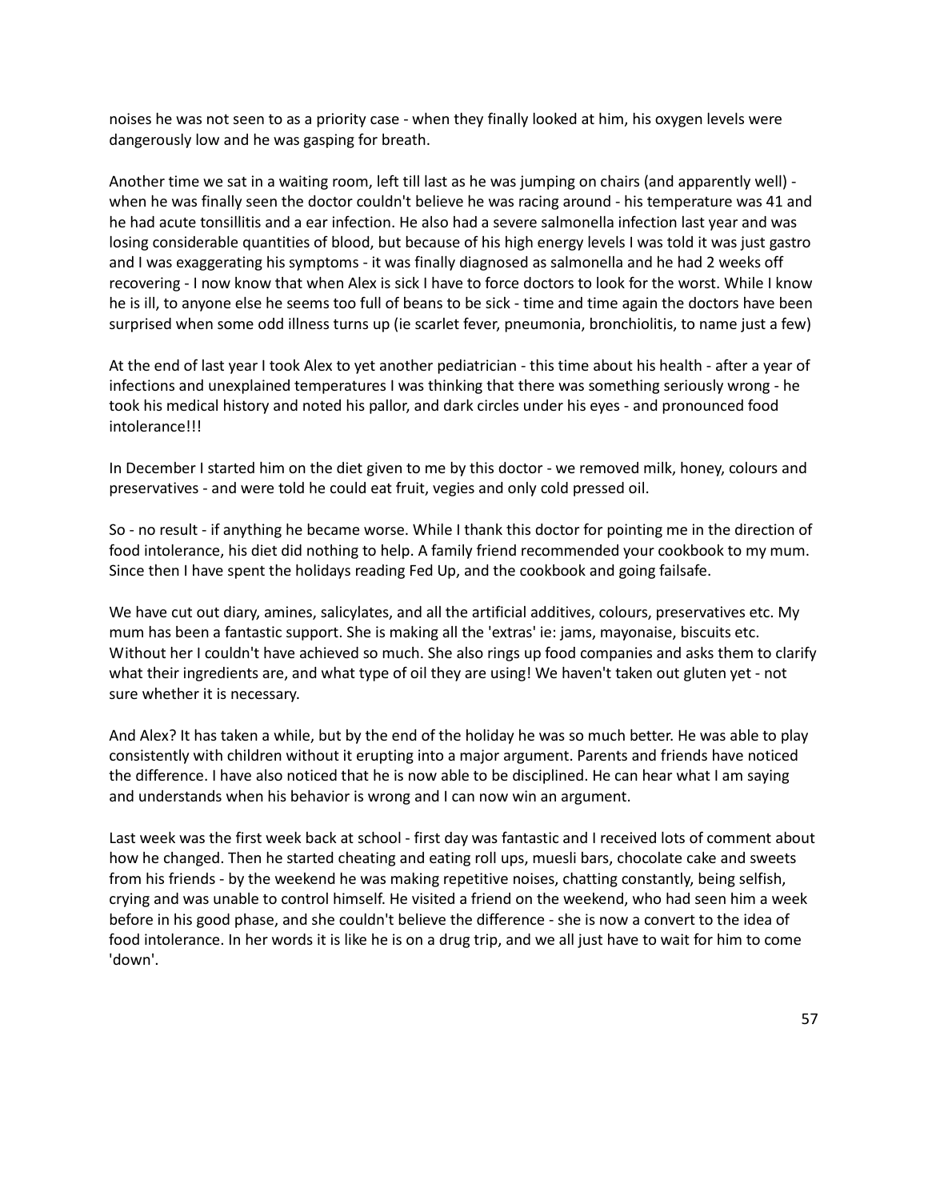noises he was not seen to as a priority case - when they finally looked at him, his oxygen levels were dangerously low and he was gasping for breath.

Another time we sat in a waiting room, left till last as he was jumping on chairs (and apparently well) - when he was finally seen the doctor couldn't believe he was racing around - his temperature was 41 and he had acute tonsillitis and a ear infection. He also had a severe salmonella infection last year and was losing considerable quantities of blood, but because of his high energy levels I was told it was just gastro and I was exaggerating his symptoms - it was finally diagnosed as salmonella and he had 2 weeks off recovering - I now know that when Alex is sick I have to force doctors to look for the worst. While I know he is ill, to anyone else he seems too full of beans to be sick - time and time again the doctors have been surprised when some odd illness turns up (ie scarlet fever, pneumonia, bronchiolitis, to name just a few)

At the end of last year I took Alex to yet another pediatrician - this time about his health - after a year of infections and unexplained temperatures I was thinking that there was something seriously wrong - he took his medical history and noted his pallor, and dark circles under his eyes - and pronounced food intolerance!!!

In December I started him on the diet given to me by this doctor - we removed milk, honey, colours and preservatives - and were told he could eat fruit, vegies and only cold pressed oil.

So - no result - if anything he became worse. While I thank this doctor for pointing me in the direction of food intolerance, his diet did nothing to help. A family friend recommended your cookbook to my mum. Since then I have spent the holidays reading Fed Up, and the cookbook and going failsafe.

We have cut out diary, amines, salicylates, and all the artificial additives, colours, preservatives etc. My mum has been a fantastic support. She is making all the 'extras' ie: jams, mayonaise, biscuits etc. Without her I couldn't have achieved so much. She also rings up food companies and asks them to clarify what their ingredients are, and what type of oil they are using! We haven't taken out gluten yet - not sure whether it is necessary.

And Alex? It has taken a while, but by the end of the holiday he was so much better. He was able to play consistently with children without it erupting into a major argument. Parents and friends have noticed the difference. I have also noticed that he is now able to be disciplined. He can hear what I am saying and understands when his behavior is wrong and I can now win an argument.

Last week was the first week back at school - first day was fantastic and I received lots of comment about how he changed. Then he started cheating and eating roll ups, muesli bars, chocolate cake and sweets from his friends - by the weekend he was making repetitive noises, chatting constantly, being selfish, crying and was unable to control himself. He visited a friend on the weekend, who had seen him a week before in his good phase, and she couldn't believe the difference - she is now a convert to the idea of food intolerance. In her words it is like he is on a drug trip, and we all just have to wait for him to come 'down'.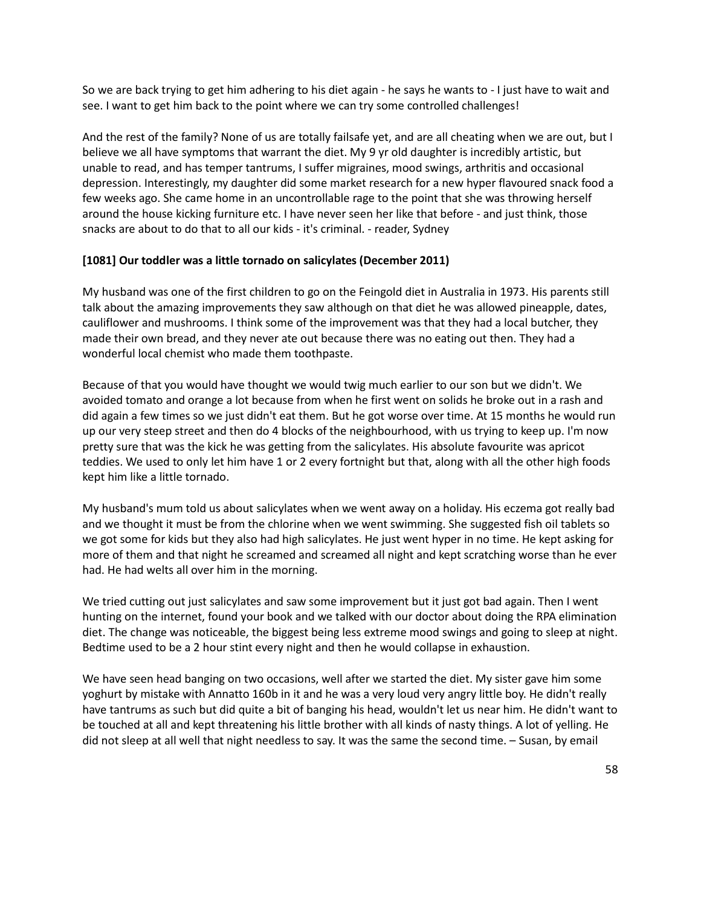So we are back trying to get him adhering to his diet again - he says he wants to - I just have to wait and see. I want to get him back to the point where we can try some controlled challenges!

And the rest of the family? None of us are totally failsafe yet, and are all cheating when we are out, but I believe we all have symptoms that warrant the diet. My 9 yr old daughter is incredibly artistic, but unable to read, and has temper tantrums, I suffer migraines, mood swings, arthritis and occasional depression. Interestingly, my daughter did some market research for a new hyper flavoured snack food a few weeks ago. She came home in an uncontrollable rage to the point that she was throwing herself around the house kicking furniture etc. I have never seen her like that before - and just think, those snacks are about to do that to all our kids - it's criminal. - reader, Sydney

**[1081] Our toddler was a little tornado on salicylates (December 2011)**

My husband was one of the first children to go on the Feingold diet in Australia in 1973. His parents still talk about the amazing improvements they saw although on that diet he was allowed pineapple, dates, cauliflower and mushrooms. I think some of the improvement was that they had a local butcher, they made their own bread, and they never ate out because there was no eating out then. They had a wonderful local chemist who made them toothpaste.

Because of that you would have thought we would twig much earlier to our son but we didn't. We avoided tomato and orange a lot because from when he first went on solids he broke out in a rash and did again a few times so we just didn't eat them. But he got worse over time. At 15 months he would run up our very steep street and then do 4 blocks of the neighbourhood, with us trying to keep up. I'm now pretty sure that was the kick he was getting from the salicylates. His absolute favourite was apricot teddies. We used to only let him have 1 or 2 every fortnight but that, along with all the other high foods kept him like a little tornado.

My husband's mum told us about salicylates when we went away on a holiday. His eczema got really bad and we thought it must be from the chlorine when we went swimming. She suggested fish oil tablets so we got some for kids but they also had high salicylates. He just went hyper in no time. He kept asking for more of them and that night he screamed and screamed all night and kept scratching worse than he ever had. He had welts all over him in the morning.

We tried cutting out just salicylates and saw some improvement but it just got bad again. Then I went hunting on the internet, found your book and we talked with our doctor about doing the RPA elimination diet. The change was noticeable, the biggest being less extreme mood swings and going to sleep at night. Bedtime used to be a 2 hour stint every night and then he would collapse in exhaustion.

We have seen head banging on two occasions, well after we started the diet. My sister gave him some yoghurt by mistake with Annatto 160b in it and he was a very loud very angry little boy. He didn't really have tantrums as such but did quite a bit of banging his head, wouldn't let us near him. He didn't want to be touched at all and kept threatening his little brother with all kinds of nasty things. A lot of yelling. He did not sleep at all well that night needless to say. It was the same the second time. – Susan, by email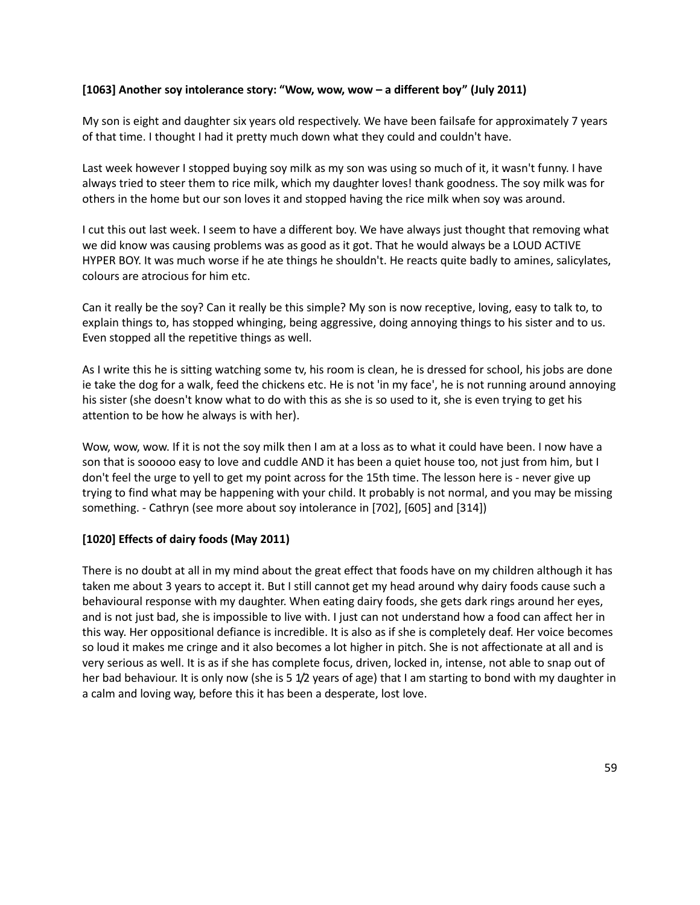**[1063] Another soy intolerance story: "Wow, wow, wow – a different boy" (July 2011)**

My son is eight and daughter six years old respectively. We have been failsafe for approximately 7 years of that time. I thought I had it pretty much down what they could and couldn't have.

Last week however I stopped buying soy milk as my son was using so much of it, it wasn't funny. I have always tried to steer them to rice milk, which my daughter loves! thank goodness. The soy milk was for others in the home but our son loves it and stopped having the rice milk when soy was around.

I cut this out last week. I seem to have a different boy. We have always just thought that removing what we did know was causing problems was as good as it got. That he would always be a LOUD ACTIVE HYPER BOY. It was much worse if he ate things he shouldn't. He reacts quite badly to amines, salicylates, colours are atrocious for him etc.

Can it really be the soy? Can it really be this simple? My son is now receptive, loving, easy to talk to, to explain things to, has stopped whinging, being aggressive, doing annoying things to his sister and to us. Even stopped all the repetitive things as well.

As I write this he is sitting watching some tv, his room is clean, he is dressed for school, his jobs are done ie take the dog for a walk, feed the chickens etc. He is not 'in my face', he is not running around annoying his sister (she doesn't know what to do with this as she is so used to it, she is even trying to get his attention to be how he always is with her).

Wow, wow, wow. If it is not the soy milk then I am at a loss as to what it could have been. I now have a son that is sooooo easy to love and cuddle AND it has been a quiet house too, not just from him, but I don't feel the urge to yell to get my point across for the 15th time. The lesson here is - never give up trying to find what may be happening with your child. It probably is not normal, and you may be missing something. - Cathryn (see more about soy intolerance in [702], [605] and [314])

**[1020] Effects of dairy foods (May 2011)**

There is no doubt at all in my mind about the great effect that foods have on my children although it has taken me about 3 years to accept it. But I still cannot get my head around why dairy foods cause such a behavioural response with my daughter. When eating dairy foods, she gets dark rings around her eyes, and is not just bad, she is impossible to live with. I just can not understand how a food can affect her in this way. Her oppositional defiance is incredible. It is also as if she is completely deaf. Her voice becomes so loud it makes me cringe and it also becomes a lot higher in pitch. She is not affectionate at all and is very serious as well. It is as if she has complete focus, driven, locked in, intense, not able to snap out of her bad behaviour. It is only now (she is 5 1/2 years of age) that I am starting to bond with my daughter in a calm and loving way, before this it has been a desperate, lost love.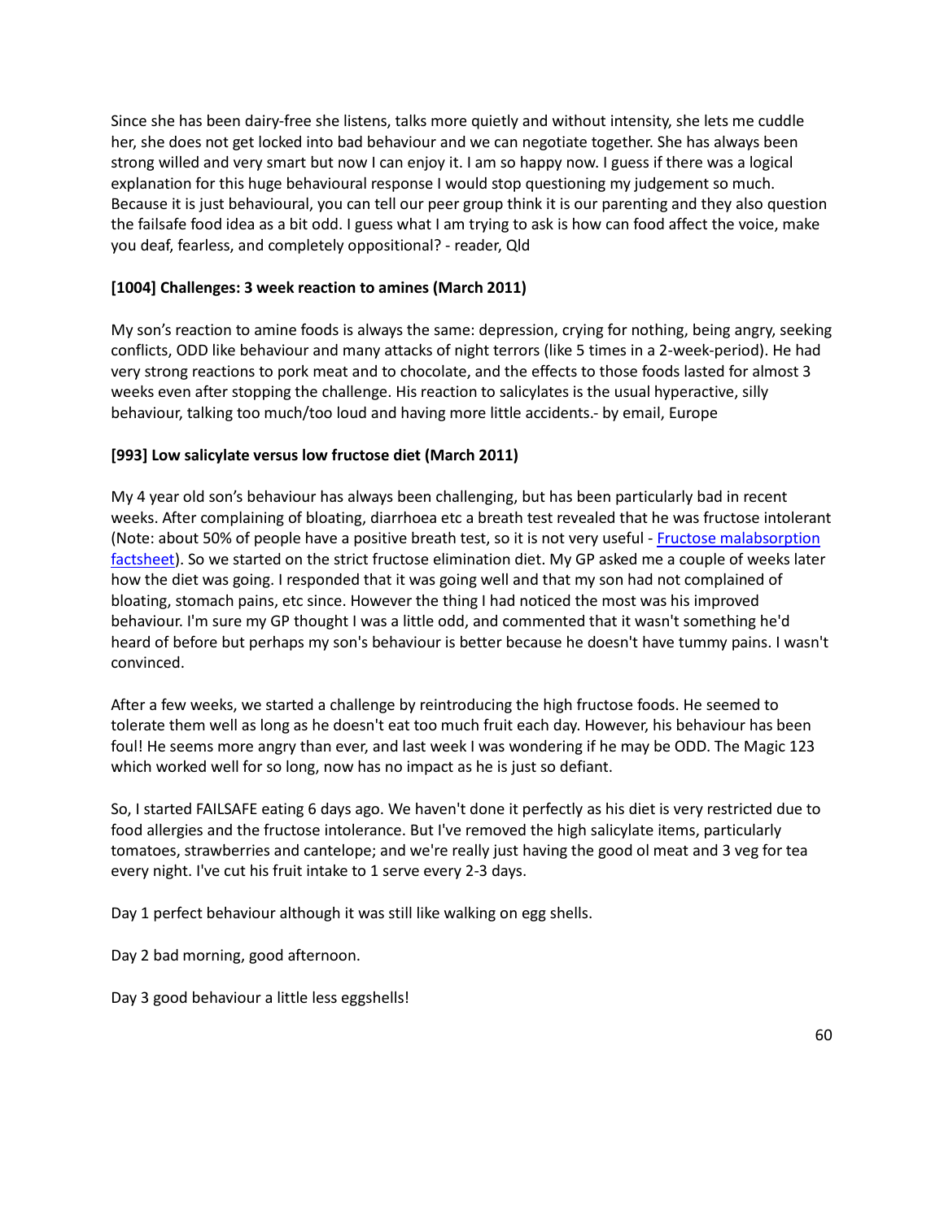Since she has been dairy-free she listens, talks more quietly and without intensity, she lets me cuddle her, she does not get locked into bad behaviour and we can negotiate together. She has always been strong willed and very smart but now I can enjoy it. I am so happy now. I guess if there was a logical explanation for this huge behavioural response I would stop questioning my judgement so much. Because it is just behavioural, you can tell our peer group think it is our parenting and they also question the failsafe food idea as a bit odd. I guess what I am trying to ask is how can food affect the voice, make you deaf, fearless, and completely oppositional? - reader, Qld

**[1004] Challenges: 3 week reaction to amines (March 2011)**

My son's reaction to amine foods is always the same: depression, crying for nothing, being angry, seeking conflicts, ODD like behaviour and many attacks of night terrors (like 5 times in a 2-week-period). He had very strong reactions to pork meat and to chocolate, and the effects to those foods lasted for almost 3 weeks even after stopping the challenge. His reaction to salicylates is the usual hyperactive, silly behaviour, talking too much/too loud and having more little accidents.- by email, Europe

**[993] Low salicylate versus low fructose diet (March 2011)**

My 4 year old son's behaviour has always been challenging, but has been particularly bad in recent weeks. After complaining of bloating, diarrhoea etc a breath test revealed that he was fructose intolerant (Note: about 50% of people have a positive breath test, so it is not very useful - Fructose malabsorption factsheet). So we started on the strict fructose elimination diet. My GP asked me a couple of weeks later how the diet was going. I responded that it was going well and that my son had not complained of bloating, stomach pains, etc since. However the thing I had noticed the most was his improved behaviour. I'm sure my GP thought I was a little odd, and commented that it wasn't something he'd heard of before but perhaps my son's behaviour is better because he doesn't have tummy pains. I wasn't convinced.

After a few weeks, we started a challenge by reintroducing the high fructose foods. He seemed to tolerate them well as long as he doesn't eat too much fruit each day. However, his behaviour has been foul! He seems more angry than ever, and last week I was wondering if he may be ODD. The Magic 123 which worked well for so long, now has no impact as he is just so defiant.

So, I started FAILSAFE eating 6 days ago. We haven't done it perfectly as his diet is very restricted due to food allergies and the fructose intolerance. But I've removed the high salicylate items, particularly tomatoes, strawberries and cantelope; and we're really just having the good ol meat and 3 veg for tea every night. I've cut his fruit intake to 1 serve every 2-3 days.

Day 1 perfect behaviour although it was still like walking on egg shells.

Day 2 bad morning, good afternoon.

Day 3 good behaviour a little less eggshells!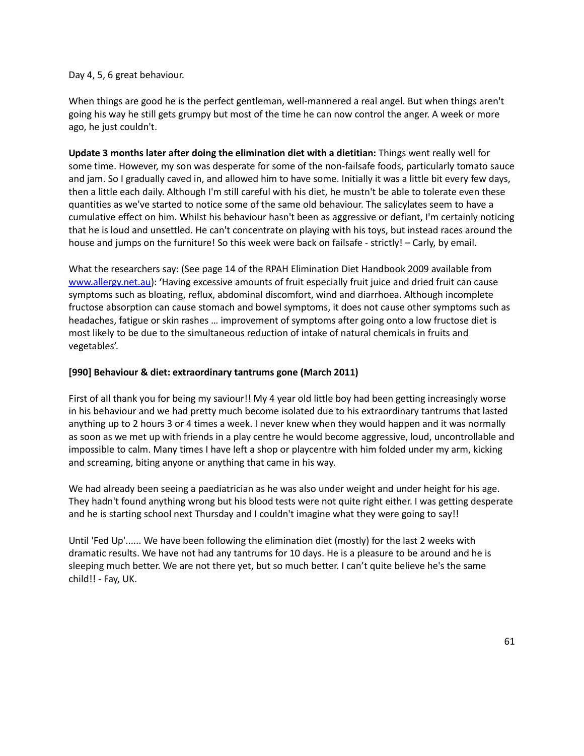Day 4, 5, 6 great behaviour.

When things are good he is the perfect gentleman, well-mannered a real angel. But when things aren't going his way he still gets grumpy but most of the time he can now control the anger. A week or more ago, he just couldn't.

**Update 3 months later after doing the elimination diet with a dietitian:** Things went really well for some time. However, my son was desperate for some of the non-failsafe foods, particularly tomato sauce and jam. So I gradually caved in, and allowed him to have some. Initially it was a little bit every few days, then a little each daily. Although I'm still careful with his diet, he mustn't be able to tolerate even these quantities as we've started to notice some of the same old behaviour. The salicylates seem to have a cumulative effect on him. Whilst his behaviour hasn't been as aggressive or defiant, I'm certainly noticing that he is loud and unsettled. He can't concentrate on playing with his toys, but instead races around the house and jumps on the furniture! So this week were back on failsafe - strictly! – Carly, by email.

What the researchers say: (See page 14 of the RPAH Elimination Diet Handbook 2009 available from [www.allergy.net.au](http://www.allergy.net.au)): 'Having excessive amounts of fruit especially fruit juice and dried fruit can cause symptoms such as bloating, reflux, abdominal discomfort, wind and diarrhoea. Although incomplete fructose absorption can cause stomach and bowel symptoms, it does not cause other symptoms such as headaches, fatigue or skin rashes … improvement of symptoms after going onto a low fructose diet is most likely to be due to the simultaneous reduction of intake of natural chemicals in fruits and vegetables'.

### [990] Behaviour & diet: extraordinary tantrums gone (March 2011)

First of all thank you for being my saviour!! My 4 year old little boy had been getting increasingly worse in his behaviour and we had pretty much become isolated due to his extraordinary tantrums that lasted anything up to 2 hours 3 or 4 times a week. I never knew when they would happen and it was normally as soon as we met up with friends in a play centre he would become aggressive, loud, uncontrollable and impossible to calm. Many times I have left a shop or playcentre with him folded under my arm, kicking and screaming, biting anyone or anything that came in his way.

We had already been seeing a paediatrician as he was also under weight and under height for his age. They hadn't found anything wrong but his blood tests were not quite right either. I was getting desperate and he is starting school next Thursday and I couldn't imagine what they were going to say!!

Until 'Fed Up'...... We have been following the elimination diet (mostly) for the last 2 weeks with dramatic results. We have not had any tantrums for 10 days. He is a pleasure to be around and he is sleeping much better. We are not there yet, but so much better. I can't quite believe he's the same child!! - Fay, UK.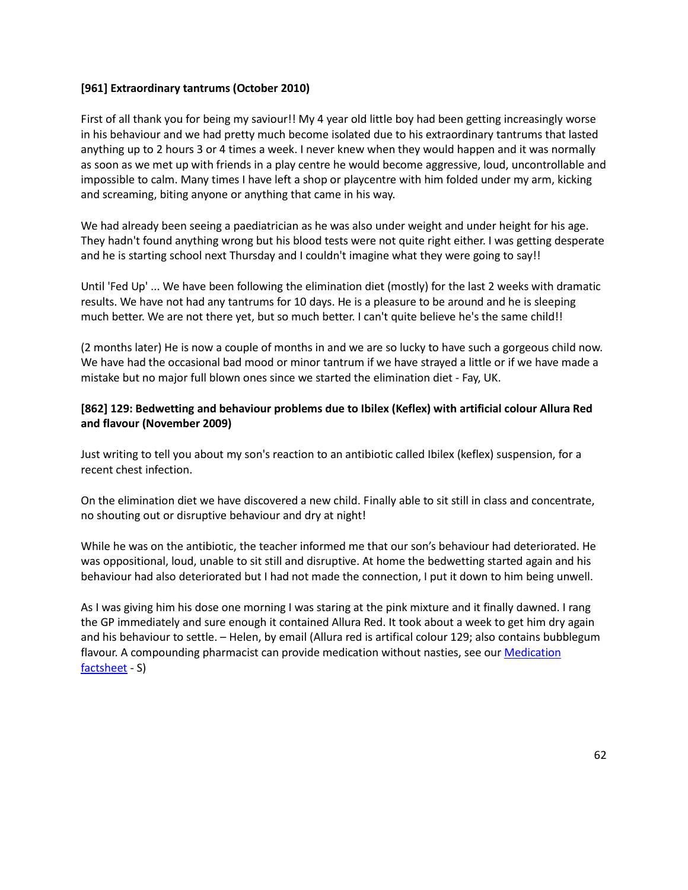**[961] Extraordinary tantrums (October 2010)**

First of all thank you for being my saviour!! My 4 year old little boy had been getting increasingly worse in his behaviour and we had pretty much become isolated due to his extraordinary tantrums that lasted anything up to 2 hours 3 or 4 times a week. I never knew when they would happen and it was normally as soon as we met up with friends in a play centre he would become aggressive, loud, uncontrollable and impossible to calm. Many times I have left a shop or playcentre with him folded under my arm, kicking and screaming, biting anyone or anything that came in his way.

We had already been seeing a paediatrician as he was also under weight and under height for his age. They hadn't found anything wrong but his blood tests were not quite right either. I was getting desperate and he is starting school next Thursday and I couldn't imagine what they were going to say!!

Until 'Fed Up' ... We have been following the elimination diet (mostly) for the last 2 weeks with dramatic results. We have not had any tantrums for 10 days. He is a pleasure to be around and he is sleeping much better. We are not there yet, but so much better. I can't quite believe he's the same child!!

(2 months later) He is now a couple of months in and we are so lucky to have such a gorgeous child now. We have had the occasional bad mood or minor tantrum if we have strayed a little or if we have made a mistake but no major full blown ones since we started the elimination diet - Fay, UK.

**[862] 129: Bedwetting and behaviour problems due to Ibilex (Keflex) with artificial colour Allura Red and flavour (November 2009)**

Just writing to tell you about my son's reaction to an antibiotic called Ibilex (keflex) suspension, for a recent chest infection.

On the elimination diet we have discovered a new child. Finally able to sit still in class and concentrate, no shouting out or disruptive behaviour and dry at night!

While he was on the antibiotic, the teacher informed me that our son's behaviour had deteriorated. He was oppositional, loud, unable to sit still and disruptive. At home the bedwetting started again and his behaviour had also deteriorated but I had not made the connection, I put it down to him being unwell.

As I was giving him his dose one morning I was staring at the pink mixture and it finally dawned. I rang the GP immediately and sure enough it contained Allura Red. It took about a week to get him dry again and his behaviour to settle. – Helen, by email (Allura red is artifical colour 129; also contains bubblegum flavour. A compounding pharmacist can provide medication without nasties, see our Medication factsheet - S)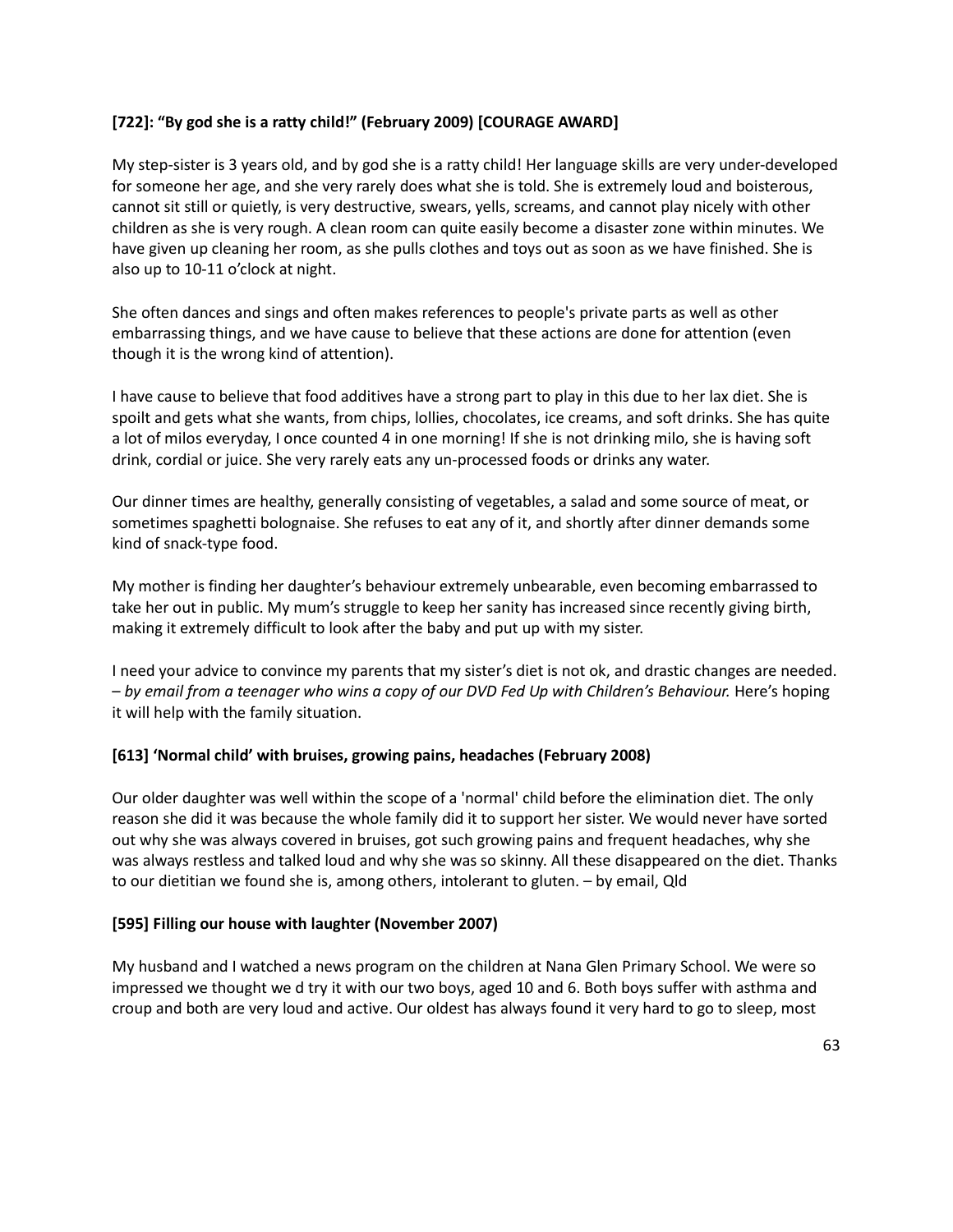### [722]: "By god she is a ratty child!" (February 2009) [COURAGE AWARD]

My step-sister is 3 years old, and by god she is a ratty child! Her language skills are very under-developed for someone her age, and she very rarely does what she is told. She is extremely loud and boisterous, cannot sit still or quietly, is very destructive, swears, yells, screams, and cannot play nicely with other children as she is very rough. A clean room can quite easily become a disaster zone within minutes. We have given up cleaning her room, as she pulls clothes and toys out as soon as we have finished. She is also up to 10-11 o'clock at night.

She often dances and sings and often makes references to people's private parts as well as other embarrassing things, and we have cause to believe that these actions are done for attention (even though it is the wrong kind of attention).

I have cause to believe that food additives have a strong part to play in this due to her lax diet. She is spoilt and gets what she wants, from chips, lollies, chocolates, ice creams, and soft drinks. She has quite a lot of milos everyday, I once counted 4 in one morning! If she is not drinking milo, she is having soft drink, cordial or juice. She very rarely eats any un-processed foods or drinks any water.

Our dinner times are healthy, generally consisting of vegetables, a salad and some source of meat, or sometimes spaghetti bolognaise. She refuses to eat any of it, and shortly after dinner demands some kind of snack-type food.

My mother is finding her daughter's behaviour extremely unbearable, even becoming embarrassed to take her out in public. My mum's struggle to keep her sanity has increased since recently giving birth, making it extremely difficult to look after the baby and put up with my sister.

I need your advice to convince my parents that my sister's diet is not ok, and drastic changes are needed. *– by email from a teenager who wins a copy of our DVD Fed Up with Children's Behaviour.* Here's hoping it will help with the family situation.

### [613] 'Normal child' with bruises, growing pains, headaches (February 2008)

Our older daughter was well within the scope of a 'normal' child before the elimination diet. The only reason she did it was because the whole family did it to support her sister. We would never have sorted out why she was always covered in bruises, got such growing pains and frequent headaches, why she was always restless and talked loud and why she was so skinny. All these disappeared on the diet. Thanks to our dietitian we found she is, among others, intolerant to gluten. – by email, Qld

### [595] Filling our house with laughter (November 2007)

My husband and I watched a news program on the children at Nana Glen Primary School. We were so impressed we thought we d try it with our two boys, aged 10 and 6. Both boys suffer with asthma and croup and both are very loud and active. Our oldest has always found it very hard to go to sleep, most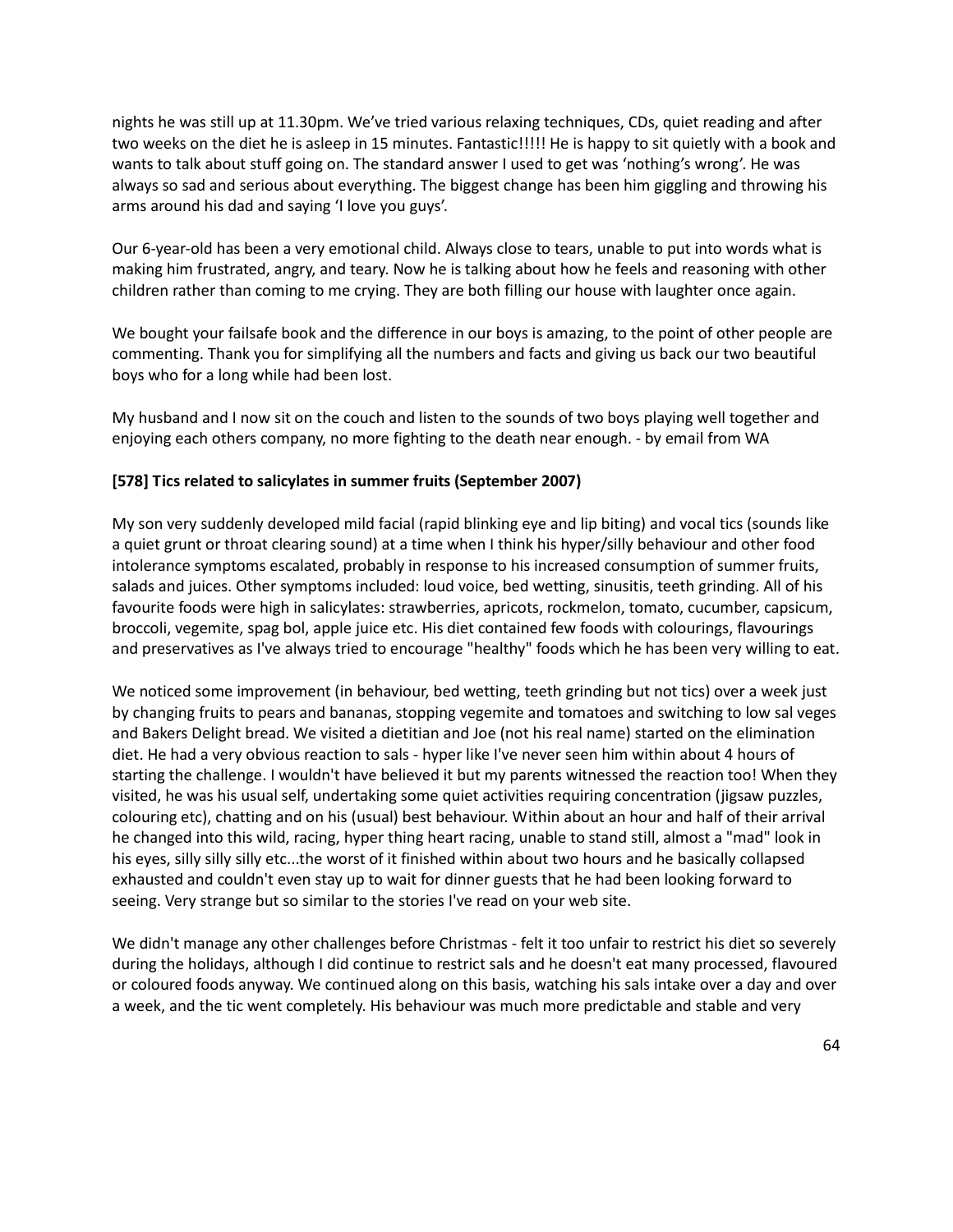nights he was still up at 11.30pm. We've tried various relaxing techniques, CDs, quiet reading and after two weeks on the diet he is asleep in 15 minutes. Fantastic!!!!! He is happy to sit quietly with a book and wants to talk about stuff going on. The standard answer I used to get was 'nothing's wrong'. He was always so sad and serious about everything. The biggest change has been him giggling and throwing his arms around his dad and saying 'I love you guys'.

Our 6-year-old has been a very emotional child. Always close to tears, unable to put into words what is making him frustrated, angry, and teary. Now he is talking about how he feels and reasoning with other children rather than coming to me crying. They are both filling our house with laughter once again.

We bought your failsafe book and the difference in our boys is amazing, to the point of other people are commenting. Thank you for simplifying all the numbers and facts and giving us back our two beautiful boys who for a long while had been lost.

My husband and I now sit on the couch and listen to the sounds of two boys playing well together and enjoying each others company, no more fighting to the death near enough. - by email from WA

**[578] Tics related to salicylates in summer fruits (September 2007)**

My son very suddenly developed mild facial (rapid blinking eye and lip biting) and vocal tics (sounds like a quiet grunt or throat clearing sound) at a time when I think his hyper/silly behaviour and other food intolerance symptoms escalated, probably in response to his increased consumption of summer fruits, salads and juices. Other symptoms included: loud voice, bed wetting, sinusitis, teeth grinding. All of his favourite foods were high in salicylates: strawberries, apricots, rockmelon, tomato, cucumber, capsicum, broccoli, vegemite, spag bol, apple juice etc. His diet contained few foods with colourings, flavourings and preservatives as I've always tried to encourage "healthy" foods which he has been very willing to eat.

We noticed some improvement (in behaviour, bed wetting, teeth grinding but not tics) over a week just by changing fruits to pears and bananas, stopping vegemite and tomatoes and switching to low sal veges and Bakers Delight bread. We visited a dietitian and Joe (not his real name) started on the elimination diet. He had a very obvious reaction to sals - hyper like I've never seen him within about 4 hours of starting the challenge. I wouldn't have believed it but my parents witnessed the reaction too! When they visited, he was his usual self, undertaking some quiet activities requiring concentration (jigsaw puzzles, colouring etc), chatting and on his (usual) best behaviour. Within about an hour and half of their arrival he changed into this wild, racing, hyper thing heart racing, unable to stand still, almost a "mad" look in his eyes, silly silly silly etc...the worst of it finished within about two hours and he basically collapsed exhausted and couldn't even stay up to wait for dinner guests that he had been looking forward to seeing. Very strange but so similar to the stories I've read on your web site.

We didn't manage any other challenges before Christmas - felt it too unfair to restrict his diet so severely during the holidays, although I did continue to restrict sals and he doesn't eat many processed, flavoured or coloured foods anyway. We continued along on this basis, watching his sals intake over a day and over a week, and the tic went completely. His behaviour was much more predictable and stable and very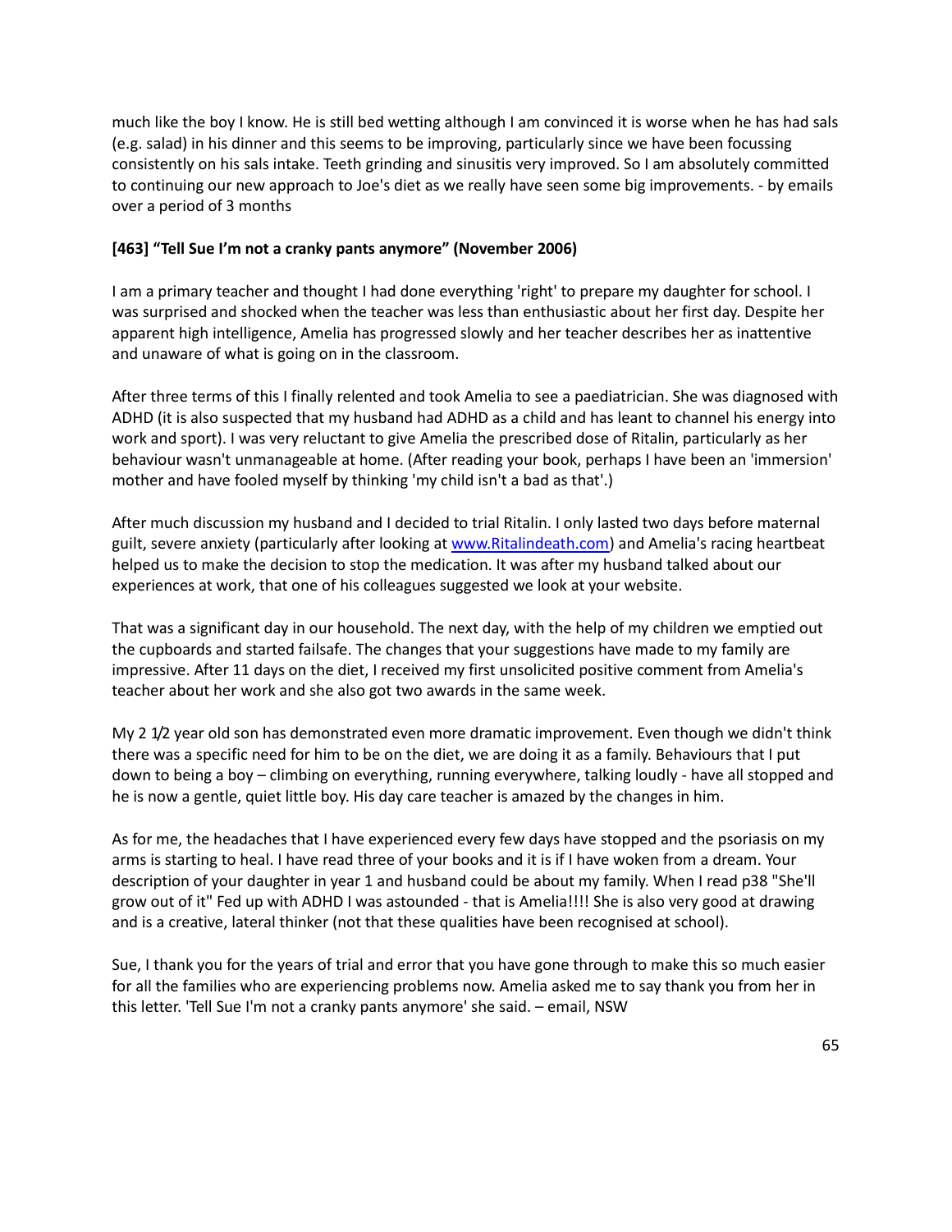much like the boy I know. He is still bed wetting although I am convinced it is worse when he has had sals (e.g. salad) in his dinner and this seems to be improving, particularly since we have been focussing consistently on his sals intake. Teeth grinding and sinusitis very improved. So I am absolutely committed to continuing our new approach to Joe's diet as we really have seen some big improvements. - by emails over a period of 3 months

**[463] "Tell Sue I'm not a cranky pants anymore" (November 2006)**

I am a primary teacher and thought I had done everything 'right' to prepare my daughter for school. I was surprised and shocked when the teacher was less than enthusiastic about her first day. Despite her apparent high intelligence, Amelia has progressed slowly and her teacher describes her as inattentive and unaware of what is going on in the classroom.

After three terms of this I finally relented and took Amelia to see a paediatrician. She was diagnosed with ADHD (it is also suspected that my husband had ADHD as a child and has leant to channel his energy into work and sport). I was very reluctant to give Amelia the prescribed dose of Ritalin, particularly as her behaviour wasn't unmanageable at home. (After reading your book, perhaps I have been an 'immersion' mother and have fooled myself by thinking 'my child isn't a bad as that'.)

After much discussion my husband and I decided to trial Ritalin. I only lasted two days before maternal guilt, severe anxiety (particularly after looking at www.Ritalindeath.com) and Amelia's racing heartbeat helped us to make the decision to stop the medication. It was after my husband talked about our experiences at work, that one of his colleagues suggested we look at your website.

That was a significant day in our household. The next day, with the help of my children we emptied out the cupboards and started failsafe. The changes that your suggestions have made to my family are impressive. After 11 days on the diet, I received my first unsolicited positive comment from Amelia's teacher about her work and she also got two awards in the same week.

My 2 1/2 year old son has demonstrated even more dramatic improvement. Even though we didn't think there was a specific need for him to be on the diet, we are doing it as a family. Behaviours that I put down to being a boy – climbing on everything, running everywhere, talking loudly - have all stopped and he is now a gentle, quiet little boy. His day care teacher is amazed by the changes in him.

As for me, the headaches that I have experienced every few days have stopped and the psoriasis on my arms is starting to heal. I have read three of your books and it is if I have woken from a dream. Your description of your daughter in year 1 and husband could be about my family. When I read p38 "She'll grow out of it" Fed up with ADHD I was astounded - that is Amelia!!!! She is also very good at drawing and is a creative, lateral thinker (not that these qualities have been recognised at school).

Sue, I thank you for the years of trial and error that you have gone through to make this so much easier for all the families who are experiencing problems now. Amelia asked me to say thank you from her in this letter. 'Tell Sue I'm not a cranky pants anymore' she said. – email, NSW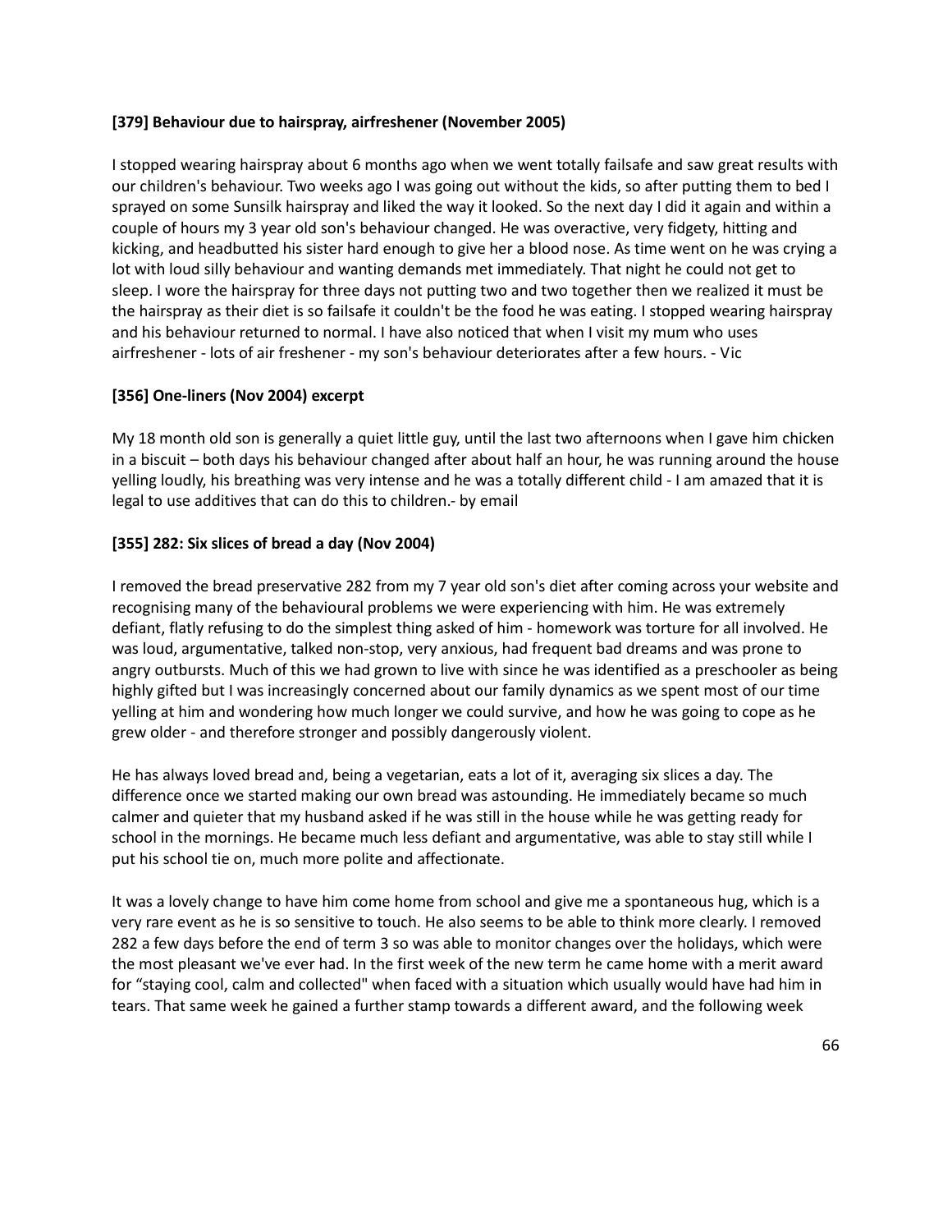**[379] Behaviour due to hairspray, airfreshener (November 2005)**

I stopped wearing hairspray about 6 months ago when we went totally failsafe and saw great results with our children's behaviour. Two weeks ago I was going out without the kids, so after putting them to bed I sprayed on some Sunsilk hairspray and liked the way it looked. So the next day I did it again and within a couple of hours my 3 year old son's behaviour changed. He was overactive, very fidgety, hitting and kicking, and headbutted his sister hard enough to give her a blood nose. As time went on he was crying a lot with loud silly behaviour and wanting demands met immediately. That night he could not get to sleep. I wore the hairspray for three days not putting two and two together then we realized it must be the hairspray as their diet is so failsafe it couldn't be the food he was eating. I stopped wearing hairspray and his behaviour returned to normal. I have also noticed that when I visit my mum who uses airfreshener - lots of air freshener - my son's behaviour deteriorates after a few hours. - Vic

**[356] One-liners (Nov 2004) excerpt**

My 18 month old son is generally a quiet little guy, until the last two afternoons when I gave him chicken in a biscuit – both days his behaviour changed after about half an hour, he was running around the house yelling loudly, his breathing was very intense and he was a totally different child - I am amazed that it is legal to use additives that can do this to children.- by email

**[355] 282: Six slices of bread a day (Nov 2004)**

I removed the bread preservative 282 from my 7 year old son's diet after coming across your website and recognising many of the behavioural problems we were experiencing with him. He was extremely defiant, flatly refusing to do the simplest thing asked of him - homework was torture for all involved. He was loud, argumentative, talked non-stop, very anxious, had frequent bad dreams and was prone to angry outbursts. Much of this we had grown to live with since he was identified as a preschooler as being highly gifted but I was increasingly concerned about our family dynamics as we spent most of our time yelling at him and wondering how much longer we could survive, and how he was going to cope as he grew older - and therefore stronger and possibly dangerously violent.

He has always loved bread and, being a vegetarian, eats a lot of it, averaging six slices a day. The difference once we started making our own bread was astounding. He immediately became so much calmer and quieter that my husband asked if he was still in the house while he was getting ready for school in the mornings. He became much less defiant and argumentative, was able to stay still while I put his school tie on, much more polite and affectionate.

It was a lovely change to have him come home from school and give me a spontaneous hug, which is a very rare event as he is so sensitive to touch. He also seems to be able to think more clearly. I removed 282 a few days before the end of term 3 so was able to monitor changes over the holidays, which were the most pleasant we've ever had. In the first week of the new term he came home with a merit award for "staying cool, calm and collected" when faced with a situation which usually would have had him in tears. That same week he gained a further stamp towards a different award, and the following week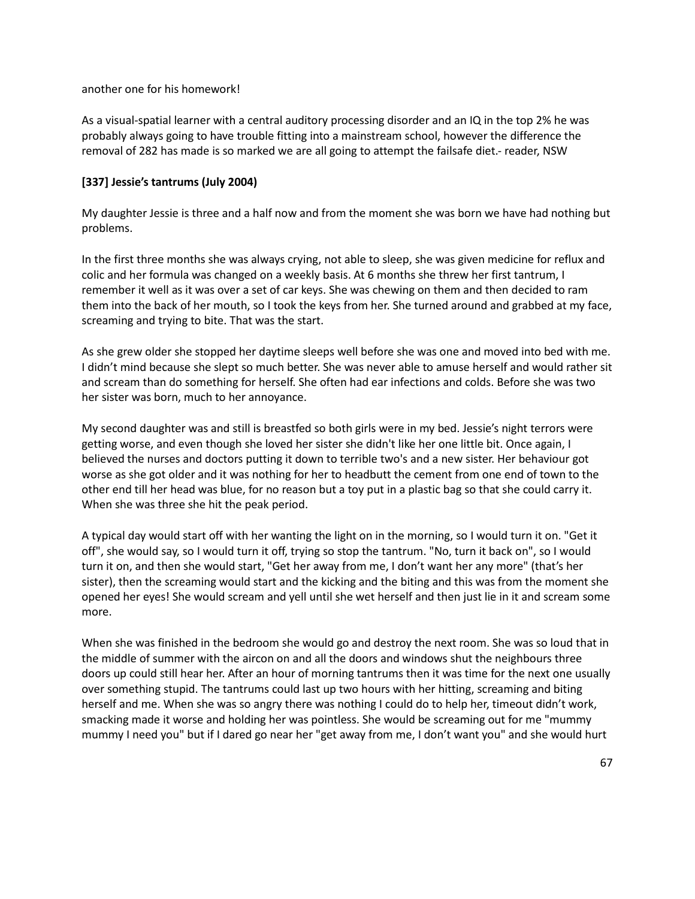another one for his homework!

As a visual-spatial learner with a central auditory processing disorder and an IQ in the top 2% he was probably always going to have trouble fitting into a mainstream school, however the difference the removal of 282 has made is so marked we are all going to attempt the failsafe diet.- reader, NSW

### [337] Jessie's tantrums (July 2004)

My daughter Jessie is three and a half now and from the moment she was born we have had nothing but problems.

In the first three months she was always crying, not able to sleep, she was given medicine for reflux and colic and her formula was changed on a weekly basis. At 6 months she threw her first tantrum, I remember it well as it was over a set of car keys. She was chewing on them and then decided to ram them into the back of her mouth, so I took the keys from her. She turned around and grabbed at my face, screaming and trying to bite. That was the start.

As she grew older she stopped her daytime sleeps well before she was one and moved into bed with me. I didn't mind because she slept so much better. She was never able to amuse herself and would rather sit and scream than do something for herself. She often had ear infections and colds. Before she was two her sister was born, much to her annoyance.

My second daughter was and still is breastfed so both girls were in my bed. Jessie's night terrors were getting worse, and even though she loved her sister she didn't like her one little bit. Once again, I believed the nurses and doctors putting it down to terrible two's and a new sister. Her behaviour got worse as she got older and it was nothing for her to headbutt the cement from one end of town to the other end till her head was blue, for no reason but a toy put in a plastic bag so that she could carry it. When she was three she hit the peak period.

A typical day would start off with her wanting the light on in the morning, so I would turn it on. "Get it off", she would say, so I would turn it off, trying so stop the tantrum. "No, turn it back on", so I would turn it on, and then she would start, "Get her away from me, I don't want her any more" (that's her sister), then the screaming would start and the kicking and the biting and this was from the moment she opened her eyes! She would scream and yell until she wet herself and then just lie in it and scream some more.

When she was finished in the bedroom she would go and destroy the next room. She was so loud that in the middle of summer with the aircon on and all the doors and windows shut the neighbours three doors up could still hear her. After an hour of morning tantrums then it was time for the next one usually over something stupid. The tantrums could last up two hours with her hitting, screaming and biting herself and me. When she was so angry there was nothing I could do to help her, timeout didn't work, smacking made it worse and holding her was pointless. She would be screaming out for me "mummy mummy I need you" but if I dared go near her "get away from me, I don't want you" and she would hurt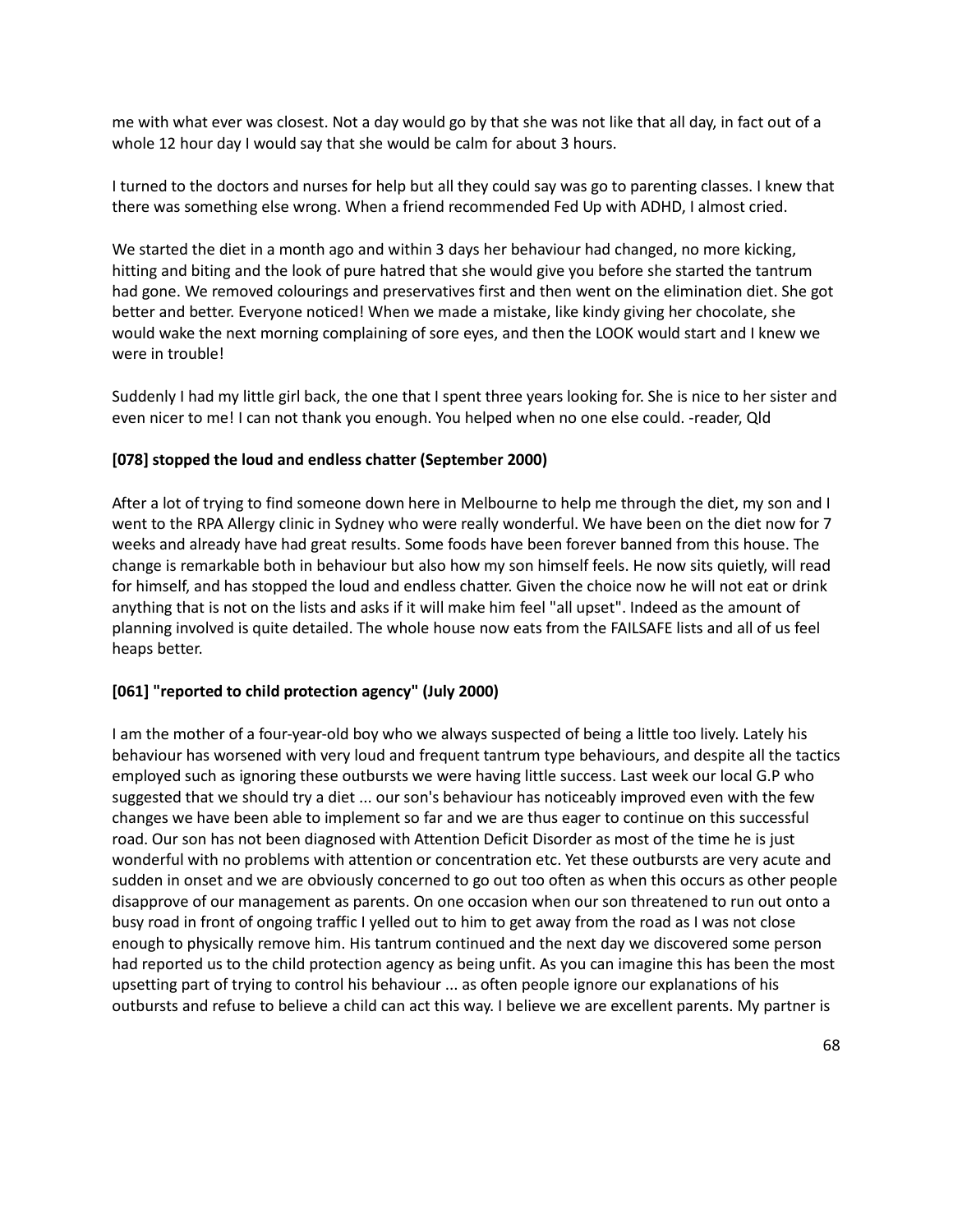me with what ever was closest. Not a day would go by that she was not like that all day, in fact out of a whole 12 hour day I would say that she would be calm for about 3 hours.

I turned to the doctors and nurses for help but all they could say was go to parenting classes. I knew that there was something else wrong. When a friend recommended Fed Up with ADHD, I almost cried.

We started the diet in a month ago and within 3 days her behaviour had changed, no more kicking, hitting and biting and the look of pure hatred that she would give you before she started the tantrum had gone. We removed colourings and preservatives first and then went on the elimination diet. She got better and better. Everyone noticed! When we made a mistake, like kindy giving her chocolate, she would wake the next morning complaining of sore eyes, and then the LOOK would start and I knew we were in trouble!

Suddenly I had my little girl back, the one that I spent three years looking for. She is nice to her sister and even nicer to me! I can not thank you enough. You helped when no one else could. -reader, Qld

**[078] stopped the loud and endless chatter (September 2000)**

After a lot of trying to find someone down here in Melbourne to help me through the diet, my son and I went to the RPA Allergy clinic in Sydney who were really wonderful. We have been on the diet now for 7 weeks and already have had great results. Some foods have been forever banned from this house. The change is remarkable both in behaviour but also how my son himself feels. He now sits quietly, will read for himself, and has stopped the loud and endless chatter. Given the choice now he will not eat or drink anything that is not on the lists and asks if it will make him feel "all upset". Indeed as the amount of planning involved is quite detailed. The whole house now eats from the FAILSAFE lists and all of us feel heaps better.

**[061] "reported to child protection agency" (July 2000)**

I am the mother of a four-year-old boy who we always suspected of being a little too lively. Lately his behaviour has worsened with very loud and frequent tantrum type behaviours, and despite all the tactics employed such as ignoring these outbursts we were having little success. Last week our local G.P who suggested that we should try a diet ... our son's behaviour has noticeably improved even with the few changes we have been able to implement so far and we are thus eager to continue on this successful road. Our son has not been diagnosed with Attention Deficit Disorder as most of the time he is just wonderful with no problems with attention or concentration etc. Yet these outbursts are very acute and sudden in onset and we are obviously concerned to go out too often as when this occurs as other people disapprove of our management as parents. On one occasion when our son threatened to run out onto a busy road in front of ongoing traffic I yelled out to him to get away from the road as I was not close enough to physically remove him. His tantrum continued and the next day we discovered some person had reported us to the child protection agency as being unfit. As you can imagine this has been the most upsetting part of trying to control his behaviour ... as often people ignore our explanations of his outbursts and refuse to believe a child can act this way. I believe we are excellent parents. My partner is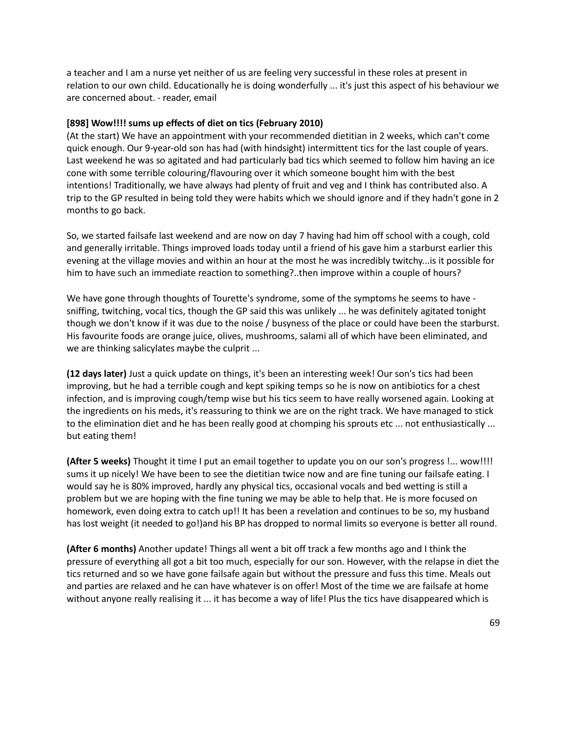a teacher and I am a nurse yet neither of us are feeling very successful in these roles at present in relation to our own child. Educationally he is doing wonderfully ... it's just this aspect of his behaviour we are concerned about. - reader, email

**[898] Wow!!!! sums up effects of diet on tics (February 2010)**

(At the start) We have an appointment with your recommended dietitian in 2 weeks, which can't come quick enough. Our 9-year-old son has had (with hindsight) intermittent tics for the last couple of years. Last weekend he was so agitated and had particularly bad tics which seemed to follow him having an ice cone with some terrible colouring/flavouring over it which someone bought him with the best intentions! Traditionally, we have always had plenty of fruit and veg and I think has contributed also. A trip to the GP resulted in being told they were habits which we should ignore and if they hadn't gone in 2 months to go back.

So, we started failsafe last weekend and are now on day 7 having had him off school with a cough, cold and generally irritable. Things improved loads today until a friend of his gave him a starburst earlier this evening at the village movies and within an hour at the most he was incredibly twitchy...is it possible for him to have such an immediate reaction to something?..then improve within a couple of hours?

We have gone through thoughts of Tourette's syndrome, some of the symptoms he seems to have - sniffing, twitching, vocal tics, though the GP said this was unlikely ... he was definitely agitated tonight though we don't know if it was due to the noise / busyness of the place or could have been the starburst. His favourite foods are orange juice, olives, mushrooms, salami all of which have been eliminated, and we are thinking salicylates maybe the culprit ...

**(12 days later)** Just a quick update on things, it's been an interesting week! Our son's tics had been improving, but he had a terrible cough and kept spiking temps so he is now on antibiotics for a chest infection, and is improving cough/temp wise but his tics seem to have really worsened again. Looking at the ingredients on his meds, it's reassuring to think we are on the right track. We have managed to stick to the elimination diet and he has been really good at chomping his sprouts etc ... not enthusiastically ... but eating them!

**(After 5 weeks)** Thought it time I put an email together to update you on our son's progress !... wow!!!! sums it up nicely! We have been to see the dietitian twice now and are fine tuning our failsafe eating. I would say he is 80% improved, hardly any physical tics, occasional vocals and bed wetting is still a problem but we are hoping with the fine tuning we may be able to help that. He is more focused on homework, even doing extra to catch up!! It has been a revelation and continues to be so, my husband has lost weight (it needed to go!)and his BP has dropped to normal limits so everyone is better all round.

**(After 6 months)** Another update! Things all went a bit off track a few months ago and I think the pressure of everything all got a bit too much, especially for our son. However, with the relapse in diet the tics returned and so we have gone failsafe again but without the pressure and fuss this time. Meals out and parties are relaxed and he can have whatever is on offer! Most of the time we are failsafe at home without anyone really realising it ... it has become a way of life! Plus the tics have disappeared which is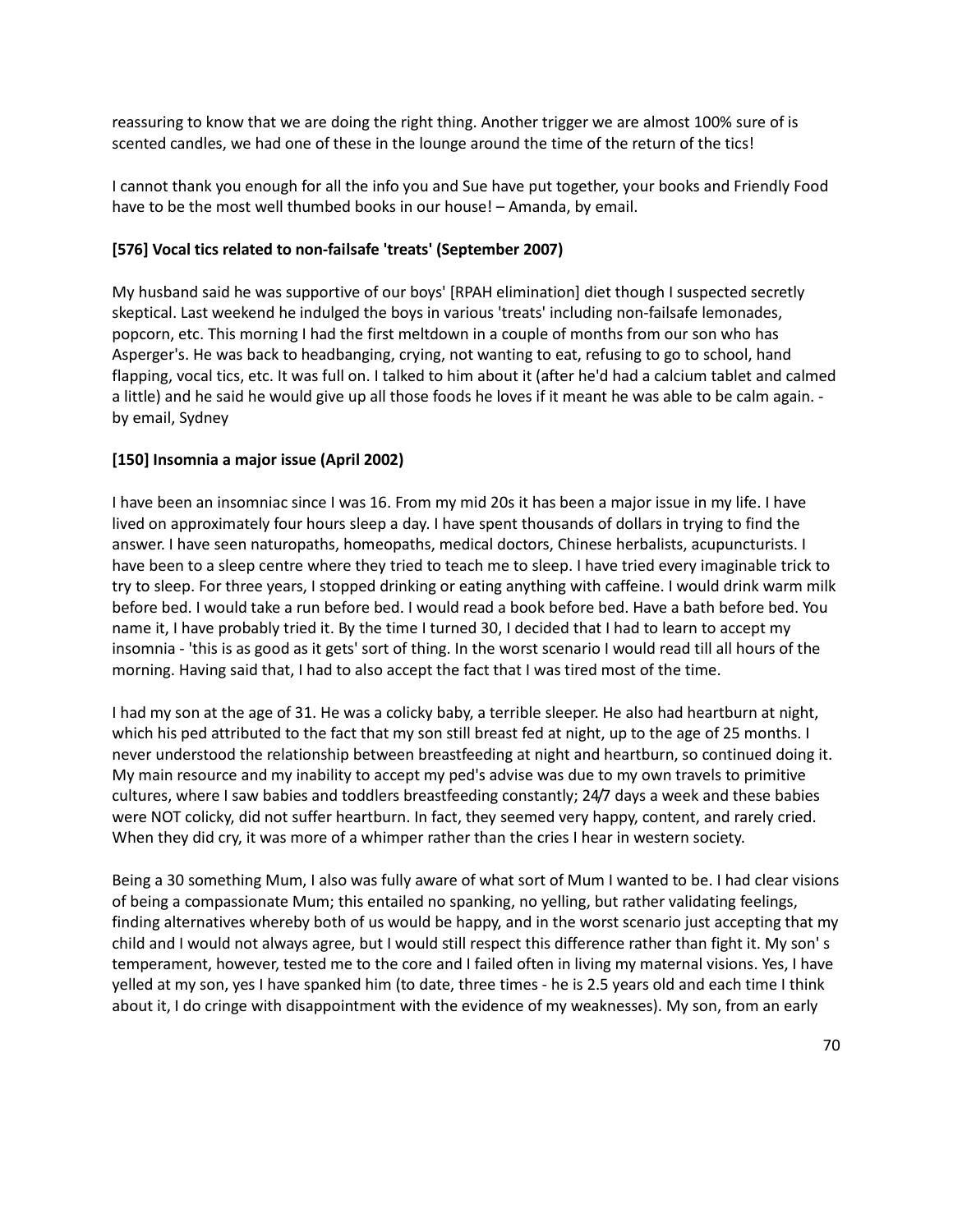reassuring to know that we are doing the right thing. Another trigger we are almost 100% sure of is scented candles, we had one of these in the lounge around the time of the return of the tics!

I cannot thank you enough for all the info you and Sue have put together, your books and Friendly Food have to be the most well thumbed books in our house! – Amanda, by email.

**[576] Vocal tics related to non-failsafe 'treats' (September 2007)**

My husband said he was supportive of our boys' [RPAH elimination] diet though I suspected secretly skeptical. Last weekend he indulged the boys in various 'treats' including non-failsafe lemonades, popcorn, etc. This morning I had the first meltdown in a couple of months from our son who has Asperger's. He was back to headbanging, crying, not wanting to eat, refusing to go to school, hand flapping, vocal tics, etc. It was full on. I talked to him about it (after he'd had a calcium tablet and calmed a little) and he said he would give up all those foods he loves if it meant he was able to be calm again. - by email, Sydney

**[150] Insomnia a major issue (April 2002)**

I have been an insomniac since I was 16. From my mid 20s it has been a major issue in my life. I have lived on approximately four hours sleep a day. I have spent thousands of dollars in trying to find the answer. I have seen naturopaths, homeopaths, medical doctors, Chinese herbalists, acupuncturists. I have been to a sleep centre where they tried to teach me to sleep. I have tried every imaginable trick to try to sleep. For three years, I stopped drinking or eating anything with caffeine. I would drink warm milk before bed. I would take a run before bed. I would read a book before bed. Have a bath before bed. You name it, I have probably tried it. By the time I turned 30, I decided that I had to learn to accept my insomnia - 'this is as good as it gets' sort of thing. In the worst scenario I would read till all hours of the morning. Having said that, I had to also accept the fact that I was tired most of the time.

I had my son at the age of 31. He was a colicky baby, a terrible sleeper. He also had heartburn at night, which his ped attributed to the fact that my son still breast fed at night, up to the age of 25 months. I never understood the relationship between breastfeeding at night and heartburn, so continued doing it. My main resource and my inability to accept my ped's advise was due to my own travels to primitive cultures, where I saw babies and toddlers breastfeeding constantly; 24/7 days a week and these babies were NOT colicky, did not suffer heartburn. In fact, they seemed very happy, content, and rarely cried. When they did cry, it was more of a whimper rather than the cries I hear in western society.

Being a 30 something Mum, I also was fully aware of what sort of Mum I wanted to be. I had clear visions of being a compassionate Mum; this entailed no spanking, no yelling, but rather validating feelings, finding alternatives whereby both of us would be happy, and in the worst scenario just accepting that my child and I would not always agree, but I would still respect this difference rather than fight it. My son' s temperament, however, tested me to the core and I failed often in living my maternal visions. Yes, I have yelled at my son, yes I have spanked him (to date, three times - he is 2.5 years old and each time I think about it, I do cringe with disappointment with the evidence of my weaknesses). My son, from an early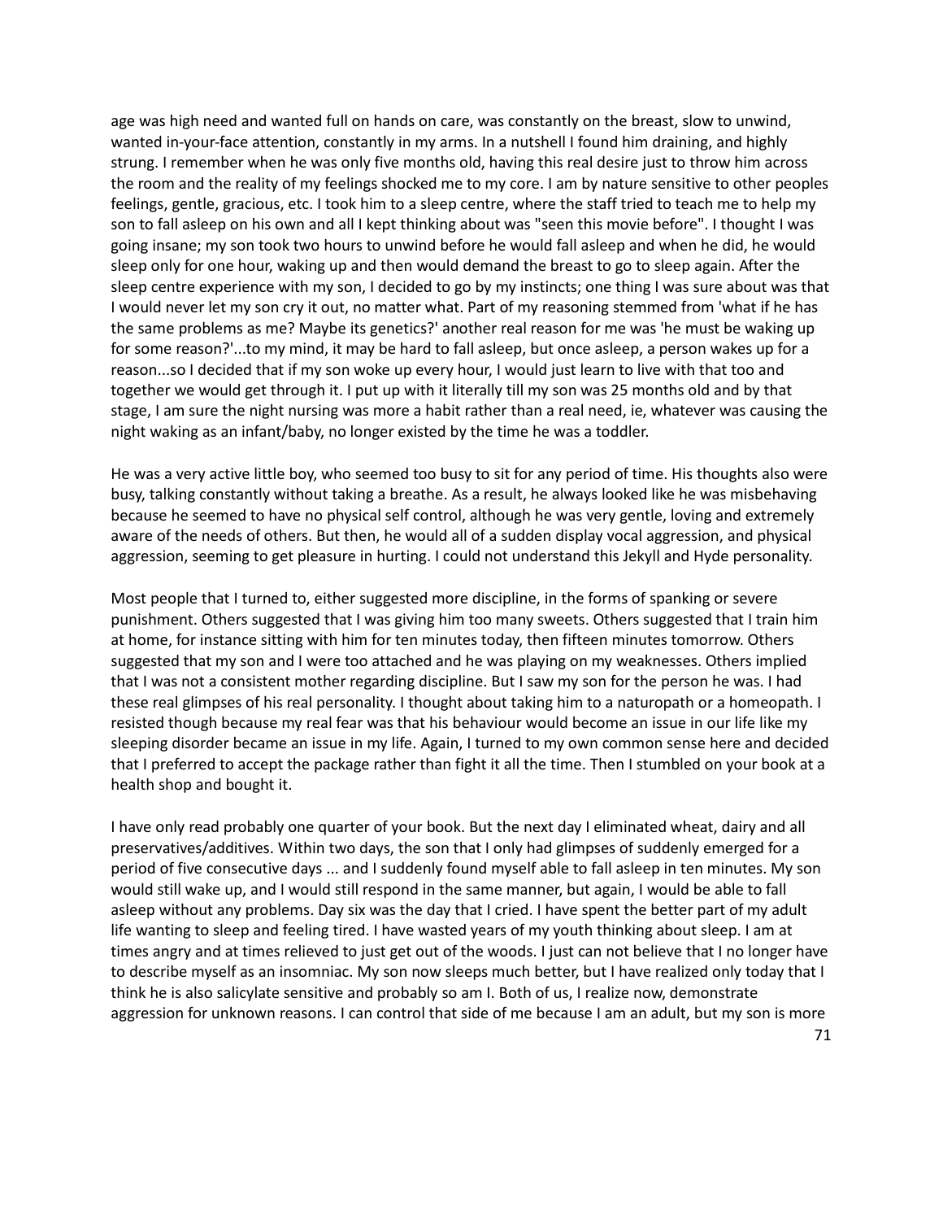age was high need and wanted full on hands on care, was constantly on the breast, slow to unwind, wanted in-your-face attention, constantly in my arms. In a nutshell I found him draining, and highly strung. I remember when he was only five months old, having this real desire just to throw him across the room and the reality of my feelings shocked me to my core. I am by nature sensitive to other peoples feelings, gentle, gracious, etc. I took him to a sleep centre, where the staff tried to teach me to help my son to fall asleep on his own and all I kept thinking about was "seen this movie before". I thought I was going insane; my son took two hours to unwind before he would fall asleep and when he did, he would sleep only for one hour, waking up and then would demand the breast to go to sleep again. After the sleep centre experience with my son, I decided to go by my instincts; one thing I was sure about was that I would never let my son cry it out, no matter what. Part of my reasoning stemmed from 'what if he has the same problems as me? Maybe its genetics?' another real reason for me was 'he must be waking up for some reason?'...to my mind, it may be hard to fall asleep, but once asleep, a person wakes up for a reason...so I decided that if my son woke up every hour, I would just learn to live with that too and together we would get through it. I put up with it literally till my son was 25 months old and by that stage, I am sure the night nursing was more a habit rather than a real need, ie, whatever was causing the night waking as an infant/baby, no longer existed by the time he was a toddler.

He was a very active little boy, who seemed too busy to sit for any period of time. His thoughts also were busy, talking constantly without taking a breathe. As a result, he always looked like he was misbehaving because he seemed to have no physical self control, although he was very gentle, loving and extremely aware of the needs of others. But then, he would all of a sudden display vocal aggression, and physical aggression, seeming to get pleasure in hurting. I could not understand this Jekyll and Hyde personality.

Most people that I turned to, either suggested more discipline, in the forms of spanking or severe punishment. Others suggested that I was giving him too many sweets. Others suggested that I train him at home, for instance sitting with him for ten minutes today, then fifteen minutes tomorrow. Others suggested that my son and I were too attached and he was playing on my weaknesses. Others implied that I was not a consistent mother regarding discipline. But I saw my son for the person he was. I had these real glimpses of his real personality. I thought about taking him to a naturopath or a homeopath. I resisted though because my real fear was that his behaviour would become an issue in our life like my sleeping disorder became an issue in my life. Again, I turned to my own common sense here and decided that I preferred to accept the package rather than fight it all the time. Then I stumbled on your book at a health shop and bought it.

I have only read probably one quarter of your book. But the next day I eliminated wheat, dairy and all preservatives/additives. Within two days, the son that I only had glimpses of suddenly emerged for a period of five consecutive days ... and I suddenly found myself able to fall asleep in ten minutes. My son would still wake up, and I would still respond in the same manner, but again, I would be able to fall asleep without any problems. Day six was the day that I cried. I have spent the better part of my adult life wanting to sleep and feeling tired. I have wasted years of my youth thinking about sleep. I am at times angry and at times relieved to just get out of the woods. I just can not believe that I no longer have to describe myself as an insomniac. My son now sleeps much better, but I have realized only today that I think he is also salicylate sensitive and probably so am I. Both of us, I realize now, demonstrate aggression for unknown reasons. I can control that side of me because I am an adult, but my son is more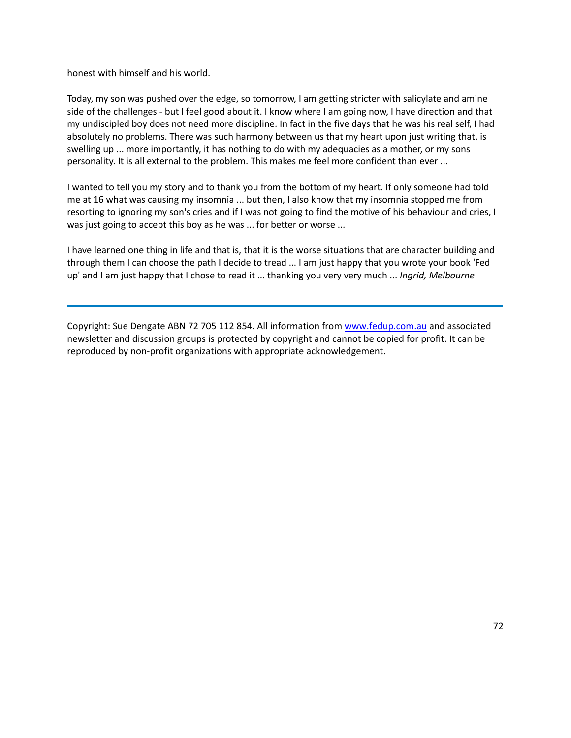honest with himself and his world.

Today, my son was pushed over the edge, so tomorrow, I am getting stricter with salicylate and amine side of the challenges - but I feel good about it. I know where I am going now, I have direction and that my undiscipled boy does not need more discipline. In fact in the five days that he was his real self, I had absolutely no problems. There was such harmony between us that my heart upon just writing that, is swelling up ... more importantly, it has nothing to do with my adequacies as a mother, or my sons personality. It is all external to the problem. This makes me feel more confident than ever ...

I wanted to tell you my story and to thank you from the bottom of my heart. If only someone had told me at 16 what was causing my insomnia ... but then, I also know that my insomnia stopped me from resorting to ignoring my son's cries and if I was not going to find the motive of his behaviour and cries, I was just going to accept this boy as he was ... for better or worse ...

I have learned one thing in life and that is, that it is the worse situations that are character building and through them I can choose the path I decide to tread ... I am just happy that you wrote your book 'Fed up' and I am just happy that I chose to read it ... thanking you very very much ... *Ingrid, Melbourne*

---

Copyright: Sue Dengate ABN 72 705 112 854. All information from [www.fedup.com.au](http://www.fedup.com.au) and associated newsletter and discussion groups is protected by copyright and cannot be copied for profit. It can be reproduced by non-profit organizations with appropriate acknowledgement.